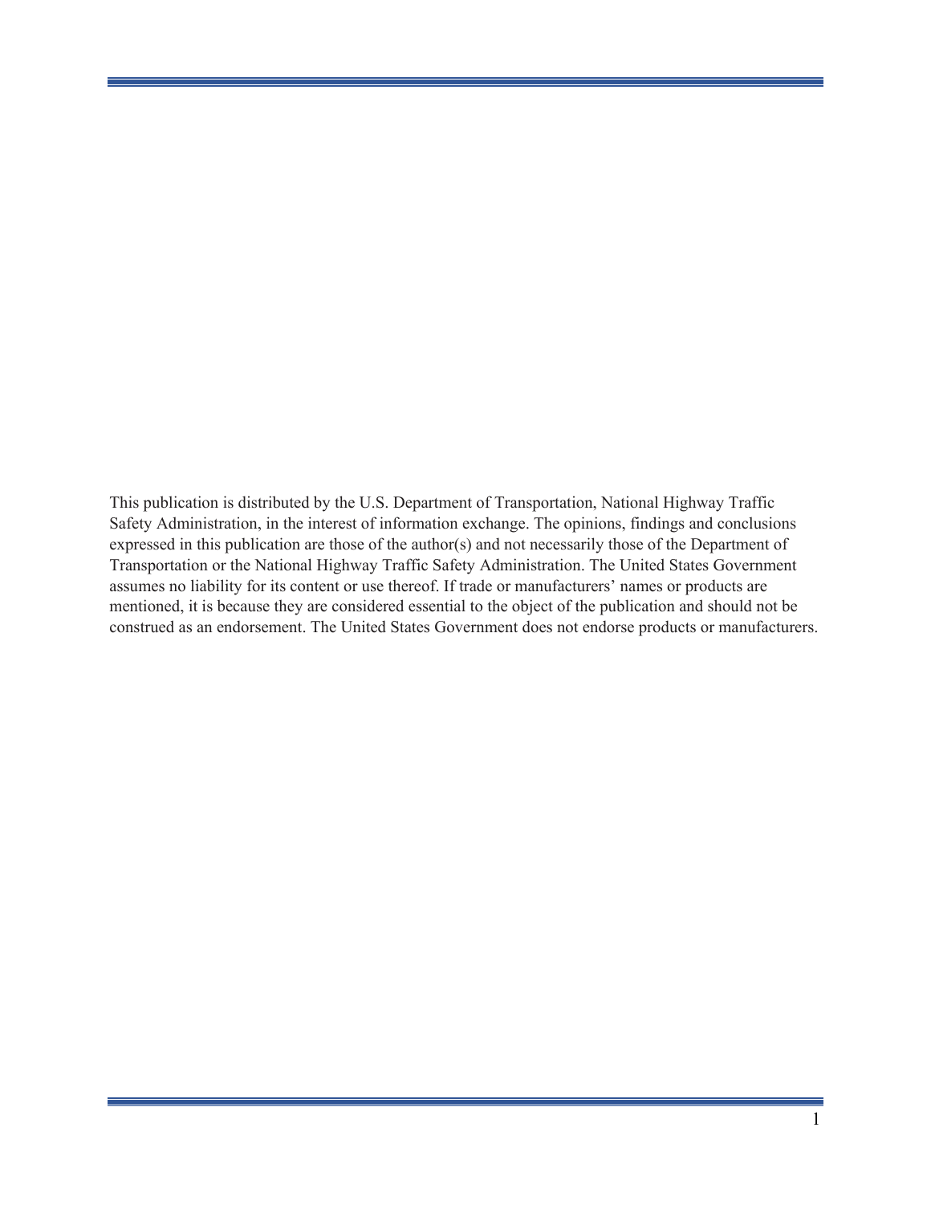This publication is distributed by the U.S. Department of Transportation, National Highway Traffic Safety Administration, in the interest of information exchange. The opinions, findings and conclusions expressed in this publication are those of the author(s) and not necessarily those of the Department of Transportation or the National Highway Traffic Safety Administration. The United States Government assumes no liability for its content or use thereof. If trade or manufacturers' names or products are mentioned, it is because they are considered essential to the object of the publication and should not be construed as an endorsement. The United States Government does not endorse products or manufacturers.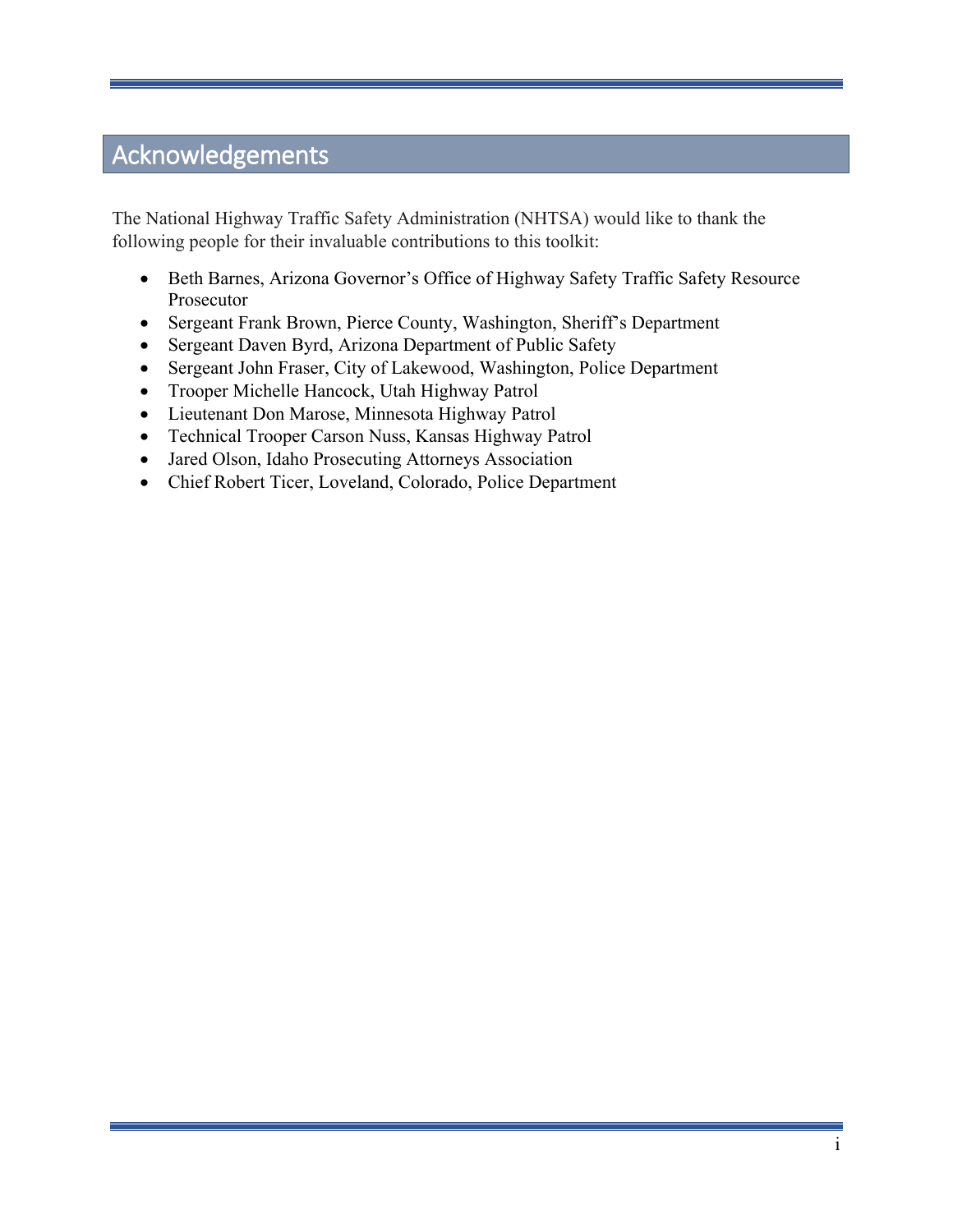# Acknowledgements

The National Highway Traffic Safety Administration (NHTSA) would like to thank the following people for their invaluable contributions to this toolkit:

- Beth Barnes, Arizona Governor's Office of Highway Safety Traffic Safety Resource Prosecutor
- Sergeant Frank Brown, Pierce County, Washington, Sheriff's Department
- Sergeant Daven Byrd, Arizona Department of Public Safety
- Sergeant John Fraser, City of Lakewood, Washington, Police Department
- Trooper Michelle Hancock, Utah Highway Patrol
- Lieutenant Don Marose, Minnesota Highway Patrol
- Technical Trooper Carson Nuss, Kansas Highway Patrol
- Jared Olson, Idaho Prosecuting Attorneys Association
- Chief Robert Ticer, Loveland, Colorado, Police Department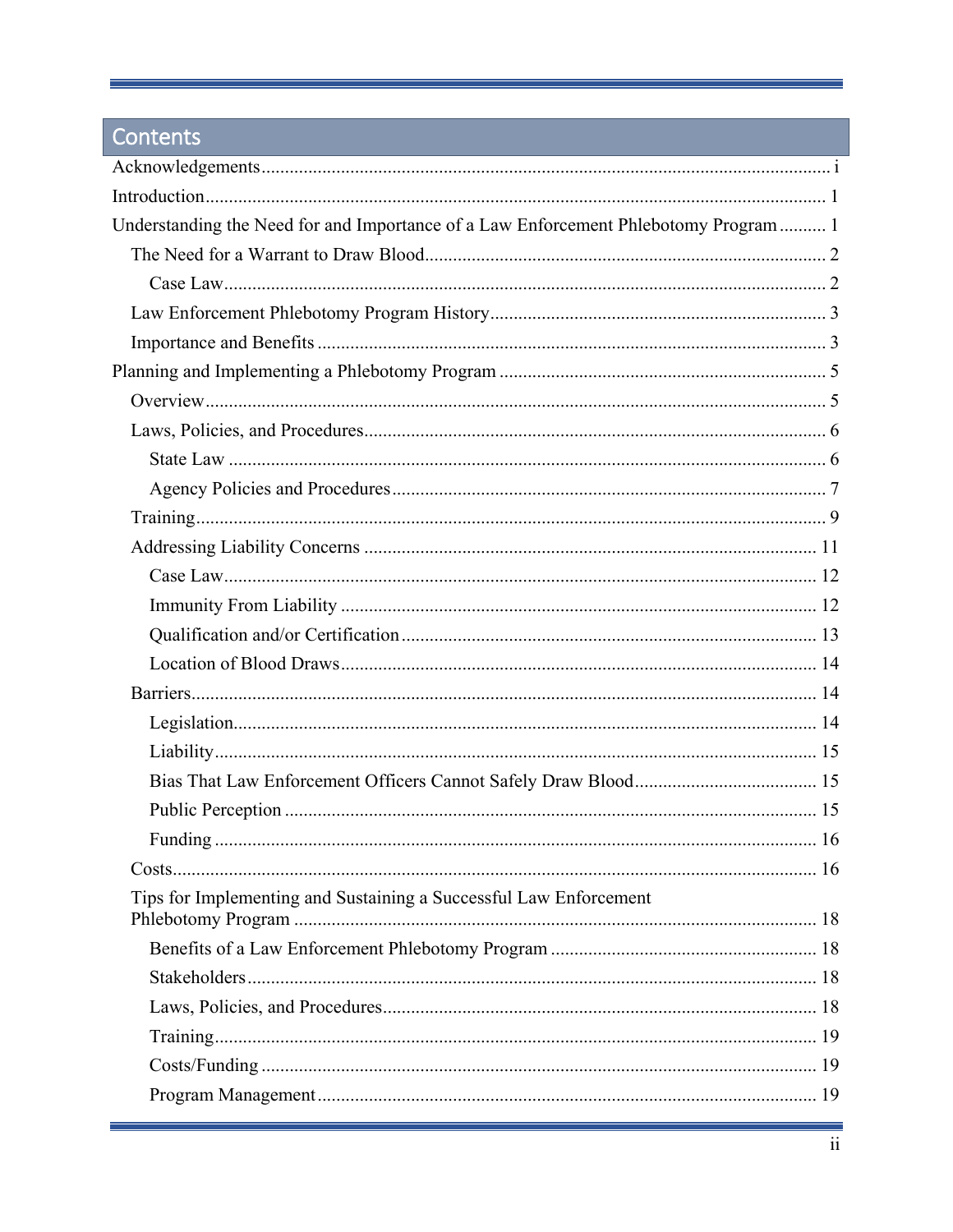## Contents

- Acknowledgements ... i
- Introduction ... 1
- Understanding the Need for and Importance of a Law Enforcement Phlebotomy Program ... 1
  - The Need for a Warrant to Draw Blood ... 2
    - Case Law ... 2
  - Law Enforcement Phlebotomy Program History ... 3
  - Importance and Benefits ... 3
- Planning and Implementing a Phlebotomy Program ... 5
  - Overview ... 5
  - Laws, Policies, and Procedures ... 6
    - State Law ... 6
    - Agency Policies and Procedures ... 7
  - Training ... 9
  - Addressing Liability Concerns ... 11
    - Case Law ... 12
    - Immunity From Liability ... 12
    - Qualification and/or Certification ... 13
    - Location of Blood Draws ... 14
  - Barriers ... 14
    - Legislation ... 14
    - Liability ... 15
    - Bias That Law Enforcement Officers Cannot Safely Draw Blood ... 15
    - Public Perception ... 15
    - Funding ... 16
  - Costs ... 16
  - Tips for Implementing and Sustaining a Successful Law Enforcement Phlebotomy Program ... 18
    - Benefits of a Law Enforcement Phlebotomy Program ... 18
    - Stakeholders ... 18
    - Laws, Policies, and Procedures ... 18
    - Training ... 19
    - Costs/Funding ... 19
    - Program Management ... 19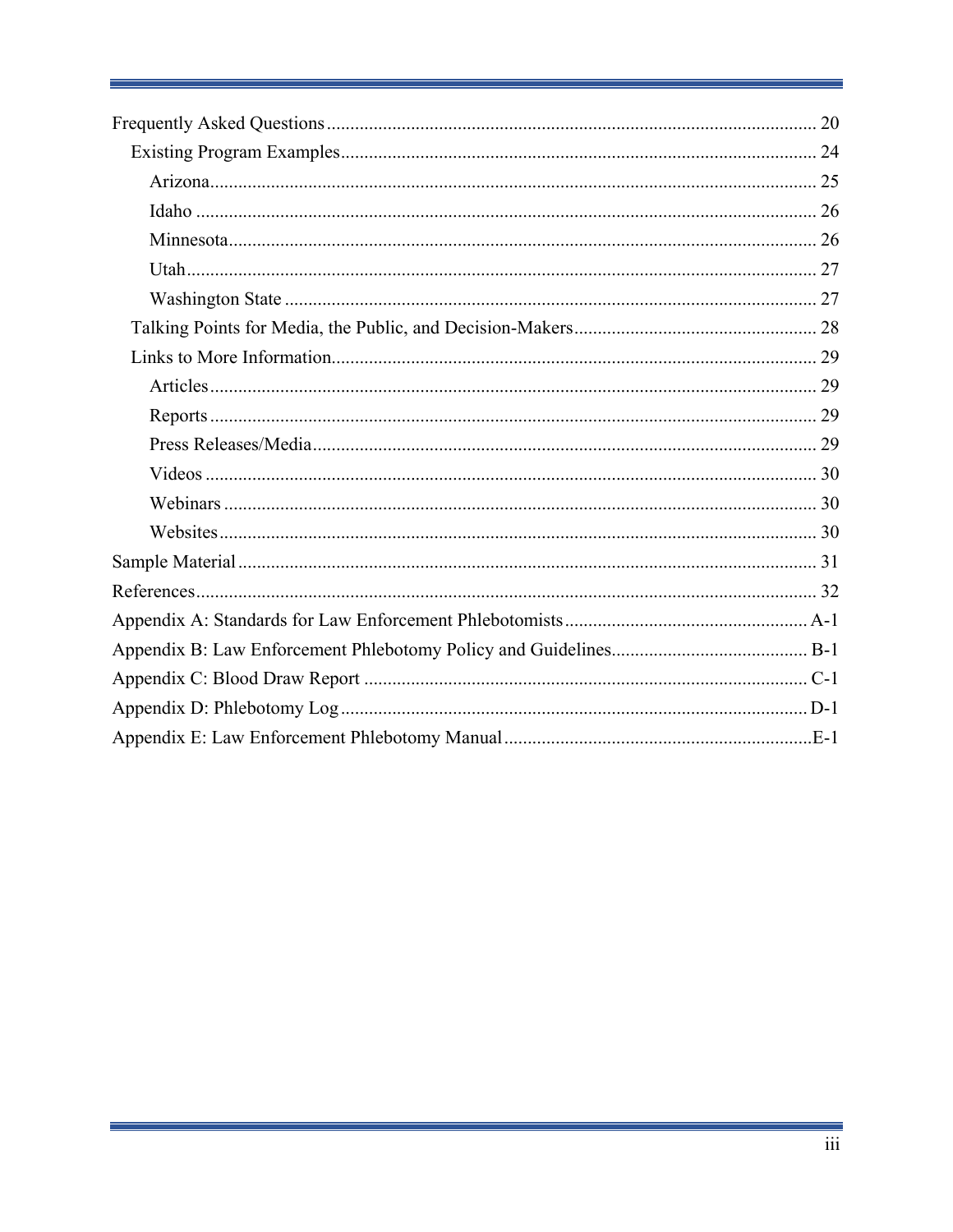Frequently Asked Questions ........................................................................................................ 20

- Existing Program Examples ..................................................................................................... 24
  - Arizona ................................................................................................................................ 25
  - Idaho .................................................................................................................................... 26
  - Minnesota ............................................................................................................................ 26
  - Utah ...................................................................................................................................... 27
  - Washington State ................................................................................................................. 27
- Talking Points for Media, the Public, and Decision-Makers .................................................... 28
- Links to More Information ....................................................................................................... 29
  - Articles ................................................................................................................................. 29
  - Reports ................................................................................................................................. 29
  - Press Releases/Media ........................................................................................................... 29
  - Videos .................................................................................................................................. 30
  - Webinars .............................................................................................................................. 30
  - Websites ............................................................................................................................... 30

Sample Material ........................................................................................................................... 31

References .................................................................................................................................... 32

Appendix A: Standards for Law Enforcement Phlebotomists ..................................................... A-1

Appendix B: Law Enforcement Phlebotomy Policy and Guidelines .......................................... B-1

Appendix C: Blood Draw Report ............................................................................................... C-1

Appendix D: Phlebotomy Log .................................................................................................... D-1

Appendix E: Law Enforcement Phlebotomy Manual .................................................................. E-1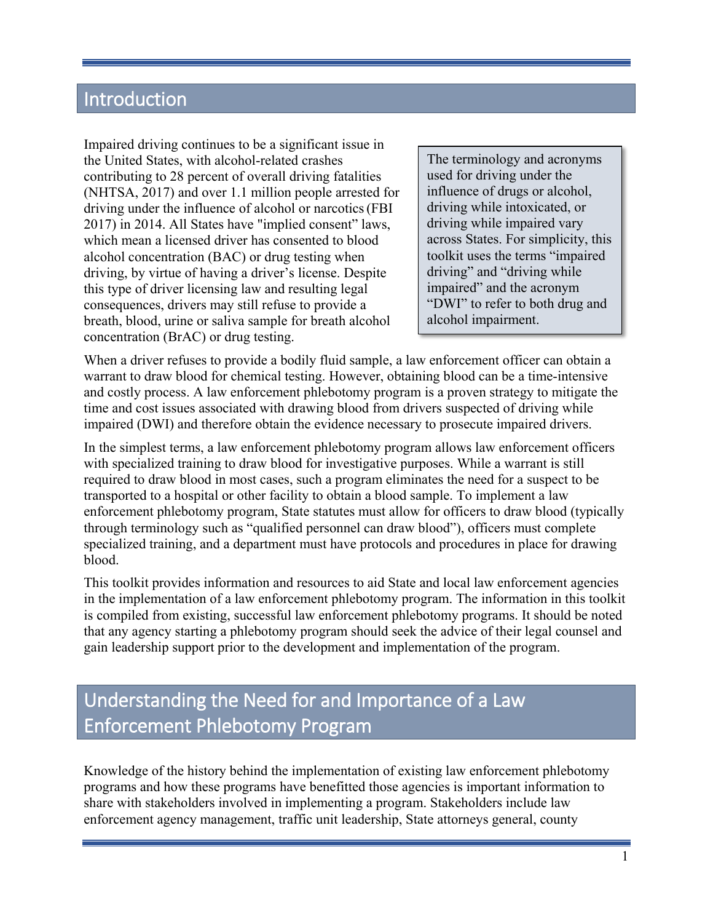## Introduction

Impaired driving continues to be a significant issue in the United States, with alcohol-related crashes contributing to 28 percent of overall driving fatalities (NHTSA, 2017) and over 1.1 million people arrested for driving under the influence of alcohol or narcotics (FBI 2017) in 2014. All States have "implied consent" laws, which mean a licensed driver has consented to blood alcohol concentration (BAC) or drug testing when driving, by virtue of having a driver's license. Despite this type of driver licensing law and resulting legal consequences, drivers may still refuse to provide a breath, blood, urine or saliva sample for breath alcohol concentration (BrAC) or drug testing.

> The terminology and acronyms used for driving under the influence of drugs or alcohol, driving while intoxicated, or driving while impaired vary across States. For simplicity, this toolkit uses the terms "impaired driving" and "driving while impaired" and the acronym "DWI" to refer to both drug and alcohol impairment.

When a driver refuses to provide a bodily fluid sample, a law enforcement officer can obtain a warrant to draw blood for chemical testing. However, obtaining blood can be a time-intensive and costly process. A law enforcement phlebotomy program is a proven strategy to mitigate the time and cost issues associated with drawing blood from drivers suspected of driving while impaired (DWI) and therefore obtain the evidence necessary to prosecute impaired drivers.

In the simplest terms, a law enforcement phlebotomy program allows law enforcement officers with specialized training to draw blood for investigative purposes. While a warrant is still required to draw blood in most cases, such a program eliminates the need for a suspect to be transported to a hospital or other facility to obtain a blood sample. To implement a law enforcement phlebotomy program, State statutes must allow for officers to draw blood (typically through terminology such as "qualified personnel can draw blood"), officers must complete specialized training, and a department must have protocols and procedures in place for drawing blood.

This toolkit provides information and resources to aid State and local law enforcement agencies in the implementation of a law enforcement phlebotomy program. The information in this toolkit is compiled from existing, successful law enforcement phlebotomy programs. It should be noted that any agency starting a phlebotomy program should seek the advice of their legal counsel and gain leadership support prior to the development and implementation of the program.

## Understanding the Need for and Importance of a Law Enforcement Phlebotomy Program

Knowledge of the history behind the implementation of existing law enforcement phlebotomy programs and how these programs have benefitted those agencies is important information to share with stakeholders involved in implementing a program. Stakeholders include law enforcement agency management, traffic unit leadership, State attorneys general, county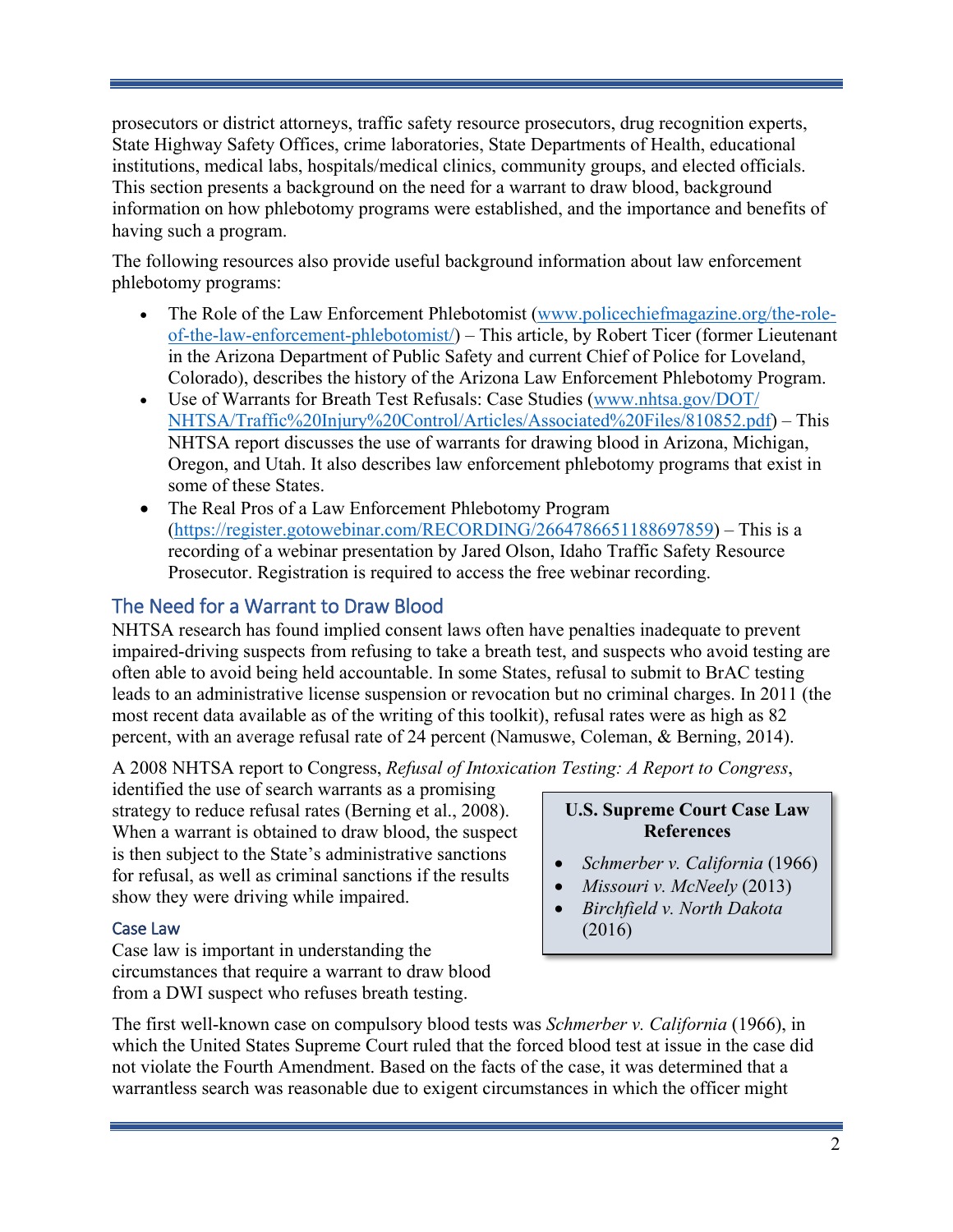prosecutors or district attorneys, traffic safety resource prosecutors, drug recognition experts, State Highway Safety Offices, crime laboratories, State Departments of Health, educational institutions, medical labs, hospitals/medical clinics, community groups, and elected officials. This section presents a background on the need for a warrant to draw blood, background information on how phlebotomy programs were established, and the importance and benefits of having such a program.

The following resources also provide useful background information about law enforcement phlebotomy programs:

- The Role of the Law Enforcement Phlebotomist (www.policechiefmagazine.org/the-role-of-the-law-enforcement-phlebotomist/) – This article, by Robert Ticer (former Lieutenant in the Arizona Department of Public Safety and current Chief of Police for Loveland, Colorado), describes the history of the Arizona Law Enforcement Phlebotomy Program.
- Use of Warrants for Breath Test Refusals: Case Studies (www.nhtsa.gov/DOT/NHTSA/Traffic%20Injury%20Control/Articles/Associated%20Files/810852.pdf) – This NHTSA report discusses the use of warrants for drawing blood in Arizona, Michigan, Oregon, and Utah. It also describes law enforcement phlebotomy programs that exist in some of these States.
- The Real Pros of a Law Enforcement Phlebotomy Program (https://register.gotowebinar.com/RECORDING/2664786651188697859) – This is a recording of a webinar presentation by Jared Olson, Idaho Traffic Safety Resource Prosecutor. Registration is required to access the free webinar recording.

## The Need for a Warrant to Draw Blood

NHTSA research has found implied consent laws often have penalties inadequate to prevent impaired-driving suspects from refusing to take a breath test, and suspects who avoid testing are often able to avoid being held accountable. In some States, refusal to submit to BrAC testing leads to an administrative license suspension or revocation but no criminal charges. In 2011 (the most recent data available as of the writing of this toolkit), refusal rates were as high as 82 percent, with an average refusal rate of 24 percent (Namuswe, Coleman, & Berning, 2014).

A 2008 NHTSA report to Congress, *Refusal of Intoxication Testing: A Report to Congress*, identified the use of search warrants as a promising strategy to reduce refusal rates (Berning et al., 2008). When a warrant is obtained to draw blood, the suspect is then subject to the State's administrative sanctions for refusal, as well as criminal sanctions if the results show they were driving while impaired.

**U.S. Supreme Court Case Law References**

- *Schmerber v. California* (1966)
- *Missouri v. McNeely* (2013)
- *Birchfield v. North Dakota* (2016)

### Case Law

Case law is important in understanding the circumstances that require a warrant to draw blood from a DWI suspect who refuses breath testing.

The first well-known case on compulsory blood tests was *Schmerber v. California* (1966), in which the United States Supreme Court ruled that the forced blood test at issue in the case did not violate the Fourth Amendment. Based on the facts of the case, it was determined that a warrantless search was reasonable due to exigent circumstances in which the officer might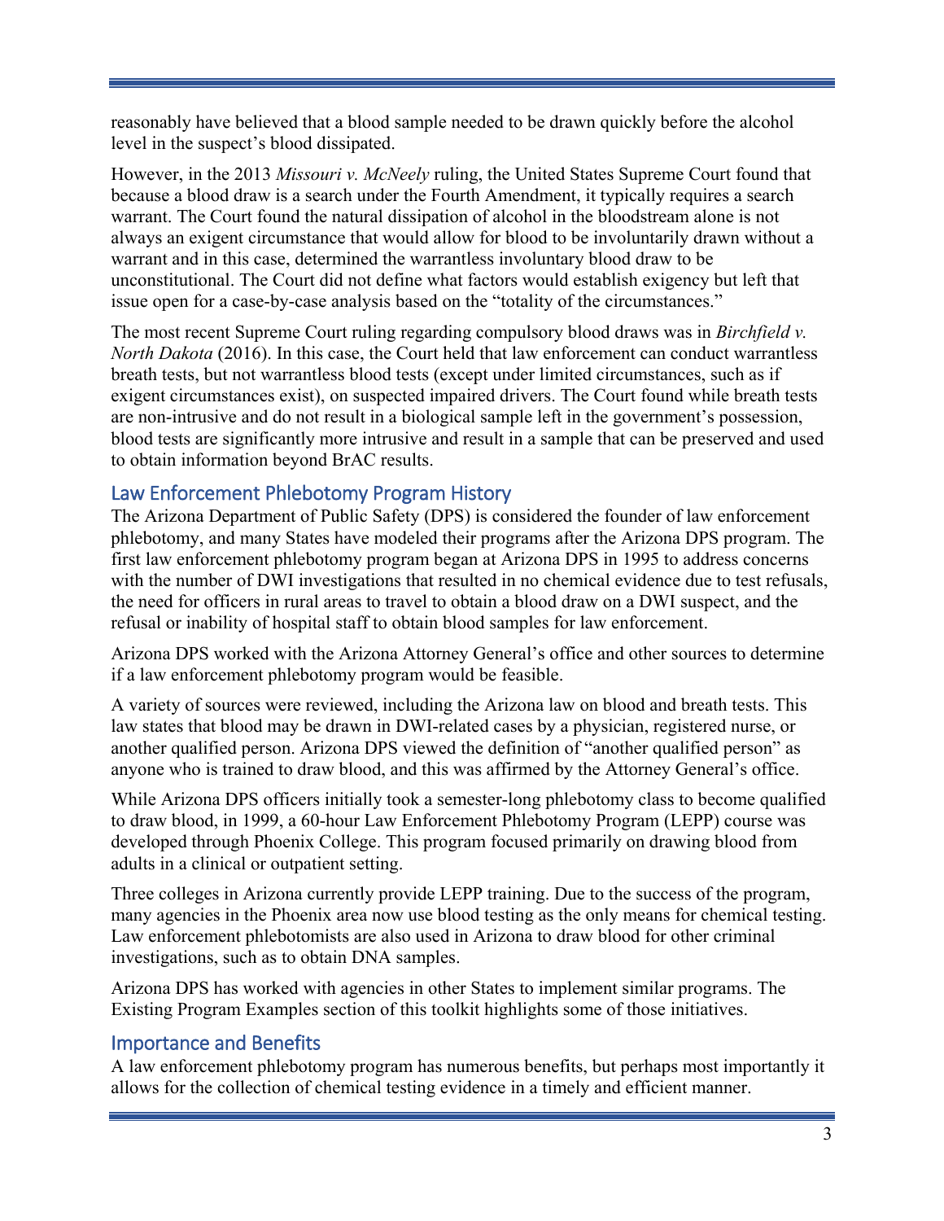reasonably have believed that a blood sample needed to be drawn quickly before the alcohol level in the suspect's blood dissipated.

However, in the 2013 *Missouri v. McNeely* ruling, the United States Supreme Court found that because a blood draw is a search under the Fourth Amendment, it typically requires a search warrant. The Court found the natural dissipation of alcohol in the bloodstream alone is not always an exigent circumstance that would allow for blood to be involuntarily drawn without a warrant and in this case, determined the warrantless involuntary blood draw to be unconstitutional. The Court did not define what factors would establish exigency but left that issue open for a case-by-case analysis based on the "totality of the circumstances."

The most recent Supreme Court ruling regarding compulsory blood draws was in *Birchfield v. North Dakota* (2016). In this case, the Court held that law enforcement can conduct warrantless breath tests, but not warrantless blood tests (except under limited circumstances, such as if exigent circumstances exist), on suspected impaired drivers. The Court found while breath tests are non-intrusive and do not result in a biological sample left in the government's possession, blood tests are significantly more intrusive and result in a sample that can be preserved and used to obtain information beyond BrAC results.

## Law Enforcement Phlebotomy Program History

The Arizona Department of Public Safety (DPS) is considered the founder of law enforcement phlebotomy, and many States have modeled their programs after the Arizona DPS program. The first law enforcement phlebotomy program began at Arizona DPS in 1995 to address concerns with the number of DWI investigations that resulted in no chemical evidence due to test refusals, the need for officers in rural areas to travel to obtain a blood draw on a DWI suspect, and the refusal or inability of hospital staff to obtain blood samples for law enforcement.

Arizona DPS worked with the Arizona Attorney General's office and other sources to determine if a law enforcement phlebotomy program would be feasible.

A variety of sources were reviewed, including the Arizona law on blood and breath tests. This law states that blood may be drawn in DWI-related cases by a physician, registered nurse, or another qualified person. Arizona DPS viewed the definition of "another qualified person" as anyone who is trained to draw blood, and this was affirmed by the Attorney General's office.

While Arizona DPS officers initially took a semester-long phlebotomy class to become qualified to draw blood, in 1999, a 60-hour Law Enforcement Phlebotomy Program (LEPP) course was developed through Phoenix College. This program focused primarily on drawing blood from adults in a clinical or outpatient setting.

Three colleges in Arizona currently provide LEPP training. Due to the success of the program, many agencies in the Phoenix area now use blood testing as the only means for chemical testing. Law enforcement phlebotomists are also used in Arizona to draw blood for other criminal investigations, such as to obtain DNA samples.

Arizona DPS has worked with agencies in other States to implement similar programs. The Existing Program Examples section of this toolkit highlights some of those initiatives.

## Importance and Benefits

A law enforcement phlebotomy program has numerous benefits, but perhaps most importantly it allows for the collection of chemical testing evidence in a timely and efficient manner.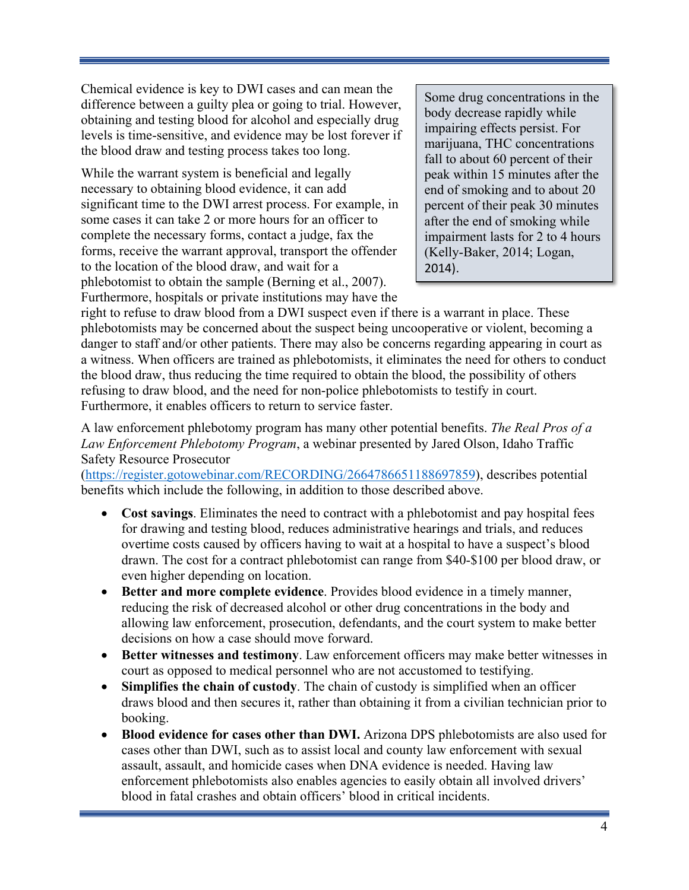Chemical evidence is key to DWI cases and can mean the difference between a guilty plea or going to trial. However, obtaining and testing blood for alcohol and especially drug levels is time-sensitive, and evidence may be lost forever if the blood draw and testing process takes too long.

> Some drug concentrations in the body decrease rapidly while impairing effects persist. For marijuana, THC concentrations fall to about 60 percent of their peak within 15 minutes after the end of smoking and to about 20 percent of their peak 30 minutes after the end of smoking while impairment lasts for 2 to 4 hours (Kelly-Baker, 2014; Logan, 2014).

While the warrant system is beneficial and legally necessary to obtaining blood evidence, it can add significant time to the DWI arrest process. For example, in some cases it can take 2 or more hours for an officer to complete the necessary forms, contact a judge, fax the forms, receive the warrant approval, transport the offender to the location of the blood draw, and wait for a phlebotomist to obtain the sample (Berning et al., 2007). Furthermore, hospitals or private institutions may have the right to refuse to draw blood from a DWI suspect even if there is a warrant in place. These phlebotomists may be concerned about the suspect being uncooperative or violent, becoming a danger to staff and/or other patients. There may also be concerns regarding appearing in court as a witness. When officers are trained as phlebotomists, it eliminates the need for others to conduct the blood draw, thus reducing the time required to obtain the blood, the possibility of others refusing to draw blood, and the need for non-police phlebotomists to testify in court. Furthermore, it enables officers to return to service faster.

A law enforcement phlebotomy program has many other potential benefits. *The Real Pros of a Law Enforcement Phlebotomy Program*, a webinar presented by Jared Olson, Idaho Traffic Safety Resource Prosecutor (https://register.gotowebinar.com/RECORDING/2664786651188697859), describes potential benefits which include the following, in addition to those described above.

- **Cost savings**. Eliminates the need to contract with a phlebotomist and pay hospital fees for drawing and testing blood, reduces administrative hearings and trials, and reduces overtime costs caused by officers having to wait at a hospital to have a suspect's blood drawn. The cost for a contract phlebotomist can range from $40-$100 per blood draw, or even higher depending on location.
- **Better and more complete evidence**. Provides blood evidence in a timely manner, reducing the risk of decreased alcohol or other drug concentrations in the body and allowing law enforcement, prosecution, defendants, and the court system to make better decisions on how a case should move forward.
- **Better witnesses and testimony**. Law enforcement officers may make better witnesses in court as opposed to medical personnel who are not accustomed to testifying.
- **Simplifies the chain of custody**. The chain of custody is simplified when an officer draws blood and then secures it, rather than obtaining it from a civilian technician prior to booking.
- **Blood evidence for cases other than DWI.** Arizona DPS phlebotomists are also used for cases other than DWI, such as to assist local and county law enforcement with sexual assault, assault, and homicide cases when DNA evidence is needed. Having law enforcement phlebotomists also enables agencies to easily obtain all involved drivers' blood in fatal crashes and obtain officers' blood in critical incidents.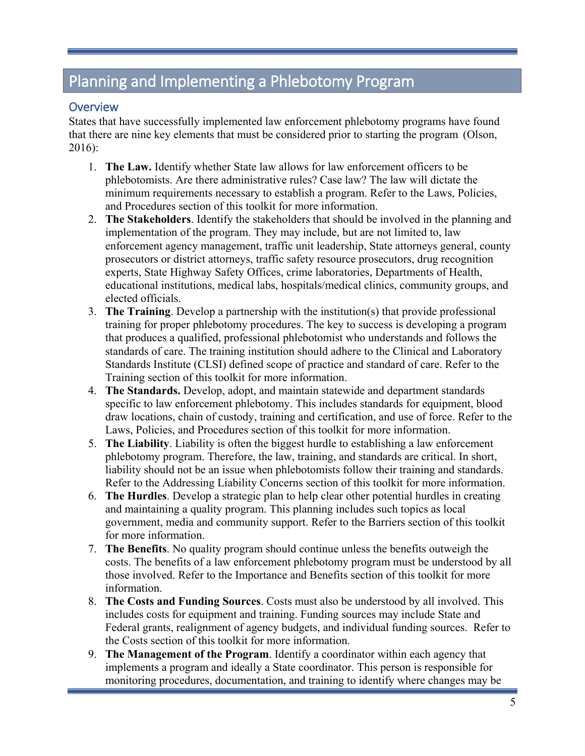## Planning and Implementing a Phlebotomy Program

### Overview

States that have successfully implemented law enforcement phlebotomy programs have found that there are nine key elements that must be considered prior to starting the program (Olson, 2016):

1. **The Law.** Identify whether State law allows for law enforcement officers to be phlebotomists. Are there administrative rules? Case law? The law will dictate the minimum requirements necessary to establish a program. Refer to the Laws, Policies, and Procedures section of this toolkit for more information.
2. **The Stakeholders**. Identify the stakeholders that should be involved in the planning and implementation of the program. They may include, but are not limited to, law enforcement agency management, traffic unit leadership, State attorneys general, county prosecutors or district attorneys, traffic safety resource prosecutors, drug recognition experts, State Highway Safety Offices, crime laboratories, Departments of Health, educational institutions, medical labs, hospitals/medical clinics, community groups, and elected officials.
3. **The Training**. Develop a partnership with the institution(s) that provide professional training for proper phlebotomy procedures. The key to success is developing a program that produces a qualified, professional phlebotomist who understands and follows the standards of care. The training institution should adhere to the Clinical and Laboratory Standards Institute (CLSI) defined scope of practice and standard of care. Refer to the Training section of this toolkit for more information.
4. **The Standards.** Develop, adopt, and maintain statewide and department standards specific to law enforcement phlebotomy. This includes standards for equipment, blood draw locations, chain of custody, training and certification, and use of force. Refer to the Laws, Policies, and Procedures section of this toolkit for more information.
5. **The Liability**. Liability is often the biggest hurdle to establishing a law enforcement phlebotomy program. Therefore, the law, training, and standards are critical. In short, liability should not be an issue when phlebotomists follow their training and standards. Refer to the Addressing Liability Concerns section of this toolkit for more information.
6. **The Hurdles**. Develop a strategic plan to help clear other potential hurdles in creating and maintaining a quality program. This planning includes such topics as local government, media and community support. Refer to the Barriers section of this toolkit for more information.
7. **The Benefits**. No quality program should continue unless the benefits outweigh the costs. The benefits of a law enforcement phlebotomy program must be understood by all those involved. Refer to the Importance and Benefits section of this toolkit for more information.
8. **The Costs and Funding Sources**. Costs must also be understood by all involved. This includes costs for equipment and training. Funding sources may include State and Federal grants, realignment of agency budgets, and individual funding sources. Refer to the Costs section of this toolkit for more information.
9. **The Management of the Program**. Identify a coordinator within each agency that implements a program and ideally a State coordinator. This person is responsible for monitoring procedures, documentation, and training to identify where changes may be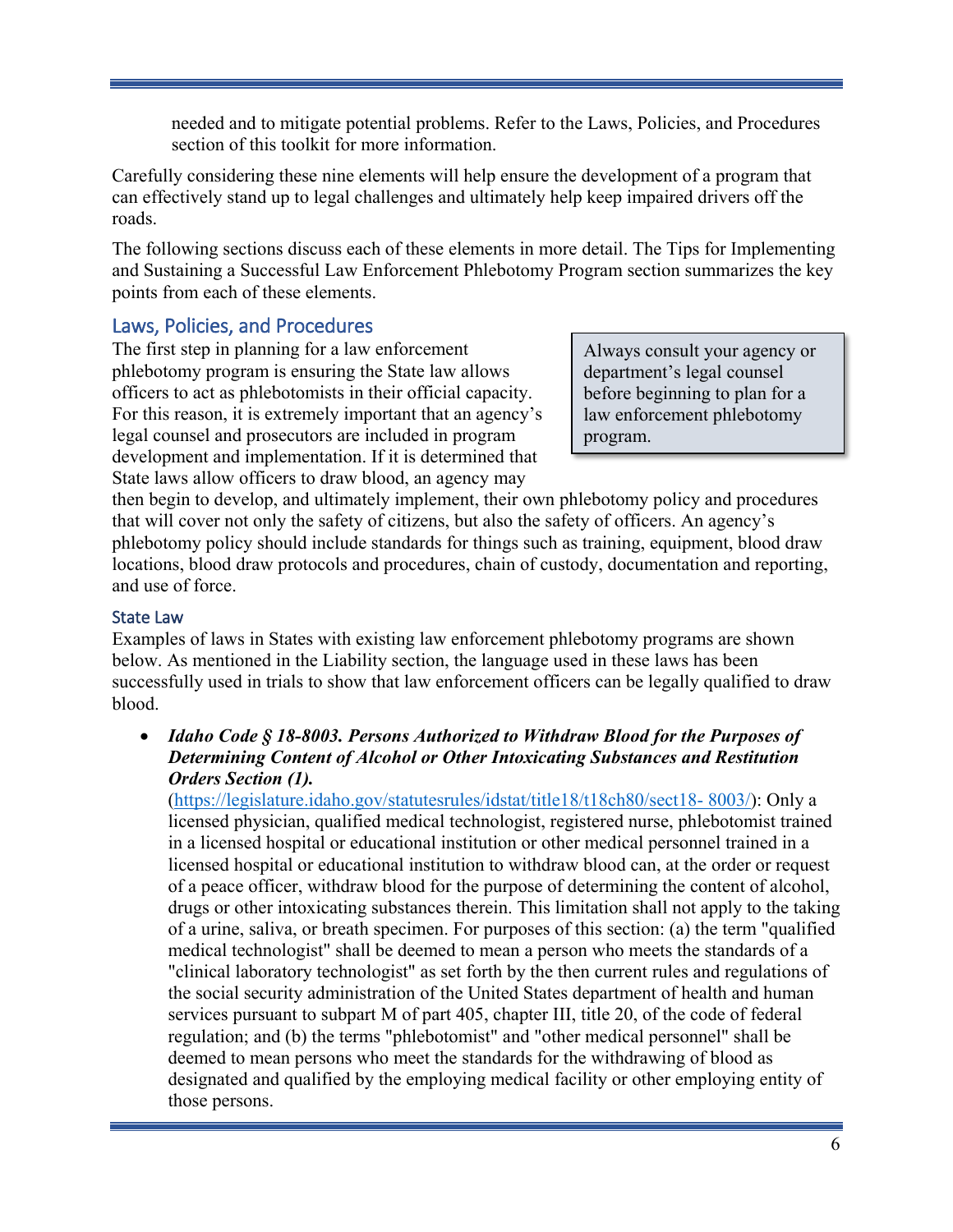needed and to mitigate potential problems. Refer to the Laws, Policies, and Procedures section of this toolkit for more information.

Carefully considering these nine elements will help ensure the development of a program that can effectively stand up to legal challenges and ultimately help keep impaired drivers off the roads.

The following sections discuss each of these elements in more detail. The Tips for Implementing and Sustaining a Successful Law Enforcement Phlebotomy Program section summarizes the key points from each of these elements.

## Laws, Policies, and Procedures

> Always consult your agency or department's legal counsel before beginning to plan for a law enforcement phlebotomy program.

The first step in planning for a law enforcement phlebotomy program is ensuring the State law allows officers to act as phlebotomists in their official capacity. For this reason, it is extremely important that an agency's legal counsel and prosecutors are included in program development and implementation. If it is determined that State laws allow officers to draw blood, an agency may then begin to develop, and ultimately implement, their own phlebotomy policy and procedures that will cover not only the safety of citizens, but also the safety of officers. An agency's phlebotomy policy should include standards for things such as training, equipment, blood draw locations, blood draw protocols and procedures, chain of custody, documentation and reporting, and use of force.

### State Law

Examples of laws in States with existing law enforcement phlebotomy programs are shown below. As mentioned in the Liability section, the language used in these laws has been successfully used in trials to show that law enforcement officers can be legally qualified to draw blood.

- ***Idaho Code § 18-8003. Persons Authorized to Withdraw Blood for the Purposes of Determining Content of Alcohol or Other Intoxicating Substances and Restitution Orders Section (1).***
  (https://legislature.idaho.gov/statutesrules/idstat/title18/t18ch80/sect18-8003/): Only a licensed physician, qualified medical technologist, registered nurse, phlebotomist trained in a licensed hospital or educational institution or other medical personnel trained in a licensed hospital or educational institution to withdraw blood can, at the order or request of a peace officer, withdraw blood for the purpose of determining the content of alcohol, drugs or other intoxicating substances therein. This limitation shall not apply to the taking of a urine, saliva, or breath specimen. For purposes of this section: (a) the term "qualified medical technologist" shall be deemed to mean a person who meets the standards of a "clinical laboratory technologist" as set forth by the then current rules and regulations of the social security administration of the United States department of health and human services pursuant to subpart M of part 405, chapter III, title 20, of the code of federal regulation; and (b) the terms "phlebotomist" and "other medical personnel" shall be deemed to mean persons who meet the standards for the withdrawing of blood as designated and qualified by the employing medical facility or other employing entity of those persons.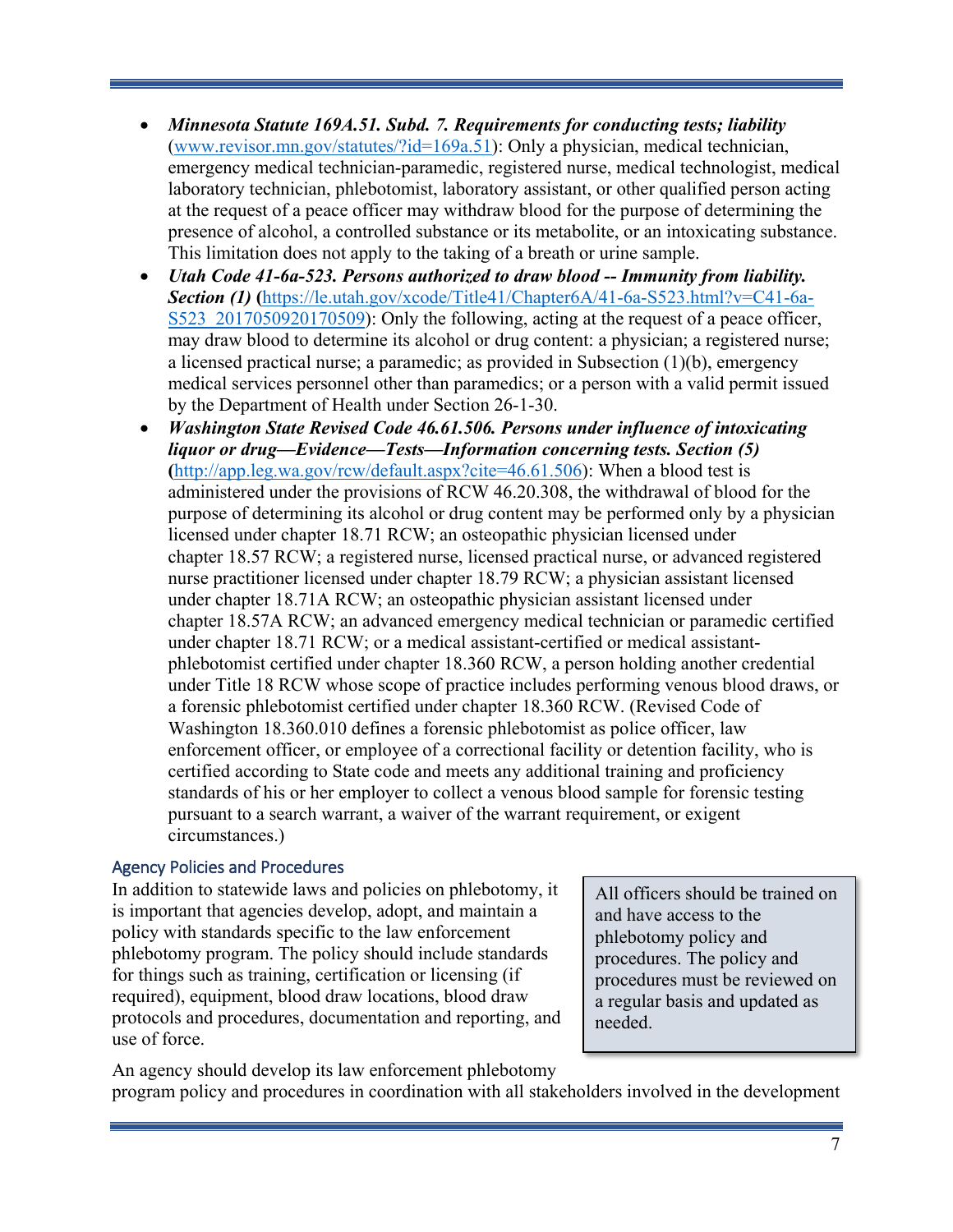- ***Minnesota Statute 169A.51. Subd. 7. Requirements for conducting tests; liability*** ([www.revisor.mn.gov/statutes/?id=169a.51](www.revisor.mn.gov/statutes/?id=169a.51)): Only a physician, medical technician, emergency medical technician-paramedic, registered nurse, medical technologist, medical laboratory technician, phlebotomist, laboratory assistant, or other qualified person acting at the request of a peace officer may withdraw blood for the purpose of determining the presence of alcohol, a controlled substance or its metabolite, or an intoxicating substance. This limitation does not apply to the taking of a breath or urine sample.
- ***Utah Code 41-6a-523. Persons authorized to draw blood -- Immunity from liability. Section (1)*** **(**[https://le.utah.gov/xcode/Title41/Chapter6A/41-6a-S523.html?v=C41-6a-S523_2017050920170509](https://le.utah.gov/xcode/Title41/Chapter6A/41-6a-S523.html?v=C41-6a-S523_2017050920170509)): Only the following, acting at the request of a peace officer, may draw blood to determine its alcohol or drug content: a physician; a registered nurse; a licensed practical nurse; a paramedic; as provided in Subsection (1)(b), emergency medical services personnel other than paramedics; or a person with a valid permit issued by the Department of Health under Section 26-1-30.
- ***Washington State Revised Code 46.61.506. Persons under influence of intoxicating liquor or drug—Evidence—Tests—Information concerning tests. Section (5)*** **(**[http://app.leg.wa.gov/rcw/default.aspx?cite=46.61.506](http://app.leg.wa.gov/rcw/default.aspx?cite=46.61.506)): When a blood test is administered under the provisions of RCW 46.20.308, the withdrawal of blood for the purpose of determining its alcohol or drug content may be performed only by a physician licensed under chapter 18.71 RCW; an osteopathic physician licensed under chapter 18.57 RCW; a registered nurse, licensed practical nurse, or advanced registered nurse practitioner licensed under chapter 18.79 RCW; a physician assistant licensed under chapter 18.71A RCW; an osteopathic physician assistant licensed under chapter 18.57A RCW; an advanced emergency medical technician or paramedic certified under chapter 18.71 RCW; or a medical assistant-certified or medical assistant-phlebotomist certified under chapter 18.360 RCW, a person holding another credential under Title 18 RCW whose scope of practice includes performing venous blood draws, or a forensic phlebotomist certified under chapter 18.360 RCW. (Revised Code of Washington 18.360.010 defines a forensic phlebotomist as police officer, law enforcement officer, or employee of a correctional facility or detention facility, who is certified according to State code and meets any additional training and proficiency standards of his or her employer to collect a venous blood sample for forensic testing pursuant to a search warrant, a waiver of the warrant requirement, or exigent circumstances.)

### Agency Policies and Procedures

In addition to statewide laws and policies on phlebotomy, it is important that agencies develop, adopt, and maintain a policy with standards specific to the law enforcement phlebotomy program. The policy should include standards for things such as training, certification or licensing (if required), equipment, blood draw locations, blood draw protocols and procedures, documentation and reporting, and use of force.

> All officers should be trained on and have access to the phlebotomy policy and procedures. The policy and procedures must be reviewed on a regular basis and updated as needed.

An agency should develop its law enforcement phlebotomy program policy and procedures in coordination with all stakeholders involved in the development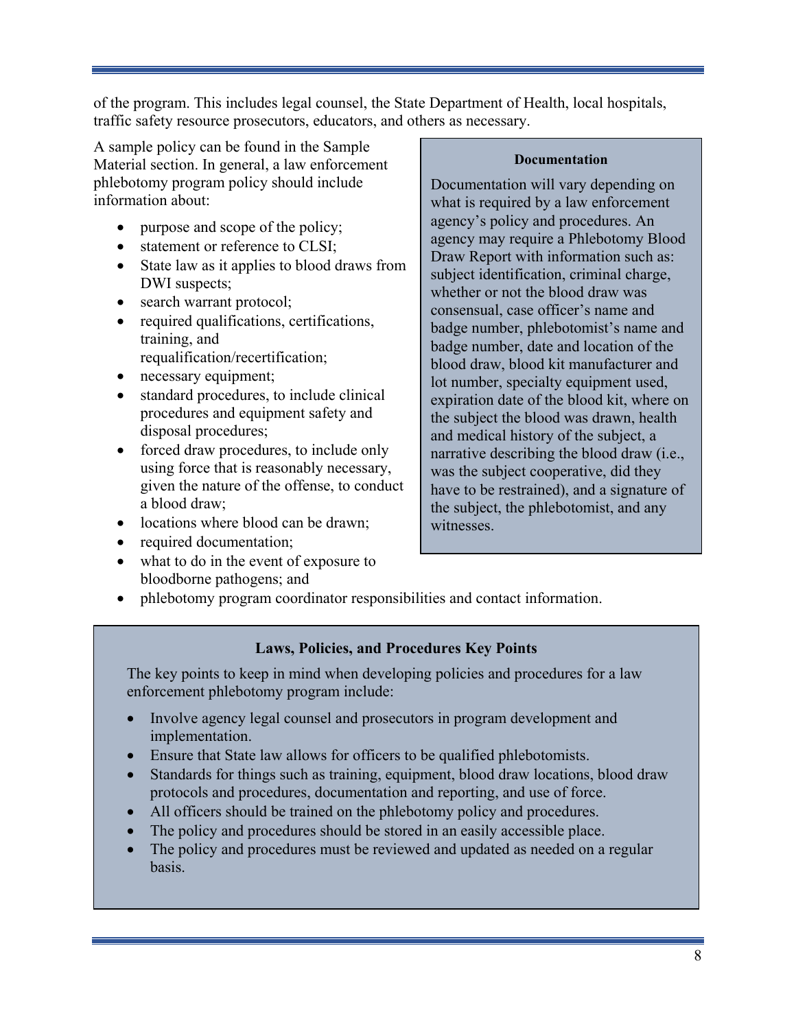of the program. This includes legal counsel, the State Department of Health, local hospitals, traffic safety resource prosecutors, educators, and others as necessary.

A sample policy can be found in the Sample Material section. In general, a law enforcement phlebotomy program policy should include information about:

- purpose and scope of the policy;
- statement or reference to CLSI;
- State law as it applies to blood draws from DWI suspects;
- search warrant protocol;
- required qualifications, certifications, training, and requalification/recertification;
- necessary equipment;
- standard procedures, to include clinical procedures and equipment safety and disposal procedures;
- forced draw procedures, to include only using force that is reasonably necessary, given the nature of the offense, to conduct a blood draw;
- locations where blood can be drawn;
- required documentation;
- what to do in the event of exposure to bloodborne pathogens; and
- phlebotomy program coordinator responsibilities and contact information.

**Documentation**

Documentation will vary depending on what is required by a law enforcement agency's policy and procedures. An agency may require a Phlebotomy Blood Draw Report with information such as: subject identification, criminal charge, whether or not the blood draw was consensual, case officer's name and badge number, phlebotomist's name and badge number, date and location of the blood draw, blood kit manufacturer and lot number, specialty equipment used, expiration date of the blood kit, where on the subject the blood was drawn, health and medical history of the subject, a narrative describing the blood draw (i.e., was the subject cooperative, did they have to be restrained), and a signature of the subject, the phlebotomist, and any witnesses.

**Laws, Policies, and Procedures Key Points**

The key points to keep in mind when developing policies and procedures for a law enforcement phlebotomy program include:

- Involve agency legal counsel and prosecutors in program development and implementation.
- Ensure that State law allows for officers to be qualified phlebotomists.
- Standards for things such as training, equipment, blood draw locations, blood draw protocols and procedures, documentation and reporting, and use of force.
- All officers should be trained on the phlebotomy policy and procedures.
- The policy and procedures should be stored in an easily accessible place.
- The policy and procedures must be reviewed and updated as needed on a regular basis.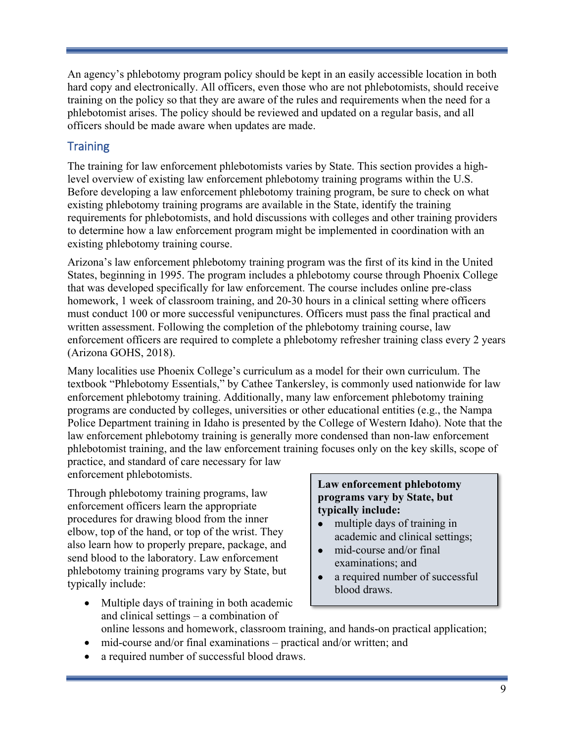An agency's phlebotomy program policy should be kept in an easily accessible location in both hard copy and electronically. All officers, even those who are not phlebotomists, should receive training on the policy so that they are aware of the rules and requirements when the need for a phlebotomist arises. The policy should be reviewed and updated on a regular basis, and all officers should be made aware when updates are made.

## Training

The training for law enforcement phlebotomists varies by State. This section provides a high-level overview of existing law enforcement phlebotomy training programs within the U.S. Before developing a law enforcement phlebotomy training program, be sure to check on what existing phlebotomy training programs are available in the State, identify the training requirements for phlebotomists, and hold discussions with colleges and other training providers to determine how a law enforcement program might be implemented in coordination with an existing phlebotomy training course.

Arizona's law enforcement phlebotomy training program was the first of its kind in the United States, beginning in 1995. The program includes a phlebotomy course through Phoenix College that was developed specifically for law enforcement. The course includes online pre-class homework, 1 week of classroom training, and 20-30 hours in a clinical setting where officers must conduct 100 or more successful venipunctures. Officers must pass the final practical and written assessment. Following the completion of the phlebotomy training course, law enforcement officers are required to complete a phlebotomy refresher training class every 2 years (Arizona GOHS, 2018).

Many localities use Phoenix College's curriculum as a model for their own curriculum. The textbook "Phlebotomy Essentials," by Cathee Tankersley, is commonly used nationwide for law enforcement phlebotomy training. Additionally, many law enforcement phlebotomy training programs are conducted by colleges, universities or other educational entities (e.g., the Nampa Police Department training in Idaho is presented by the College of Western Idaho). Note that the law enforcement phlebotomy training is generally more condensed than non-law enforcement phlebotomist training, and the law enforcement training focuses only on the key skills, scope of practice, and standard of care necessary for law enforcement phlebotomists.

> **Law enforcement phlebotomy programs vary by State, but typically include:**
>
> - multiple days of training in academic and clinical settings;
> - mid-course and/or final examinations; and
> - a required number of successful blood draws.

Through phlebotomy training programs, law enforcement officers learn the appropriate procedures for drawing blood from the inner elbow, top of the hand, or top of the wrist. They also learn how to properly prepare, package, and send blood to the laboratory. Law enforcement phlebotomy training programs vary by State, but typically include:

- Multiple days of training in both academic and clinical settings – a combination of online lessons and homework, classroom training, and hands-on practical application;
- mid-course and/or final examinations – practical and/or written; and
- a required number of successful blood draws.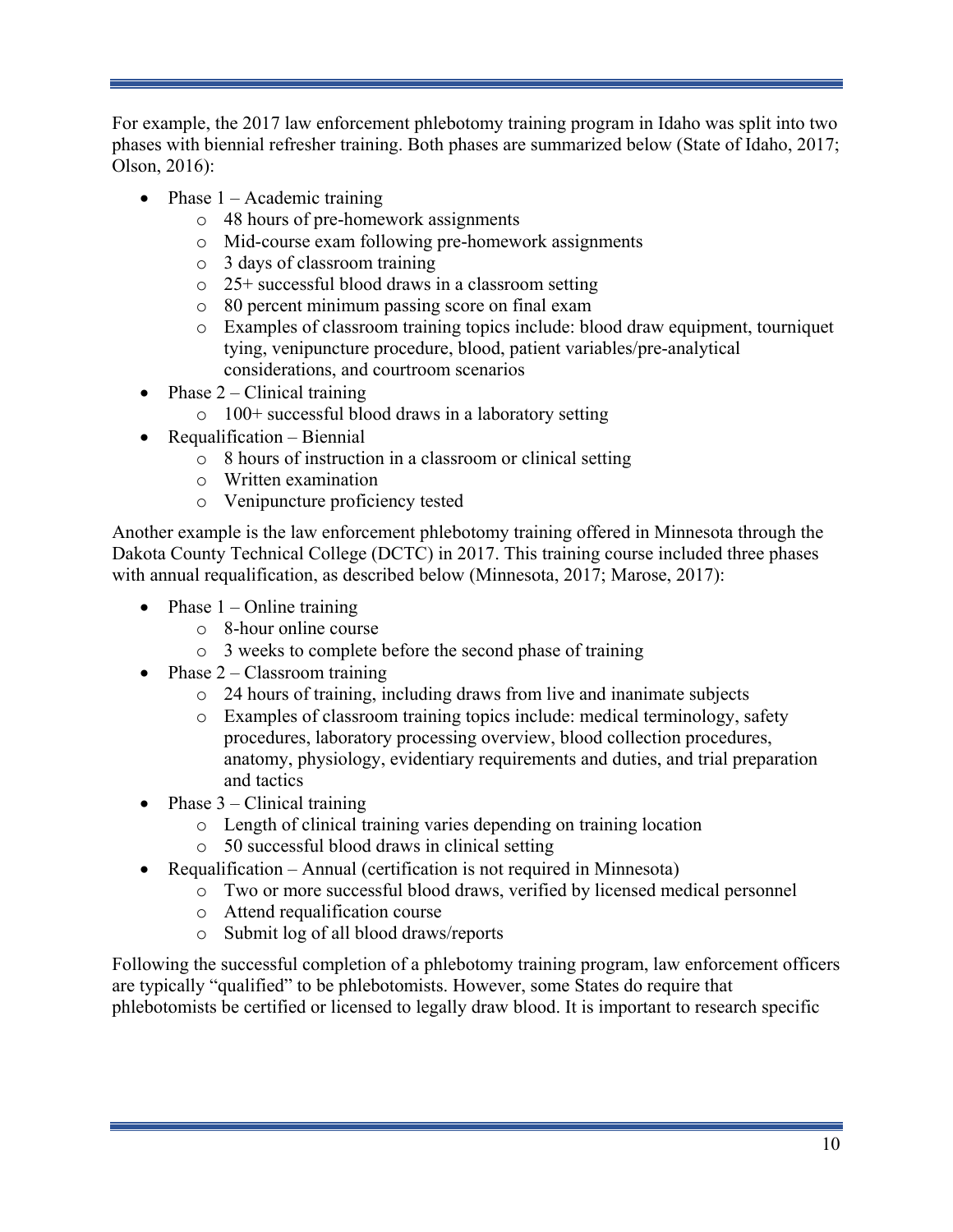For example, the 2017 law enforcement phlebotomy training program in Idaho was split into two phases with biennial refresher training. Both phases are summarized below (State of Idaho, 2017; Olson, 2016):

- Phase 1 – Academic training
  - 48 hours of pre-homework assignments
  - Mid-course exam following pre-homework assignments
  - 3 days of classroom training
  - 25+ successful blood draws in a classroom setting
  - 80 percent minimum passing score on final exam
  - Examples of classroom training topics include: blood draw equipment, tourniquet tying, venipuncture procedure, blood, patient variables/pre-analytical considerations, and courtroom scenarios
- Phase 2 – Clinical training
  - 100+ successful blood draws in a laboratory setting
- Requalification – Biennial
  - 8 hours of instruction in a classroom or clinical setting
  - Written examination
  - Venipuncture proficiency tested

Another example is the law enforcement phlebotomy training offered in Minnesota through the Dakota County Technical College (DCTC) in 2017. This training course included three phases with annual requalification, as described below (Minnesota, 2017; Marose, 2017):

- Phase 1 – Online training
  - 8-hour online course
  - 3 weeks to complete before the second phase of training
- Phase 2 – Classroom training
  - 24 hours of training, including draws from live and inanimate subjects
  - Examples of classroom training topics include: medical terminology, safety procedures, laboratory processing overview, blood collection procedures, anatomy, physiology, evidentiary requirements and duties, and trial preparation and tactics
- Phase 3 – Clinical training
  - Length of clinical training varies depending on training location
  - 50 successful blood draws in clinical setting
- Requalification – Annual (certification is not required in Minnesota)
  - Two or more successful blood draws, verified by licensed medical personnel
  - Attend requalification course
  - Submit log of all blood draws/reports

Following the successful completion of a phlebotomy training program, law enforcement officers are typically "qualified" to be phlebotomists. However, some States do require that phlebotomists be certified or licensed to legally draw blood. It is important to research specific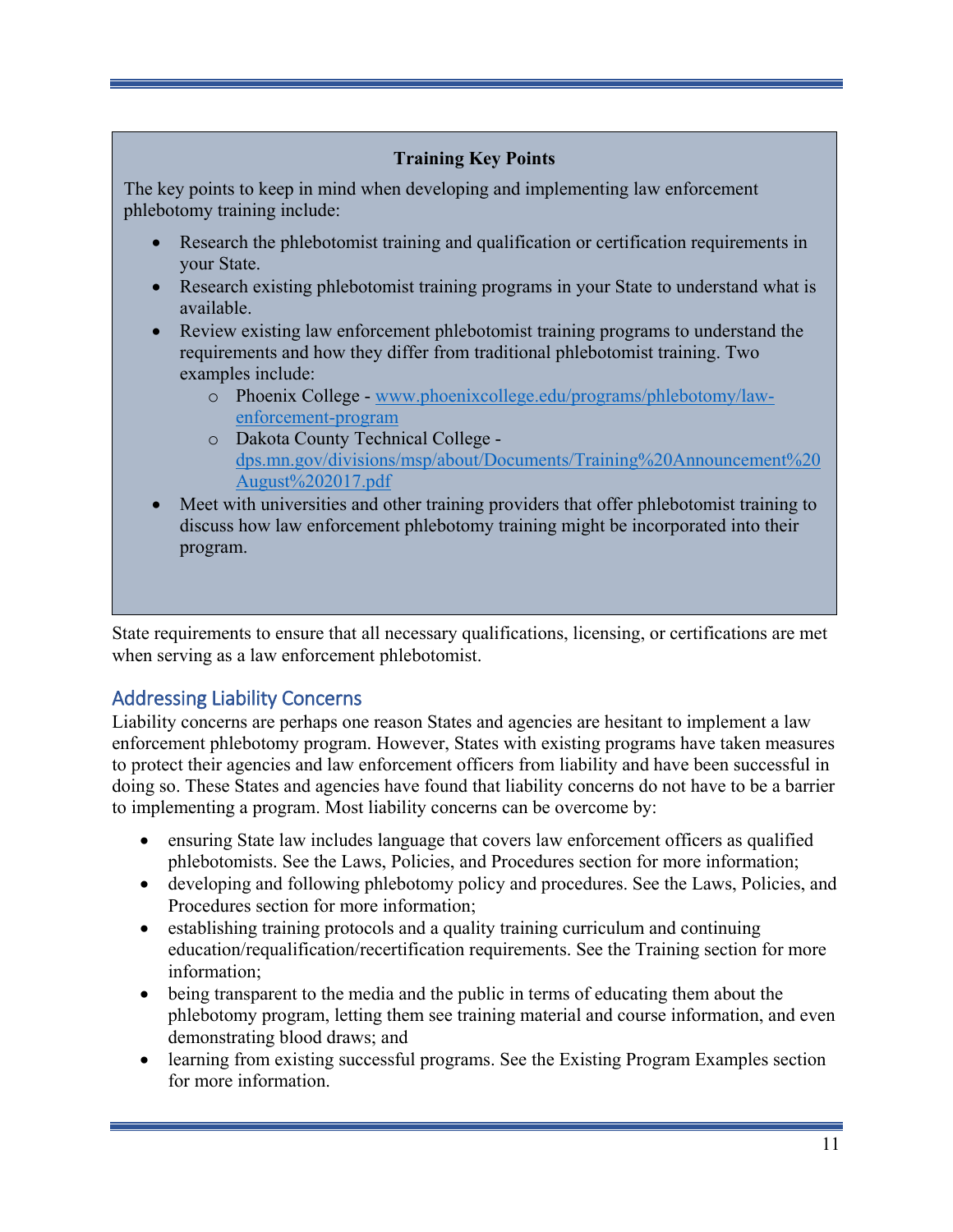**Training Key Points**

The key points to keep in mind when developing and implementing law enforcement phlebotomy training include:

- Research the phlebotomist training and qualification or certification requirements in your State.
- Research existing phlebotomist training programs in your State to understand what is available.
- Review existing law enforcement phlebotomist training programs to understand the requirements and how they differ from traditional phlebotomist training. Two examples include:
    - Phoenix College - [www.phoenixcollege.edu/programs/phlebotomy/law-enforcement-program](www.phoenixcollege.edu/programs/phlebotomy/law-enforcement-program)
    - Dakota County Technical College - [dps.mn.gov/divisions/msp/about/Documents/Training%20Announcement%20August%202017.pdf](dps.mn.gov/divisions/msp/about/Documents/Training%20Announcement%20August%202017.pdf)
- Meet with universities and other training providers that offer phlebotomist training to discuss how law enforcement phlebotomy training might be incorporated into their program.

State requirements to ensure that all necessary qualifications, licensing, or certifications are met when serving as a law enforcement phlebotomist.

## Addressing Liability Concerns

Liability concerns are perhaps one reason States and agencies are hesitant to implement a law enforcement phlebotomy program. However, States with existing programs have taken measures to protect their agencies and law enforcement officers from liability and have been successful in doing so. These States and agencies have found that liability concerns do not have to be a barrier to implementing a program. Most liability concerns can be overcome by:

- ensuring State law includes language that covers law enforcement officers as qualified phlebotomists. See the Laws, Policies, and Procedures section for more information;
- developing and following phlebotomy policy and procedures. See the Laws, Policies, and Procedures section for more information;
- establishing training protocols and a quality training curriculum and continuing education/requalification/recertification requirements. See the Training section for more information;
- being transparent to the media and the public in terms of educating them about the phlebotomy program, letting them see training material and course information, and even demonstrating blood draws; and
- learning from existing successful programs. See the Existing Program Examples section for more information.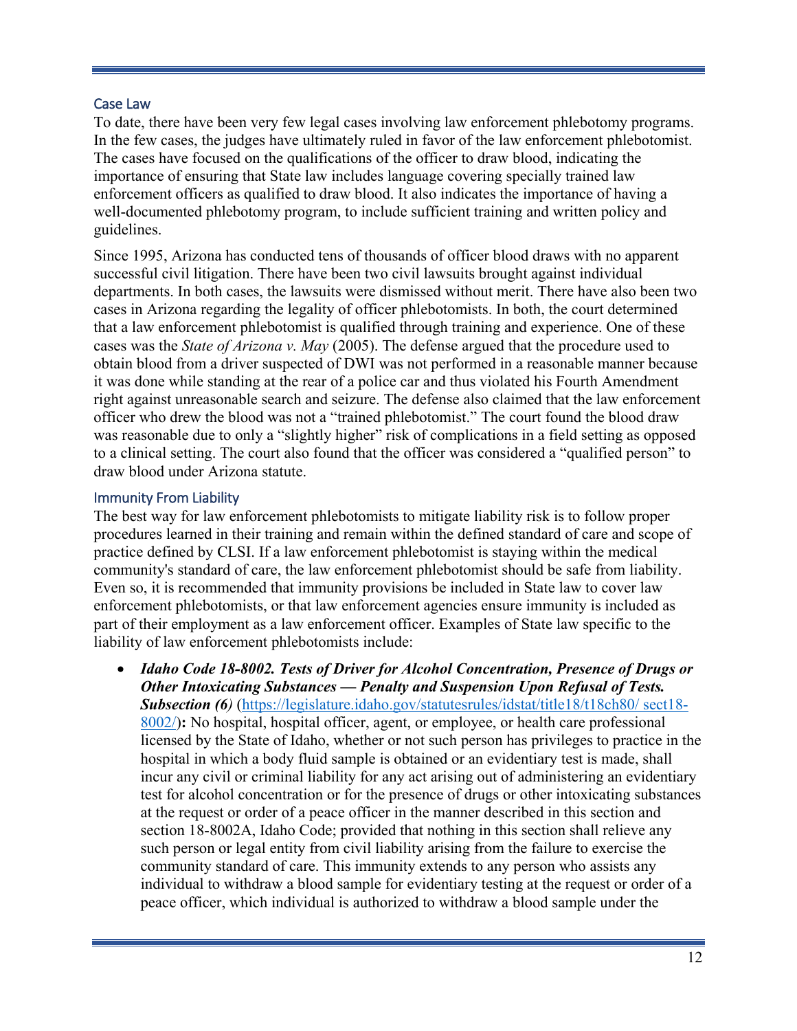### Case Law

To date, there have been very few legal cases involving law enforcement phlebotomy programs. In the few cases, the judges have ultimately ruled in favor of the law enforcement phlebotomist. The cases have focused on the qualifications of the officer to draw blood, indicating the importance of ensuring that State law includes language covering specially trained law enforcement officers as qualified to draw blood. It also indicates the importance of having a well-documented phlebotomy program, to include sufficient training and written policy and guidelines.

Since 1995, Arizona has conducted tens of thousands of officer blood draws with no apparent successful civil litigation. There have been two civil lawsuits brought against individual departments. In both cases, the lawsuits were dismissed without merit. There have also been two cases in Arizona regarding the legality of officer phlebotomists. In both, the court determined that a law enforcement phlebotomist is qualified through training and experience. One of these cases was the *State of Arizona v. May* (2005). The defense argued that the procedure used to obtain blood from a driver suspected of DWI was not performed in a reasonable manner because it was done while standing at the rear of a police car and thus violated his Fourth Amendment right against unreasonable search and seizure. The defense also claimed that the law enforcement officer who drew the blood was not a "trained phlebotomist." The court found the blood draw was reasonable due to only a "slightly higher" risk of complications in a field setting as opposed to a clinical setting. The court also found that the officer was considered a "qualified person" to draw blood under Arizona statute.

### Immunity From Liability

The best way for law enforcement phlebotomists to mitigate liability risk is to follow proper procedures learned in their training and remain within the defined standard of care and scope of practice defined by CLSI. If a law enforcement phlebotomist is staying within the medical community's standard of care, the law enforcement phlebotomist should be safe from liability. Even so, it is recommended that immunity provisions be included in State law to cover law enforcement phlebotomists, or that law enforcement agencies ensure immunity is included as part of their employment as a law enforcement officer. Examples of State law specific to the liability of law enforcement phlebotomists include:

- ***Idaho Code 18-8002. Tests of Driver for Alcohol Concentration, Presence of Drugs or Other Intoxicating Substances — Penalty and Suspension Upon Refusal of Tests. Subsection (6)*** (https://legislature.idaho.gov/statutesrules/idstat/title18/t18ch80/ sect18-8002/)**:** No hospital, hospital officer, agent, or employee, or health care professional licensed by the State of Idaho, whether or not such person has privileges to practice in the hospital in which a body fluid sample is obtained or an evidentiary test is made, shall incur any civil or criminal liability for any act arising out of administering an evidentiary test for alcohol concentration or for the presence of drugs or other intoxicating substances at the request or order of a peace officer in the manner described in this section and section 18-8002A, Idaho Code; provided that nothing in this section shall relieve any such person or legal entity from civil liability arising from the failure to exercise the community standard of care. This immunity extends to any person who assists any individual to withdraw a blood sample for evidentiary testing at the request or order of a peace officer, which individual is authorized to withdraw a blood sample under the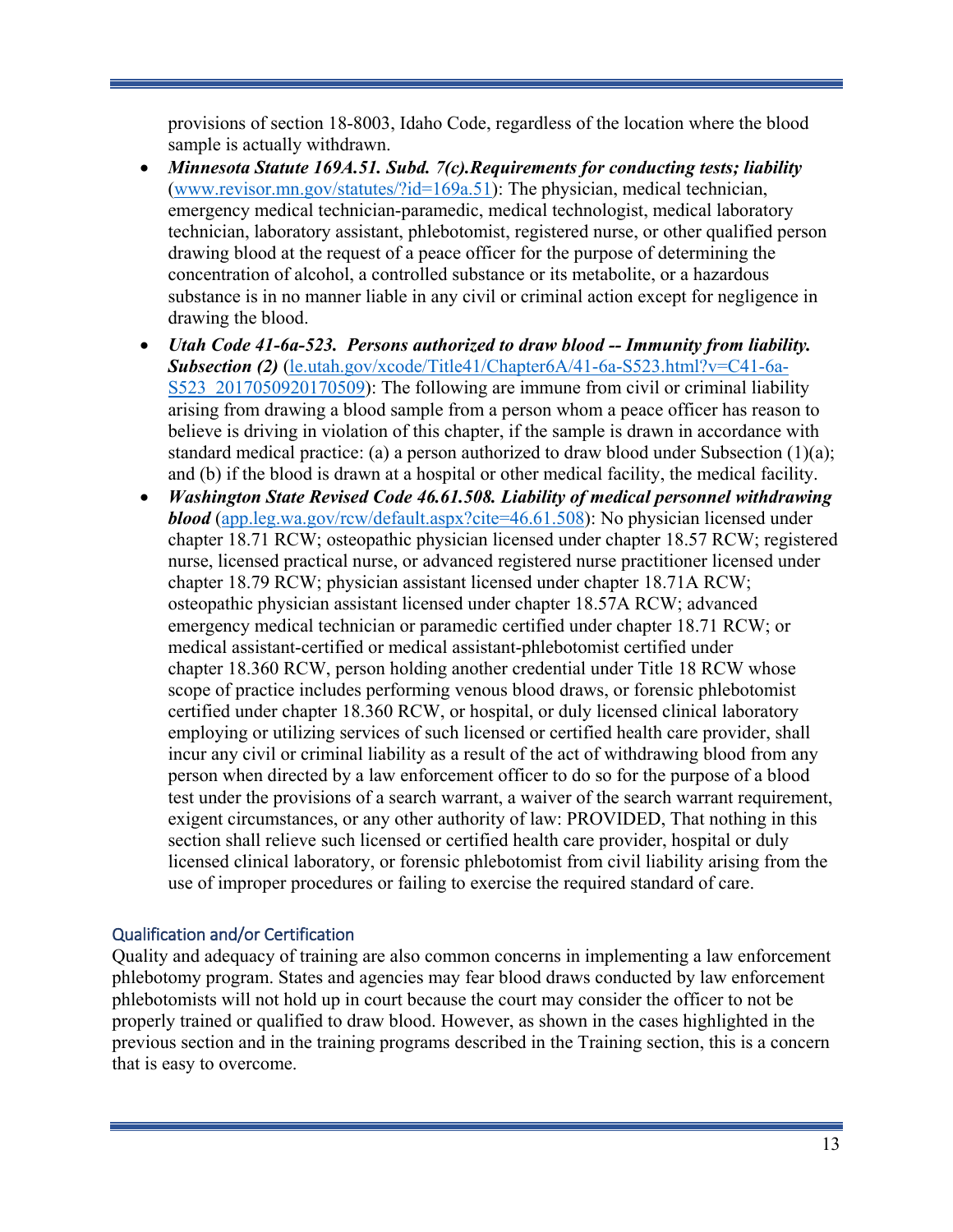provisions of section 18-8003, Idaho Code, regardless of the location where the blood sample is actually withdrawn.

- ***Minnesota Statute 169A.51. Subd. 7(c).Requirements for conducting tests; liability*** ([www.revisor.mn.gov/statutes/?id=169a.51](www.revisor.mn.gov/statutes/?id=169a.51)): The physician, medical technician, emergency medical technician-paramedic, medical technologist, medical laboratory technician, laboratory assistant, phlebotomist, registered nurse, or other qualified person drawing blood at the request of a peace officer for the purpose of determining the concentration of alcohol, a controlled substance or its metabolite, or a hazardous substance is in no manner liable in any civil or criminal action except for negligence in drawing the blood.
- ***Utah Code 41-6a-523. Persons authorized to draw blood -- Immunity from liability. Subsection (2)*** ([le.utah.gov/xcode/Title41/Chapter6A/41-6a-S523.html?v=C41-6a-S523_2017050920170509](le.utah.gov/xcode/Title41/Chapter6A/41-6a-S523.html?v=C41-6a-S523_2017050920170509)): The following are immune from civil or criminal liability arising from drawing a blood sample from a person whom a peace officer has reason to believe is driving in violation of this chapter, if the sample is drawn in accordance with standard medical practice: (a) a person authorized to draw blood under Subsection (1)(a); and (b) if the blood is drawn at a hospital or other medical facility, the medical facility.
- ***Washington State Revised Code 46.61.508. Liability of medical personnel withdrawing blood*** ([app.leg.wa.gov/rcw/default.aspx?cite=46.61.508](app.leg.wa.gov/rcw/default.aspx?cite=46.61.508)): No physician licensed under chapter 18.71 RCW; osteopathic physician licensed under chapter 18.57 RCW; registered nurse, licensed practical nurse, or advanced registered nurse practitioner licensed under chapter 18.79 RCW; physician assistant licensed under chapter 18.71A RCW; osteopathic physician assistant licensed under chapter 18.57A RCW; advanced emergency medical technician or paramedic certified under chapter 18.71 RCW; or medical assistant-certified or medical assistant-phlebotomist certified under chapter 18.360 RCW, person holding another credential under Title 18 RCW whose scope of practice includes performing venous blood draws, or forensic phlebotomist certified under chapter 18.360 RCW, or hospital, or duly licensed clinical laboratory employing or utilizing services of such licensed or certified health care provider, shall incur any civil or criminal liability as a result of the act of withdrawing blood from any person when directed by a law enforcement officer to do so for the purpose of a blood test under the provisions of a search warrant, a waiver of the search warrant requirement, exigent circumstances, or any other authority of law: PROVIDED, That nothing in this section shall relieve such licensed or certified health care provider, hospital or duly licensed clinical laboratory, or forensic phlebotomist from civil liability arising from the use of improper procedures or failing to exercise the required standard of care.

### Qualification and/or Certification

Quality and adequacy of training are also common concerns in implementing a law enforcement phlebotomy program. States and agencies may fear blood draws conducted by law enforcement phlebotomists will not hold up in court because the court may consider the officer to not be properly trained or qualified to draw blood. However, as shown in the cases highlighted in the previous section and in the training programs described in the Training section, this is a concern that is easy to overcome.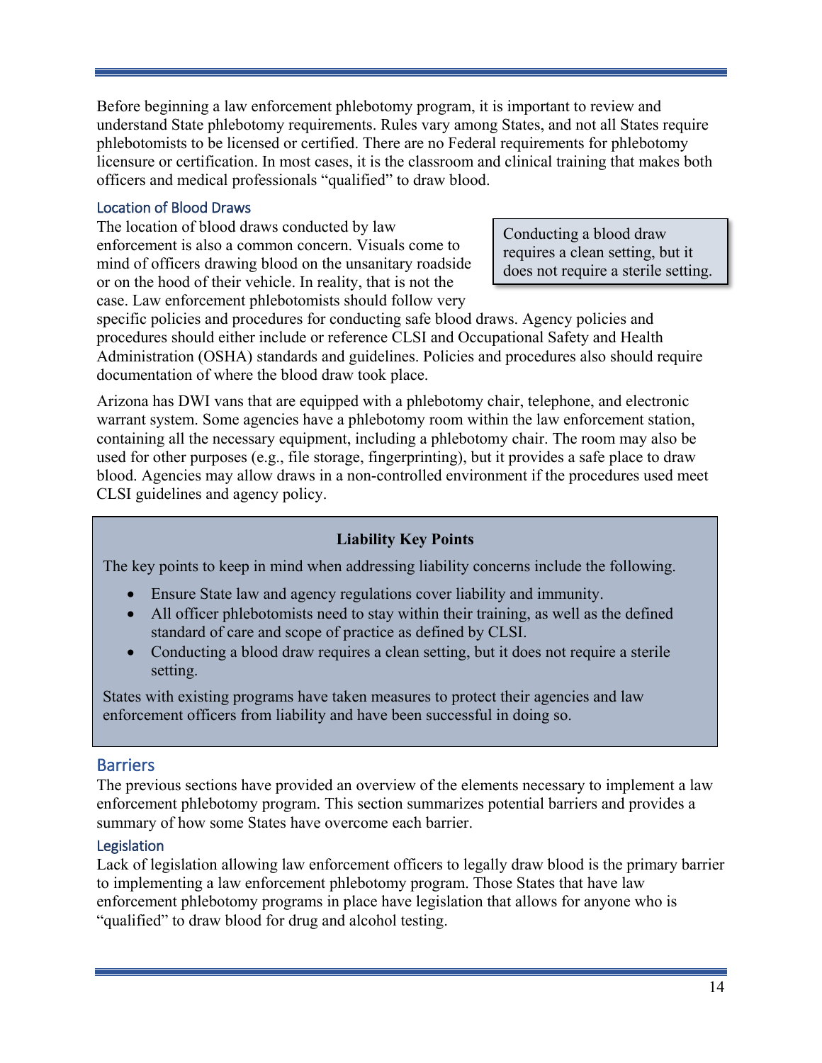Before beginning a law enforcement phlebotomy program, it is important to review and understand State phlebotomy requirements. Rules vary among States, and not all States require phlebotomists to be licensed or certified. There are no Federal requirements for phlebotomy licensure or certification. In most cases, it is the classroom and clinical training that makes both officers and medical professionals "qualified" to draw blood.

### Location of Blood Draws

The location of blood draws conducted by law enforcement is also a common concern. Visuals come to mind of officers drawing blood on the unsanitary roadside or on the hood of their vehicle. In reality, that is not the case. Law enforcement phlebotomists should follow very specific policies and procedures for conducting safe blood draws. Agency policies and procedures should either include or reference CLSI and Occupational Safety and Health Administration (OSHA) standards and guidelines. Policies and procedures also should require documentation of where the blood draw took place.

> Conducting a blood draw requires a clean setting, but it does not require a sterile setting.

Arizona has DWI vans that are equipped with a phlebotomy chair, telephone, and electronic warrant system. Some agencies have a phlebotomy room within the law enforcement station, containing all the necessary equipment, including a phlebotomy chair. The room may also be used for other purposes (e.g., file storage, fingerprinting), but it provides a safe place to draw blood. Agencies may allow draws in a non-controlled environment if the procedures used meet CLSI guidelines and agency policy.

> **Liability Key Points**
>
> The key points to keep in mind when addressing liability concerns include the following.
>
> - Ensure State law and agency regulations cover liability and immunity.
> - All officer phlebotomists need to stay within their training, as well as the defined standard of care and scope of practice as defined by CLSI.
> - Conducting a blood draw requires a clean setting, but it does not require a sterile setting.
>
> States with existing programs have taken measures to protect their agencies and law enforcement officers from liability and have been successful in doing so.

## Barriers

The previous sections have provided an overview of the elements necessary to implement a law enforcement phlebotomy program. This section summarizes potential barriers and provides a summary of how some States have overcome each barrier.

### Legislation

Lack of legislation allowing law enforcement officers to legally draw blood is the primary barrier to implementing a law enforcement phlebotomy program. Those States that have law enforcement phlebotomy programs in place have legislation that allows for anyone who is "qualified" to draw blood for drug and alcohol testing.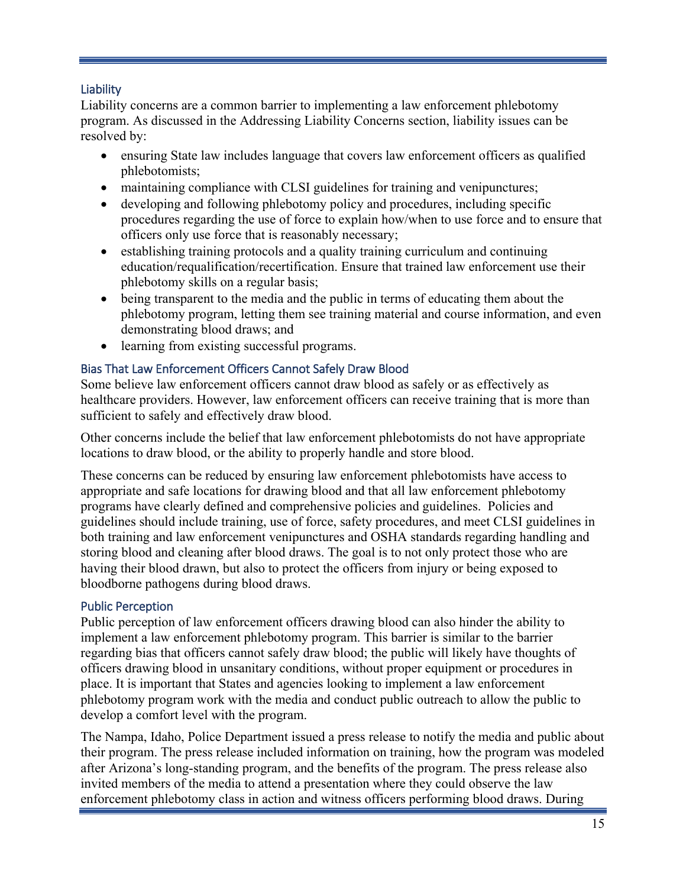### Liability

Liability concerns are a common barrier to implementing a law enforcement phlebotomy program. As discussed in the Addressing Liability Concerns section, liability issues can be resolved by:

- ensuring State law includes language that covers law enforcement officers as qualified phlebotomists;
- maintaining compliance with CLSI guidelines for training and venipunctures;
- developing and following phlebotomy policy and procedures, including specific procedures regarding the use of force to explain how/when to use force and to ensure that officers only use force that is reasonably necessary;
- establishing training protocols and a quality training curriculum and continuing education/requalification/recertification. Ensure that trained law enforcement use their phlebotomy skills on a regular basis;
- being transparent to the media and the public in terms of educating them about the phlebotomy program, letting them see training material and course information, and even demonstrating blood draws; and
- learning from existing successful programs.

### Bias That Law Enforcement Officers Cannot Safely Draw Blood

Some believe law enforcement officers cannot draw blood as safely or as effectively as healthcare providers. However, law enforcement officers can receive training that is more than sufficient to safely and effectively draw blood.

Other concerns include the belief that law enforcement phlebotomists do not have appropriate locations to draw blood, or the ability to properly handle and store blood.

These concerns can be reduced by ensuring law enforcement phlebotomists have access to appropriate and safe locations for drawing blood and that all law enforcement phlebotomy programs have clearly defined and comprehensive policies and guidelines. Policies and guidelines should include training, use of force, safety procedures, and meet CLSI guidelines in both training and law enforcement venipunctures and OSHA standards regarding handling and storing blood and cleaning after blood draws. The goal is to not only protect those who are having their blood drawn, but also to protect the officers from injury or being exposed to bloodborne pathogens during blood draws.

### Public Perception

Public perception of law enforcement officers drawing blood can also hinder the ability to implement a law enforcement phlebotomy program. This barrier is similar to the barrier regarding bias that officers cannot safely draw blood; the public will likely have thoughts of officers drawing blood in unsanitary conditions, without proper equipment or procedures in place. It is important that States and agencies looking to implement a law enforcement phlebotomy program work with the media and conduct public outreach to allow the public to develop a comfort level with the program.

The Nampa, Idaho, Police Department issued a press release to notify the media and public about their program. The press release included information on training, how the program was modeled after Arizona's long-standing program, and the benefits of the program. The press release also invited members of the media to attend a presentation where they could observe the law enforcement phlebotomy class in action and witness officers performing blood draws. During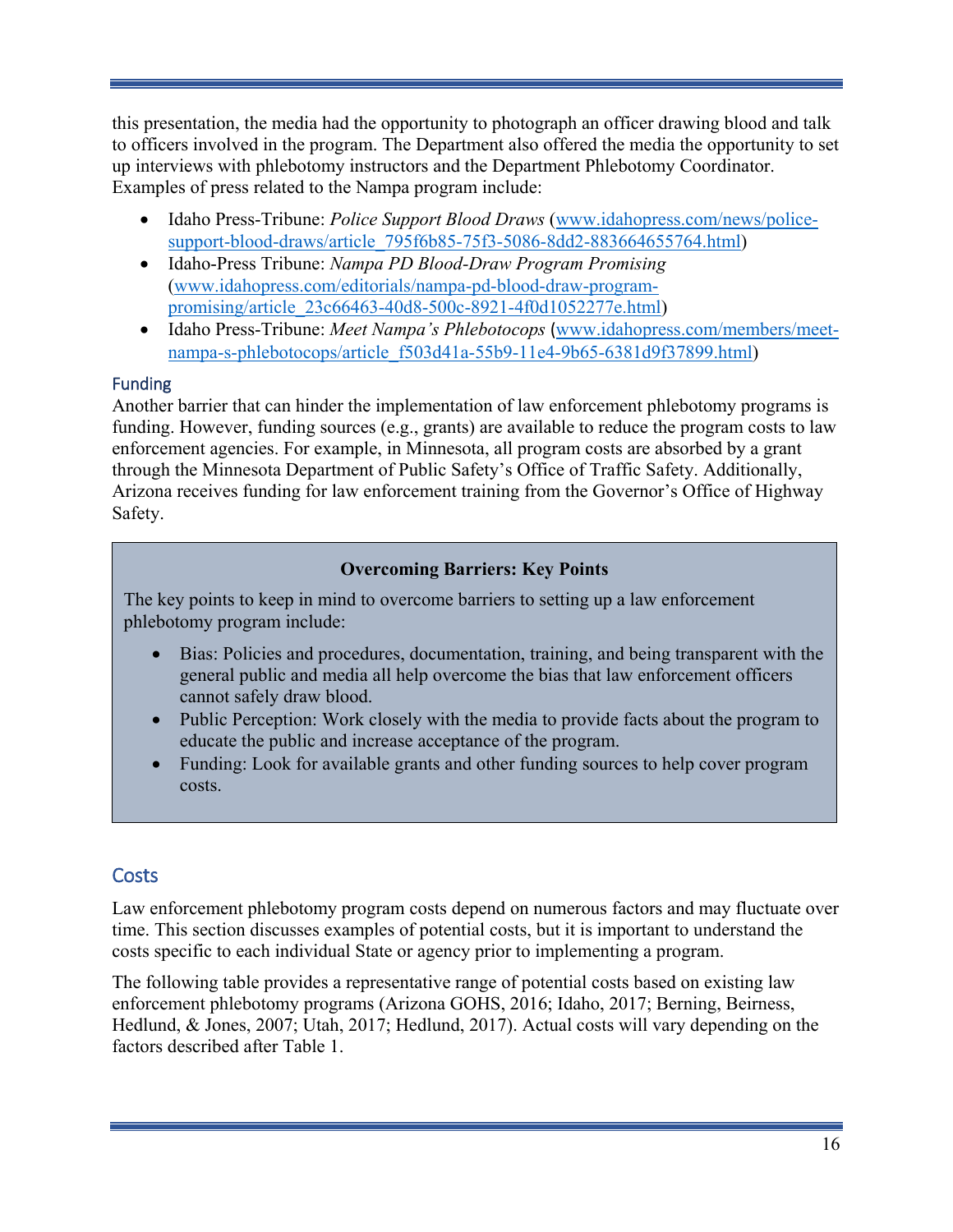this presentation, the media had the opportunity to photograph an officer drawing blood and talk to officers involved in the program. The Department also offered the media the opportunity to set up interviews with phlebotomy instructors and the Department Phlebotomy Coordinator. Examples of press related to the Nampa program include:

- Idaho Press-Tribune: *Police Support Blood Draws* (www.idahopress.com/news/police-support-blood-draws/article_795f6b85-75f3-5086-8dd2-883664655764.html)
- Idaho-Press Tribune: *Nampa PD Blood-Draw Program Promising* (www.idahopress.com/editorials/nampa-pd-blood-draw-program-promising/article_23c66463-40d8-500c-8921-4f0d1052277e.html)
- Idaho Press-Tribune: *Meet Nampa's Phlebotocops* (www.idahopress.com/members/meet-nampa-s-phlebotocops/article_f503d41a-55b9-11e4-9b65-6381d9f37899.html)

### Funding

Another barrier that can hinder the implementation of law enforcement phlebotomy programs is funding. However, funding sources (e.g., grants) are available to reduce the program costs to law enforcement agencies. For example, in Minnesota, all program costs are absorbed by a grant through the Minnesota Department of Public Safety's Office of Traffic Safety. Additionally, Arizona receives funding for law enforcement training from the Governor's Office of Highway Safety.

**Overcoming Barriers: Key Points**

The key points to keep in mind to overcome barriers to setting up a law enforcement phlebotomy program include:

- Bias: Policies and procedures, documentation, training, and being transparent with the general public and media all help overcome the bias that law enforcement officers cannot safely draw blood.
- Public Perception: Work closely with the media to provide facts about the program to educate the public and increase acceptance of the program.
- Funding: Look for available grants and other funding sources to help cover program costs.

## Costs

Law enforcement phlebotomy program costs depend on numerous factors and may fluctuate over time. This section discusses examples of potential costs, but it is important to understand the costs specific to each individual State or agency prior to implementing a program.

The following table provides a representative range of potential costs based on existing law enforcement phlebotomy programs (Arizona GOHS, 2016; Idaho, 2017; Berning, Beirness, Hedlund, & Jones, 2007; Utah, 2017; Hedlund, 2017). Actual costs will vary depending on the factors described after Table 1.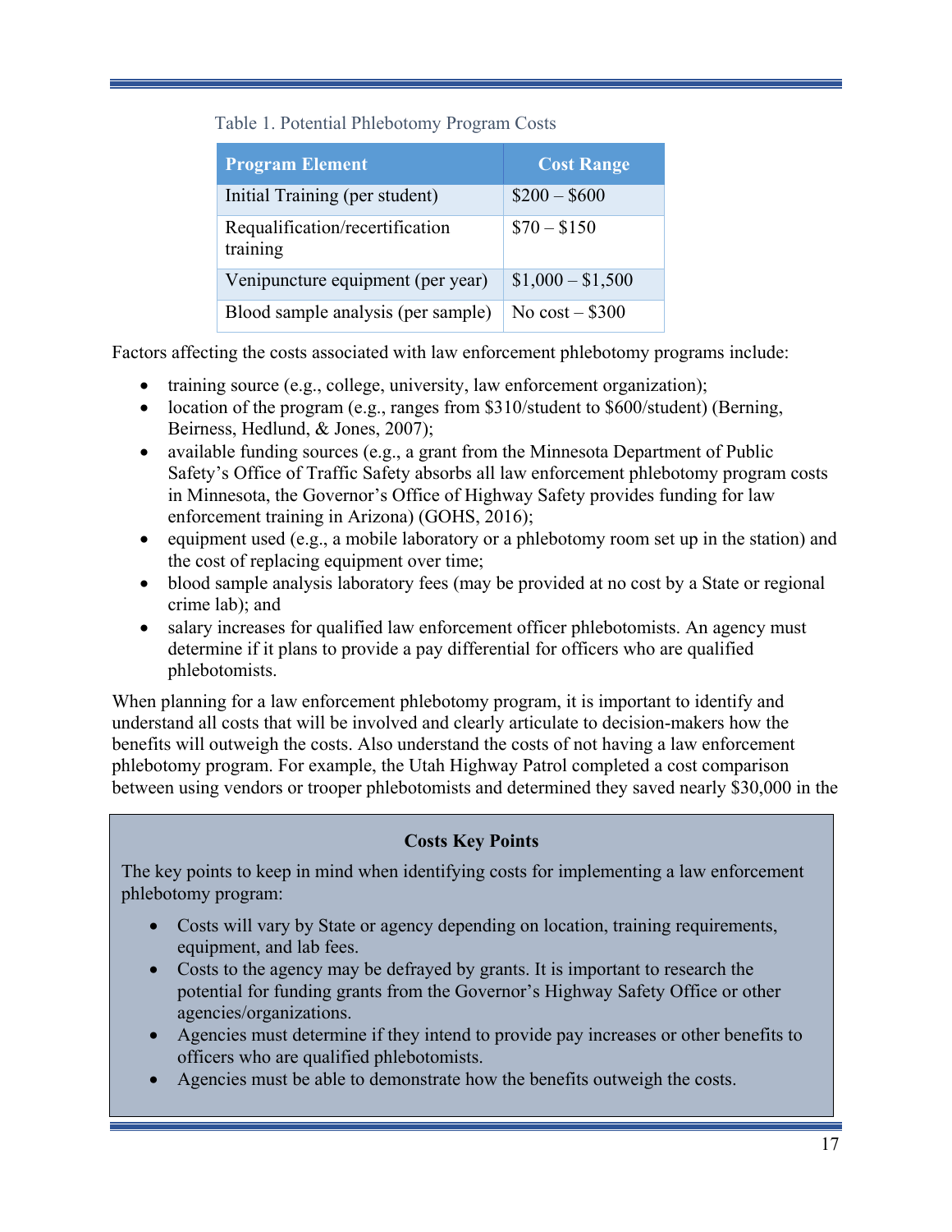Table 1. Potential Phlebotomy Program Costs

| Program Element | Cost Range |
| --- | --- |
| Initial Training (per student) | $200 – $600 |
| Requalification/recertification training | $70 – $150 |
| Venipuncture equipment (per year) | $1,000 – $1,500 |
| Blood sample analysis (per sample) | No cost – $300 |

Factors affecting the costs associated with law enforcement phlebotomy programs include:

- training source (e.g., college, university, law enforcement organization);
- location of the program (e.g., ranges from $310/student to $600/student) (Berning, Beirness, Hedlund, & Jones, 2007);
- available funding sources (e.g., a grant from the Minnesota Department of Public Safety's Office of Traffic Safety absorbs all law enforcement phlebotomy program costs in Minnesota, the Governor's Office of Highway Safety provides funding for law enforcement training in Arizona) (GOHS, 2016);
- equipment used (e.g., a mobile laboratory or a phlebotomy room set up in the station) and the cost of replacing equipment over time;
- blood sample analysis laboratory fees (may be provided at no cost by a State or regional crime lab); and
- salary increases for qualified law enforcement officer phlebotomists. An agency must determine if it plans to provide a pay differential for officers who are qualified phlebotomists.

When planning for a law enforcement phlebotomy program, it is important to identify and understand all costs that will be involved and clearly articulate to decision-makers how the benefits will outweigh the costs. Also understand the costs of not having a law enforcement phlebotomy program. For example, the Utah Highway Patrol completed a cost comparison between using vendors or trooper phlebotomists and determined they saved nearly $30,000 in the

**Costs Key Points**

The key points to keep in mind when identifying costs for implementing a law enforcement phlebotomy program:

- Costs will vary by State or agency depending on location, training requirements, equipment, and lab fees.
- Costs to the agency may be defrayed by grants. It is important to research the potential for funding grants from the Governor's Highway Safety Office or other agencies/organizations.
- Agencies must determine if they intend to provide pay increases or other benefits to officers who are qualified phlebotomists.
- Agencies must be able to demonstrate how the benefits outweigh the costs.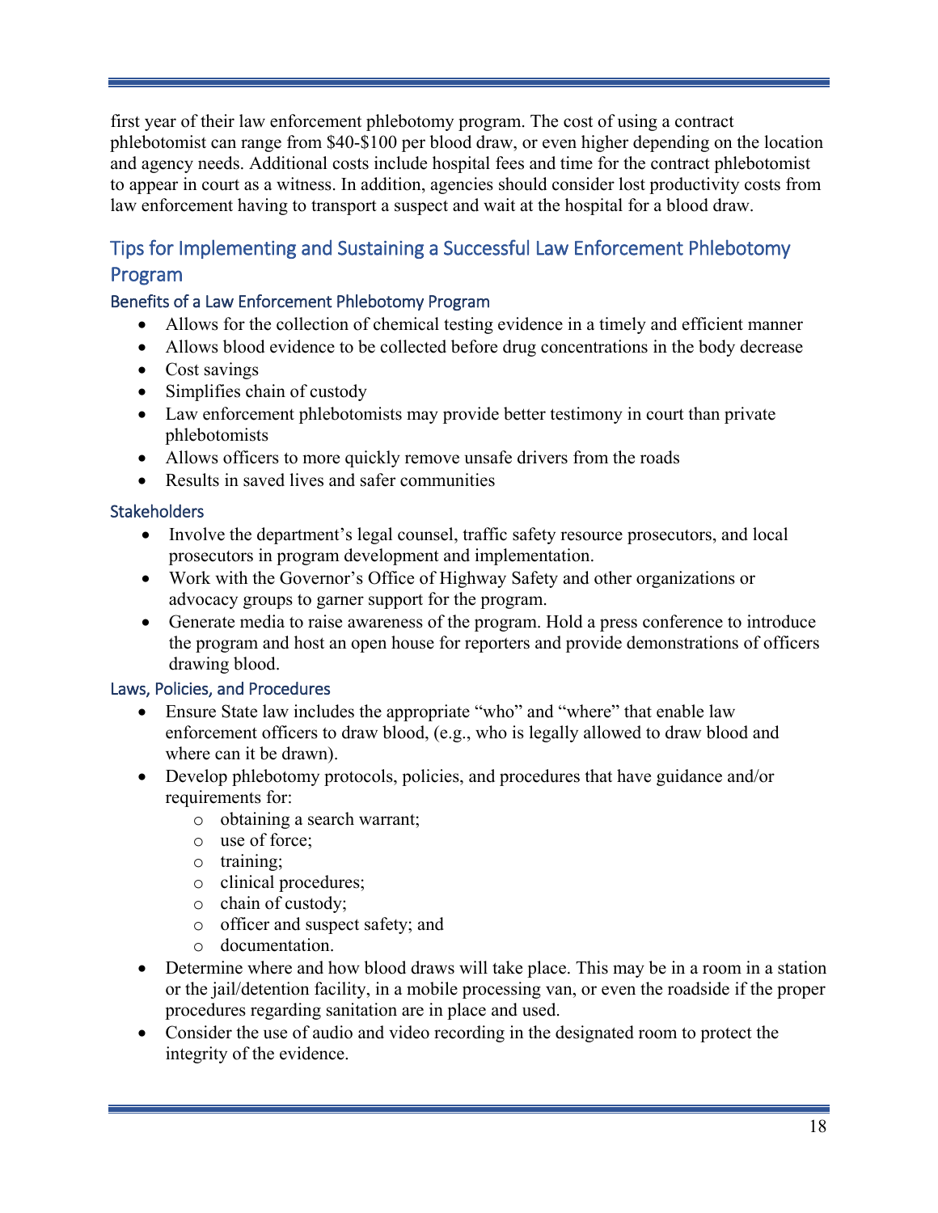first year of their law enforcement phlebotomy program. The cost of using a contract phlebotomist can range from $40-$100 per blood draw, or even higher depending on the location and agency needs. Additional costs include hospital fees and time for the contract phlebotomist to appear in court as a witness. In addition, agencies should consider lost productivity costs from law enforcement having to transport a suspect and wait at the hospital for a blood draw.

## Tips for Implementing and Sustaining a Successful Law Enforcement Phlebotomy Program

### Benefits of a Law Enforcement Phlebotomy Program

- Allows for the collection of chemical testing evidence in a timely and efficient manner
- Allows blood evidence to be collected before drug concentrations in the body decrease
- Cost savings
- Simplifies chain of custody
- Law enforcement phlebotomists may provide better testimony in court than private phlebotomists
- Allows officers to more quickly remove unsafe drivers from the roads
- Results in saved lives and safer communities

### Stakeholders

- Involve the department's legal counsel, traffic safety resource prosecutors, and local prosecutors in program development and implementation.
- Work with the Governor's Office of Highway Safety and other organizations or advocacy groups to garner support for the program.
- Generate media to raise awareness of the program. Hold a press conference to introduce the program and host an open house for reporters and provide demonstrations of officers drawing blood.

### Laws, Policies, and Procedures

- Ensure State law includes the appropriate "who" and "where" that enable law enforcement officers to draw blood, (e.g., who is legally allowed to draw blood and where can it be drawn).
- Develop phlebotomy protocols, policies, and procedures that have guidance and/or requirements for:
  - obtaining a search warrant;
  - use of force;
  - training;
  - clinical procedures;
  - chain of custody;
  - officer and suspect safety; and
  - documentation.
- Determine where and how blood draws will take place. This may be in a room in a station or the jail/detention facility, in a mobile processing van, or even the roadside if the proper procedures regarding sanitation are in place and used.
- Consider the use of audio and video recording in the designated room to protect the integrity of the evidence.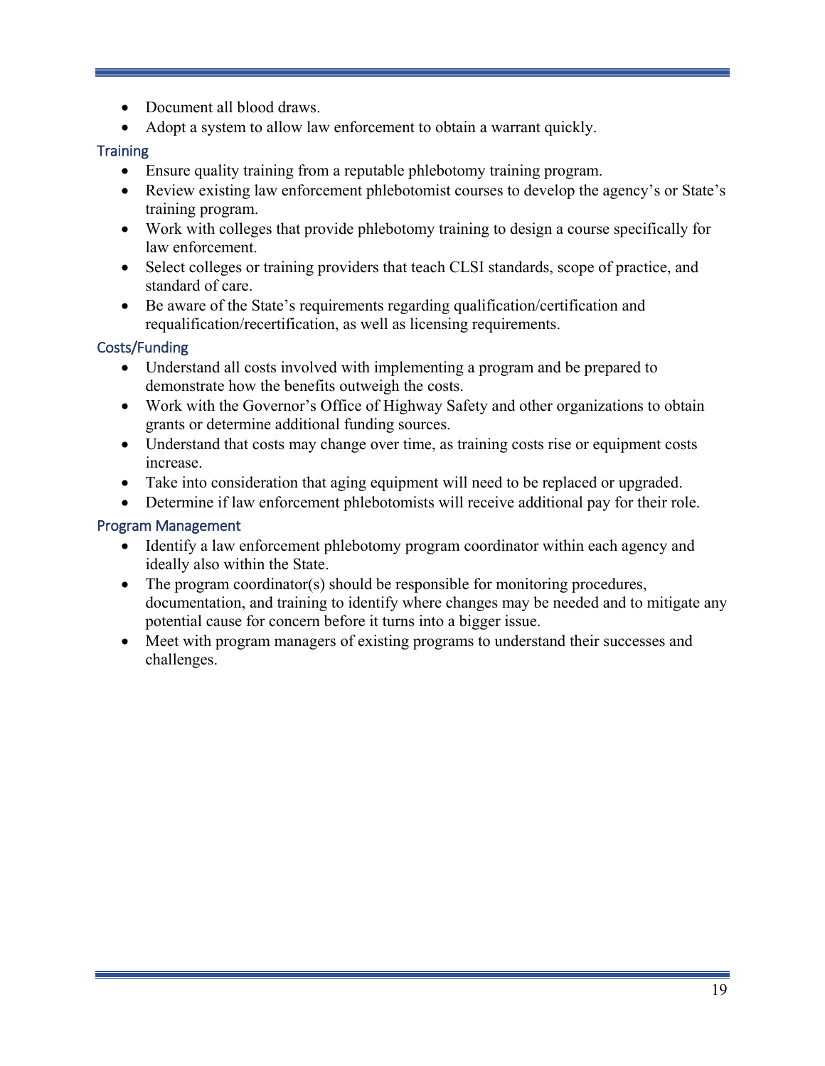- Document all blood draws.
- Adopt a system to allow law enforcement to obtain a warrant quickly.

### Training

- Ensure quality training from a reputable phlebotomy training program.
- Review existing law enforcement phlebotomist courses to develop the agency's or State's training program.
- Work with colleges that provide phlebotomy training to design a course specifically for law enforcement.
- Select colleges or training providers that teach CLSI standards, scope of practice, and standard of care.
- Be aware of the State's requirements regarding qualification/certification and requalification/recertification, as well as licensing requirements.

### Costs/Funding

- Understand all costs involved with implementing a program and be prepared to demonstrate how the benefits outweigh the costs.
- Work with the Governor's Office of Highway Safety and other organizations to obtain grants or determine additional funding sources.
- Understand that costs may change over time, as training costs rise or equipment costs increase.
- Take into consideration that aging equipment will need to be replaced or upgraded.
- Determine if law enforcement phlebotomists will receive additional pay for their role.

### Program Management

- Identify a law enforcement phlebotomy program coordinator within each agency and ideally also within the State.
- The program coordinator(s) should be responsible for monitoring procedures, documentation, and training to identify where changes may be needed and to mitigate any potential cause for concern before it turns into a bigger issue.
- Meet with program managers of existing programs to understand their successes and challenges.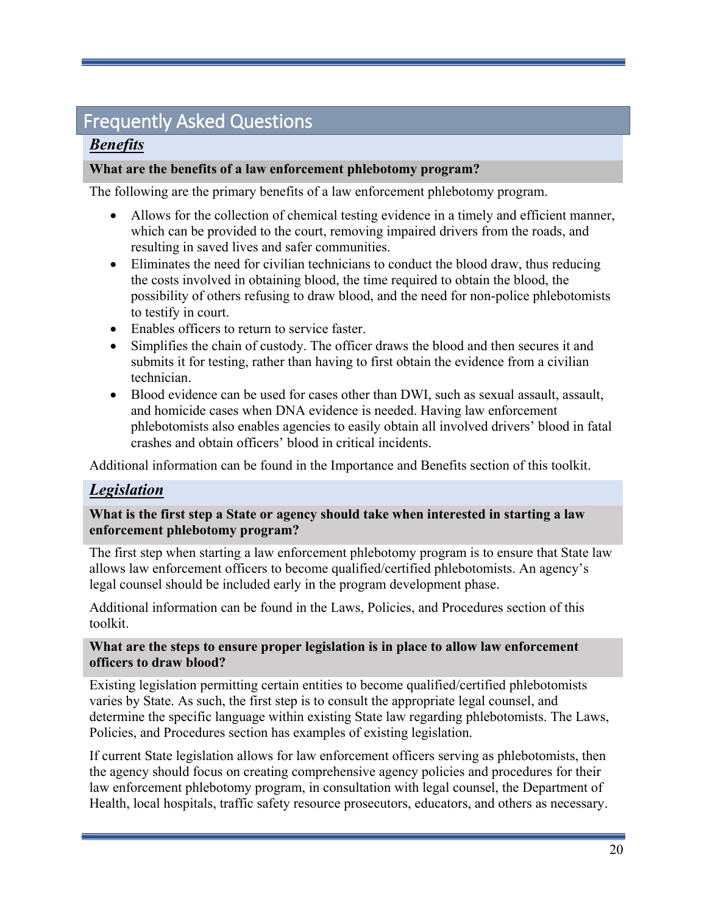# Frequently Asked Questions

## *Benefits*

### What are the benefits of a law enforcement phlebotomy program?

The following are the primary benefits of a law enforcement phlebotomy program.

- Allows for the collection of chemical testing evidence in a timely and efficient manner, which can be provided to the court, removing impaired drivers from the roads, and resulting in saved lives and safer communities.
- Eliminates the need for civilian technicians to conduct the blood draw, thus reducing the costs involved in obtaining blood, the time required to obtain the blood, the possibility of others refusing to draw blood, and the need for non-police phlebotomists to testify in court.
- Enables officers to return to service faster.
- Simplifies the chain of custody. The officer draws the blood and then secures it and submits it for testing, rather than having to first obtain the evidence from a civilian technician.
- Blood evidence can be used for cases other than DWI, such as sexual assault, assault, and homicide cases when DNA evidence is needed. Having law enforcement phlebotomists also enables agencies to easily obtain all involved drivers' blood in fatal crashes and obtain officers' blood in critical incidents.

Additional information can be found in the Importance and Benefits section of this toolkit.

## *Legislation*

### What is the first step a State or agency should take when interested in starting a law enforcement phlebotomy program?

The first step when starting a law enforcement phlebotomy program is to ensure that State law allows law enforcement officers to become qualified/certified phlebotomists. An agency's legal counsel should be included early in the program development phase.

Additional information can be found in the Laws, Policies, and Procedures section of this toolkit.

### What are the steps to ensure proper legislation is in place to allow law enforcement officers to draw blood?

Existing legislation permitting certain entities to become qualified/certified phlebotomists varies by State. As such, the first step is to consult the appropriate legal counsel, and determine the specific language within existing State law regarding phlebotomists. The Laws, Policies, and Procedures section has examples of existing legislation.

If current State legislation allows for law enforcement officers serving as phlebotomists, then the agency should focus on creating comprehensive agency policies and procedures for their law enforcement phlebotomy program, in consultation with legal counsel, the Department of Health, local hospitals, traffic safety resource prosecutors, educators, and others as necessary.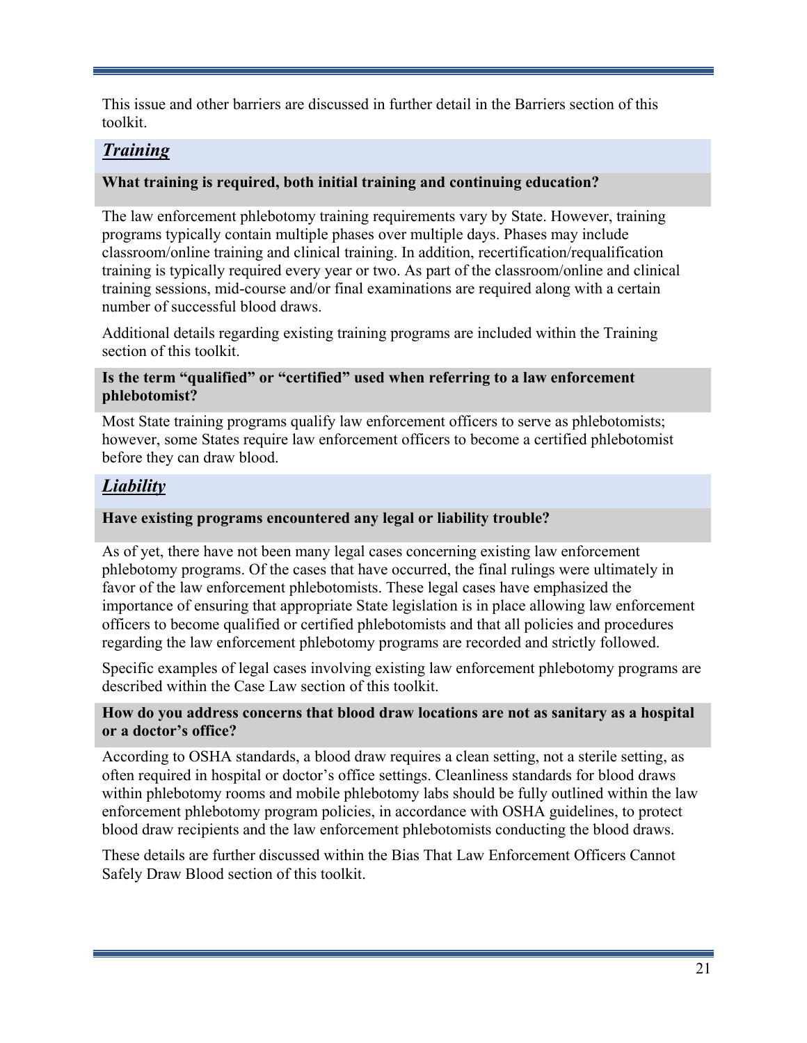This issue and other barriers are discussed in further detail in the Barriers section of this toolkit.

## ***Training***

**What training is required, both initial training and continuing education?**

The law enforcement phlebotomy training requirements vary by State. However, training programs typically contain multiple phases over multiple days. Phases may include classroom/online training and clinical training. In addition, recertification/requalification training is typically required every year or two. As part of the classroom/online and clinical training sessions, mid-course and/or final examinations are required along with a certain number of successful blood draws.

Additional details regarding existing training programs are included within the Training section of this toolkit.

**Is the term "qualified" or "certified" used when referring to a law enforcement phlebotomist?**

Most State training programs qualify law enforcement officers to serve as phlebotomists; however, some States require law enforcement officers to become a certified phlebotomist before they can draw blood.

## ***Liability***

**Have existing programs encountered any legal or liability trouble?**

As of yet, there have not been many legal cases concerning existing law enforcement phlebotomy programs. Of the cases that have occurred, the final rulings were ultimately in favor of the law enforcement phlebotomists. These legal cases have emphasized the importance of ensuring that appropriate State legislation is in place allowing law enforcement officers to become qualified or certified phlebotomists and that all policies and procedures regarding the law enforcement phlebotomy programs are recorded and strictly followed.

Specific examples of legal cases involving existing law enforcement phlebotomy programs are described within the Case Law section of this toolkit.

**How do you address concerns that blood draw locations are not as sanitary as a hospital or a doctor's office?**

According to OSHA standards, a blood draw requires a clean setting, not a sterile setting, as often required in hospital or doctor's office settings. Cleanliness standards for blood draws within phlebotomy rooms and mobile phlebotomy labs should be fully outlined within the law enforcement phlebotomy program policies, in accordance with OSHA guidelines, to protect blood draw recipients and the law enforcement phlebotomists conducting the blood draws.

These details are further discussed within the Bias That Law Enforcement Officers Cannot Safely Draw Blood section of this toolkit.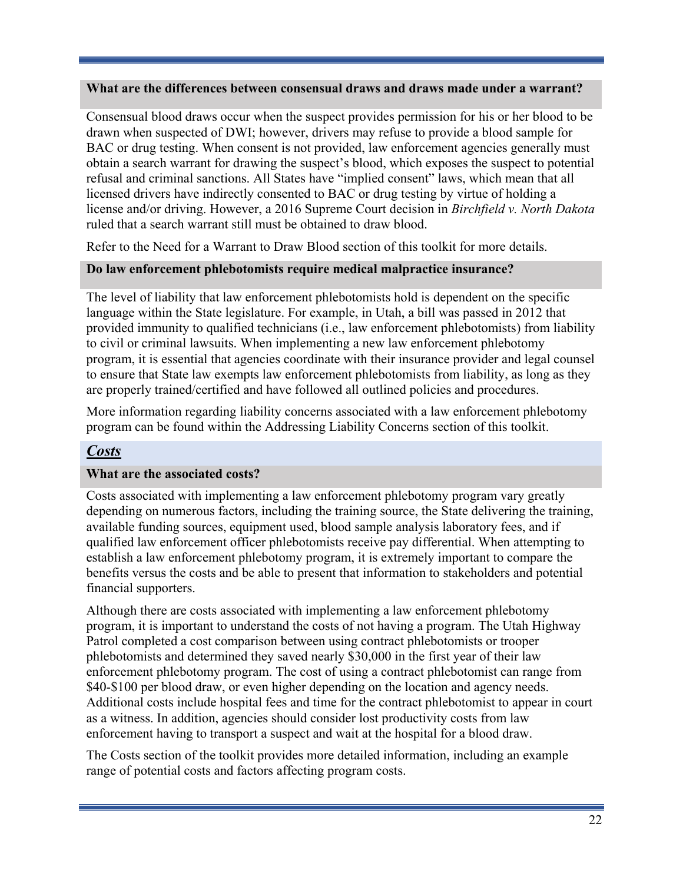**What are the differences between consensual draws and draws made under a warrant?**

Consensual blood draws occur when the suspect provides permission for his or her blood to be drawn when suspected of DWI; however, drivers may refuse to provide a blood sample for BAC or drug testing. When consent is not provided, law enforcement agencies generally must obtain a search warrant for drawing the suspect's blood, which exposes the suspect to potential refusal and criminal sanctions. All States have "implied consent" laws, which mean that all licensed drivers have indirectly consented to BAC or drug testing by virtue of holding a license and/or driving. However, a 2016 Supreme Court decision in *Birchfield v. North Dakota* ruled that a search warrant still must be obtained to draw blood.

Refer to the Need for a Warrant to Draw Blood section of this toolkit for more details.

**Do law enforcement phlebotomists require medical malpractice insurance?**

The level of liability that law enforcement phlebotomists hold is dependent on the specific language within the State legislature. For example, in Utah, a bill was passed in 2012 that provided immunity to qualified technicians (i.e., law enforcement phlebotomists) from liability to civil or criminal lawsuits. When implementing a new law enforcement phlebotomy program, it is essential that agencies coordinate with their insurance provider and legal counsel to ensure that State law exempts law enforcement phlebotomists from liability, as long as they are properly trained/certified and have followed all outlined policies and procedures.

More information regarding liability concerns associated with a law enforcement phlebotomy program can be found within the Addressing Liability Concerns section of this toolkit.

## ***Costs***

**What are the associated costs?**

Costs associated with implementing a law enforcement phlebotomy program vary greatly depending on numerous factors, including the training source, the State delivering the training, available funding sources, equipment used, blood sample analysis laboratory fees, and if qualified law enforcement officer phlebotomists receive pay differential. When attempting to establish a law enforcement phlebotomy program, it is extremely important to compare the benefits versus the costs and be able to present that information to stakeholders and potential financial supporters.

Although there are costs associated with implementing a law enforcement phlebotomy program, it is important to understand the costs of not having a program. The Utah Highway Patrol completed a cost comparison between using contract phlebotomists or trooper phlebotomists and determined they saved nearly $30,000 in the first year of their law enforcement phlebotomy program. The cost of using a contract phlebotomist can range from $40-$100 per blood draw, or even higher depending on the location and agency needs. Additional costs include hospital fees and time for the contract phlebotomist to appear in court as a witness. In addition, agencies should consider lost productivity costs from law enforcement having to transport a suspect and wait at the hospital for a blood draw.

The Costs section of the toolkit provides more detailed information, including an example range of potential costs and factors affecting program costs.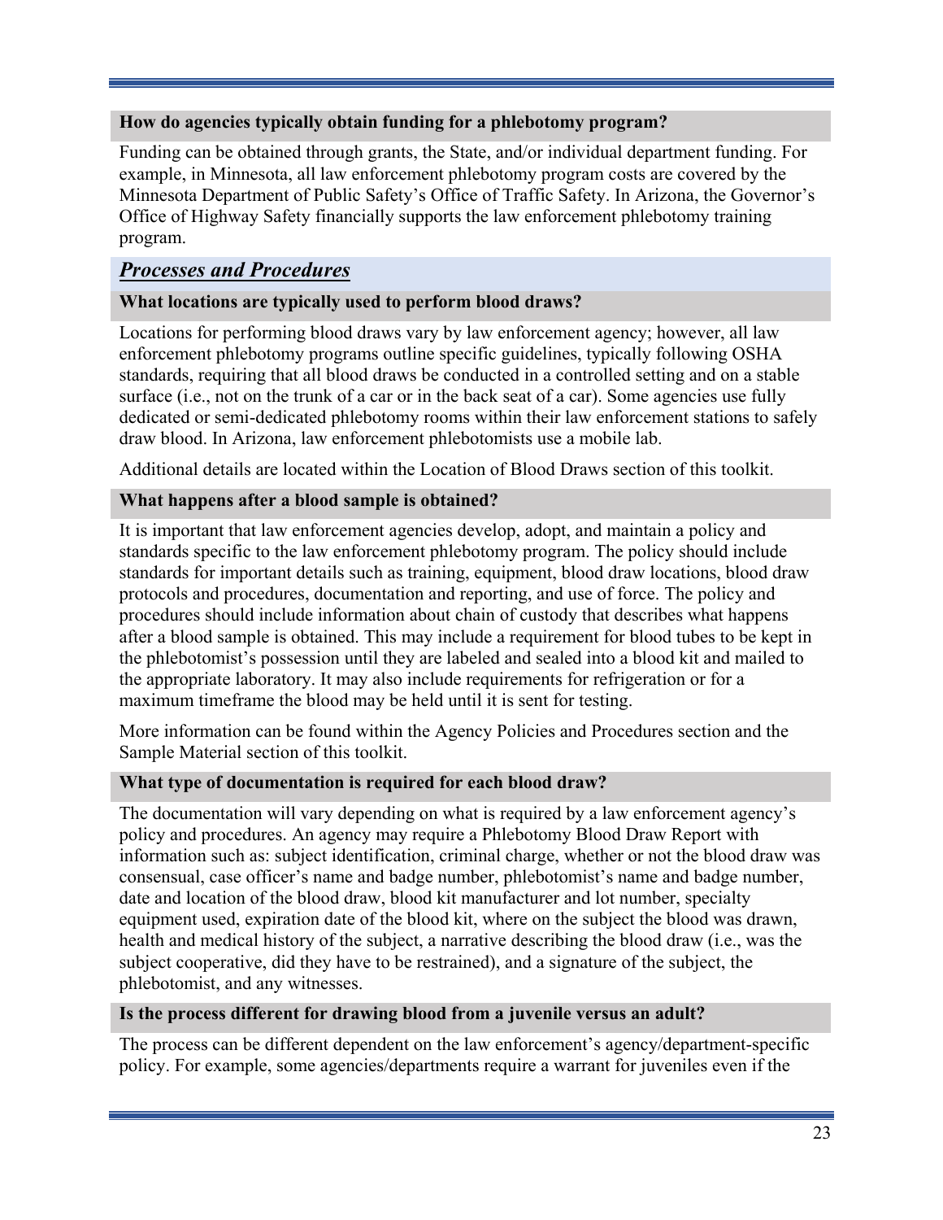### How do agencies typically obtain funding for a phlebotomy program?

Funding can be obtained through grants, the State, and/or individual department funding. For example, in Minnesota, all law enforcement phlebotomy program costs are covered by the Minnesota Department of Public Safety's Office of Traffic Safety. In Arizona, the Governor's Office of Highway Safety financially supports the law enforcement phlebotomy training program.

## *Processes and Procedures*

### What locations are typically used to perform blood draws?

Locations for performing blood draws vary by law enforcement agency; however, all law enforcement phlebotomy programs outline specific guidelines, typically following OSHA standards, requiring that all blood draws be conducted in a controlled setting and on a stable surface (i.e., not on the trunk of a car or in the back seat of a car). Some agencies use fully dedicated or semi-dedicated phlebotomy rooms within their law enforcement stations to safely draw blood. In Arizona, law enforcement phlebotomists use a mobile lab.

Additional details are located within the Location of Blood Draws section of this toolkit.

### What happens after a blood sample is obtained?

It is important that law enforcement agencies develop, adopt, and maintain a policy and standards specific to the law enforcement phlebotomy program. The policy should include standards for important details such as training, equipment, blood draw locations, blood draw protocols and procedures, documentation and reporting, and use of force. The policy and procedures should include information about chain of custody that describes what happens after a blood sample is obtained. This may include a requirement for blood tubes to be kept in the phlebotomist's possession until they are labeled and sealed into a blood kit and mailed to the appropriate laboratory. It may also include requirements for refrigeration or for a maximum timeframe the blood may be held until it is sent for testing.

More information can be found within the Agency Policies and Procedures section and the Sample Material section of this toolkit.

### What type of documentation is required for each blood draw?

The documentation will vary depending on what is required by a law enforcement agency's policy and procedures. An agency may require a Phlebotomy Blood Draw Report with information such as: subject identification, criminal charge, whether or not the blood draw was consensual, case officer's name and badge number, phlebotomist's name and badge number, date and location of the blood draw, blood kit manufacturer and lot number, specialty equipment used, expiration date of the blood kit, where on the subject the blood was drawn, health and medical history of the subject, a narrative describing the blood draw (i.e., was the subject cooperative, did they have to be restrained), and a signature of the subject, the phlebotomist, and any witnesses.

### Is the process different for drawing blood from a juvenile versus an adult?

The process can be different dependent on the law enforcement's agency/department-specific policy. For example, some agencies/departments require a warrant for juveniles even if the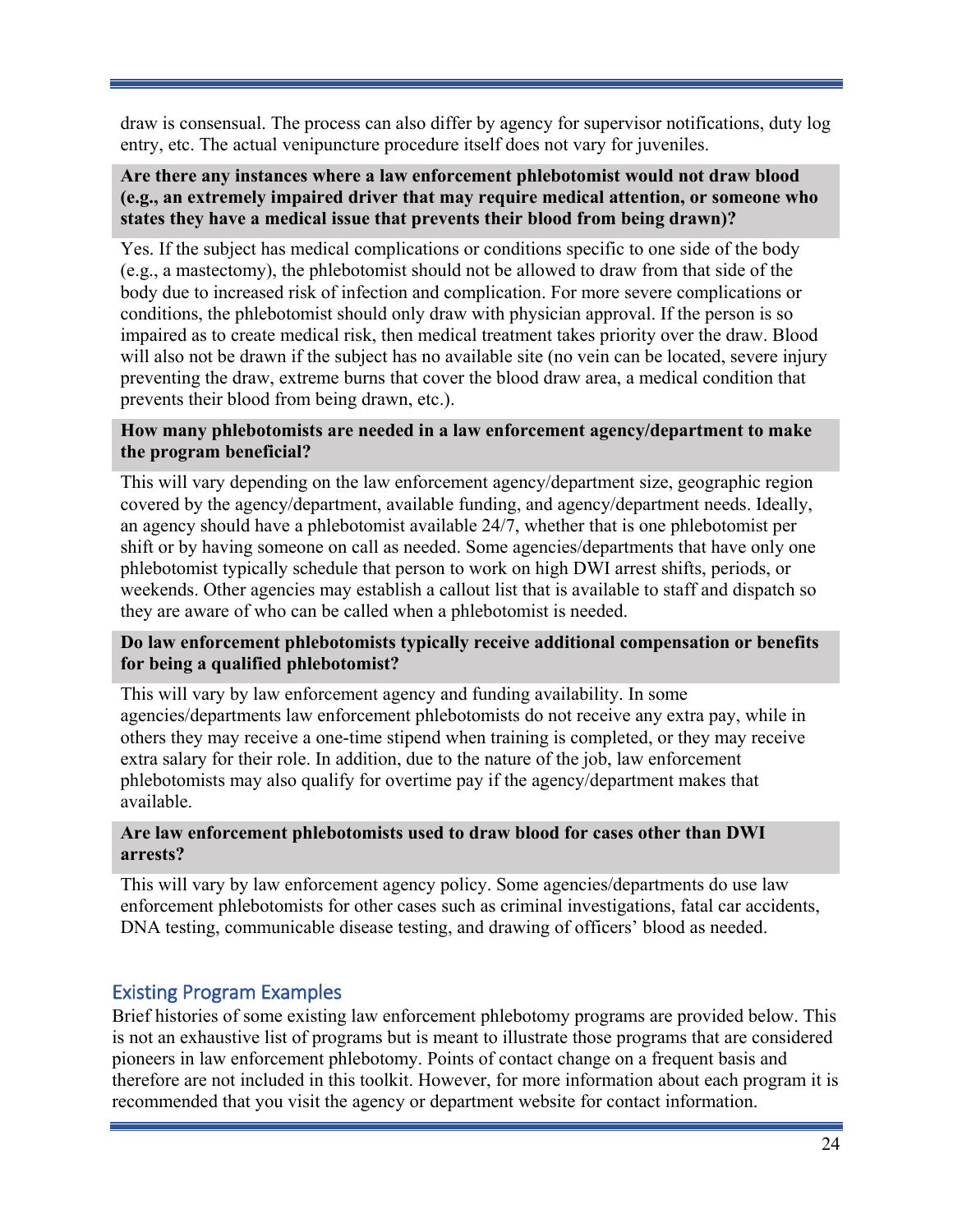draw is consensual. The process can also differ by agency for supervisor notifications, duty log entry, etc. The actual venipuncture procedure itself does not vary for juveniles.

**Are there any instances where a law enforcement phlebotomist would not draw blood (e.g., an extremely impaired driver that may require medical attention, or someone who states they have a medical issue that prevents their blood from being drawn)?**

Yes. If the subject has medical complications or conditions specific to one side of the body (e.g., a mastectomy), the phlebotomist should not be allowed to draw from that side of the body due to increased risk of infection and complication. For more severe complications or conditions, the phlebotomist should only draw with physician approval. If the person is so impaired as to create medical risk, then medical treatment takes priority over the draw. Blood will also not be drawn if the subject has no available site (no vein can be located, severe injury preventing the draw, extreme burns that cover the blood draw area, a medical condition that prevents their blood from being drawn, etc.).

**How many phlebotomists are needed in a law enforcement agency/department to make the program beneficial?**

This will vary depending on the law enforcement agency/department size, geographic region covered by the agency/department, available funding, and agency/department needs. Ideally, an agency should have a phlebotomist available 24/7, whether that is one phlebotomist per shift or by having someone on call as needed. Some agencies/departments that have only one phlebotomist typically schedule that person to work on high DWI arrest shifts, periods, or weekends. Other agencies may establish a callout list that is available to staff and dispatch so they are aware of who can be called when a phlebotomist is needed.

**Do law enforcement phlebotomists typically receive additional compensation or benefits for being a qualified phlebotomist?**

This will vary by law enforcement agency and funding availability. In some agencies/departments law enforcement phlebotomists do not receive any extra pay, while in others they may receive a one-time stipend when training is completed, or they may receive extra salary for their role. In addition, due to the nature of the job, law enforcement phlebotomists may also qualify for overtime pay if the agency/department makes that available.

**Are law enforcement phlebotomists used to draw blood for cases other than DWI arrests?**

This will vary by law enforcement agency policy. Some agencies/departments do use law enforcement phlebotomists for other cases such as criminal investigations, fatal car accidents, DNA testing, communicable disease testing, and drawing of officers' blood as needed.

## Existing Program Examples

Brief histories of some existing law enforcement phlebotomy programs are provided below. This is not an exhaustive list of programs but is meant to illustrate those programs that are considered pioneers in law enforcement phlebotomy. Points of contact change on a frequent basis and therefore are not included in this toolkit. However, for more information about each program it is recommended that you visit the agency or department website for contact information.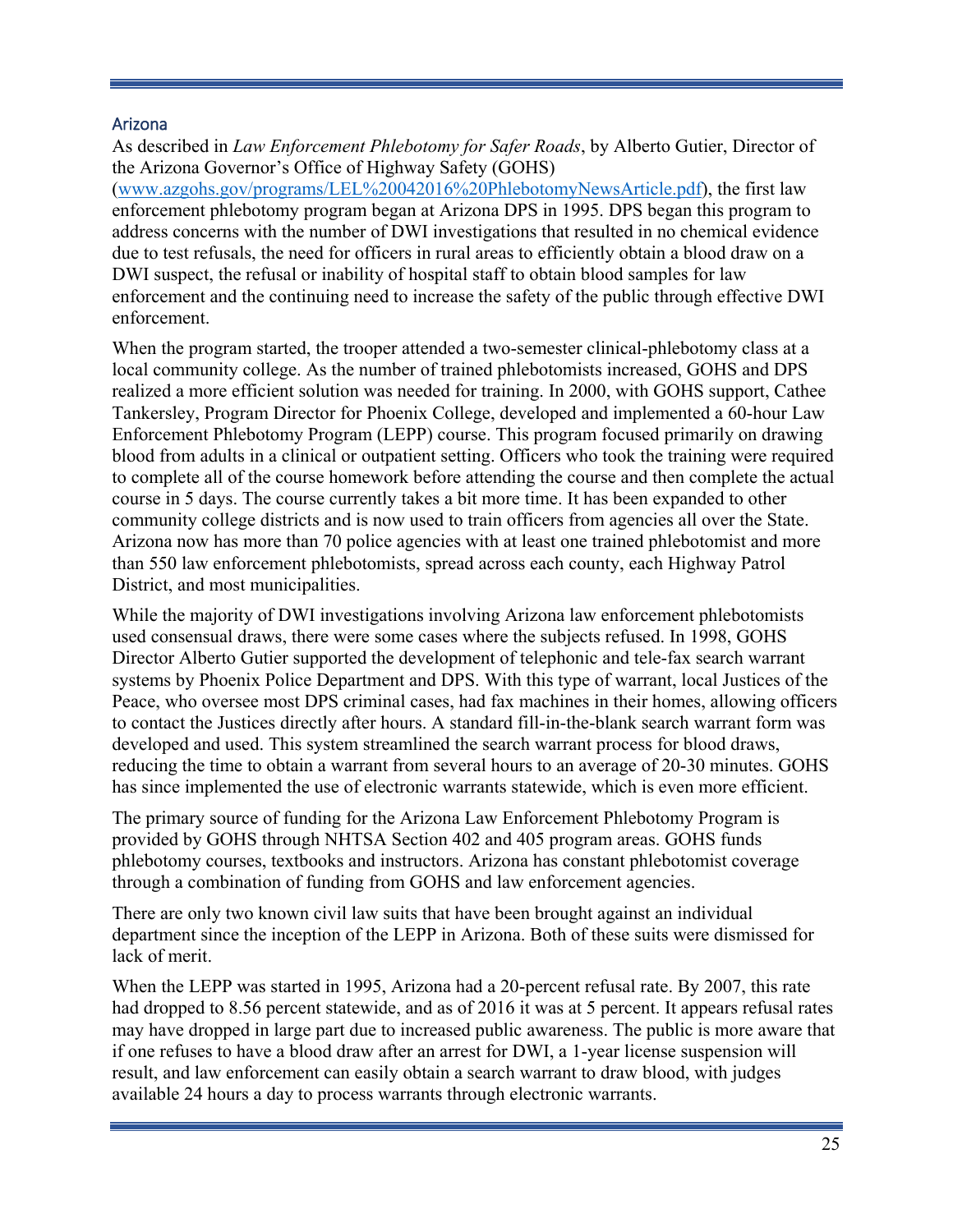## Arizona

As described in *Law Enforcement Phlebotomy for Safer Roads*, by Alberto Gutier, Director of the Arizona Governor's Office of Highway Safety (GOHS) ([www.azgohs.gov/programs/LEL%20042016%20PhlebotomyNewsArticle.pdf](www.azgohs.gov/programs/LEL%20042016%20PhlebotomyNewsArticle.pdf)), the first law enforcement phlebotomy program began at Arizona DPS in 1995. DPS began this program to address concerns with the number of DWI investigations that resulted in no chemical evidence due to test refusals, the need for officers in rural areas to efficiently obtain a blood draw on a DWI suspect, the refusal or inability of hospital staff to obtain blood samples for law enforcement and the continuing need to increase the safety of the public through effective DWI enforcement.

When the program started, the trooper attended a two-semester clinical-phlebotomy class at a local community college. As the number of trained phlebotomists increased, GOHS and DPS realized a more efficient solution was needed for training. In 2000, with GOHS support, Cathee Tankersley, Program Director for Phoenix College, developed and implemented a 60-hour Law Enforcement Phlebotomy Program (LEPP) course. This program focused primarily on drawing blood from adults in a clinical or outpatient setting. Officers who took the training were required to complete all of the course homework before attending the course and then complete the actual course in 5 days. The course currently takes a bit more time. It has been expanded to other community college districts and is now used to train officers from agencies all over the State. Arizona now has more than 70 police agencies with at least one trained phlebotomist and more than 550 law enforcement phlebotomists, spread across each county, each Highway Patrol District, and most municipalities.

While the majority of DWI investigations involving Arizona law enforcement phlebotomists used consensual draws, there were some cases where the subjects refused. In 1998, GOHS Director Alberto Gutier supported the development of telephonic and tele-fax search warrant systems by Phoenix Police Department and DPS. With this type of warrant, local Justices of the Peace, who oversee most DPS criminal cases, had fax machines in their homes, allowing officers to contact the Justices directly after hours. A standard fill-in-the-blank search warrant form was developed and used. This system streamlined the search warrant process for blood draws, reducing the time to obtain a warrant from several hours to an average of 20-30 minutes. GOHS has since implemented the use of electronic warrants statewide, which is even more efficient.

The primary source of funding for the Arizona Law Enforcement Phlebotomy Program is provided by GOHS through NHTSA Section 402 and 405 program areas. GOHS funds phlebotomy courses, textbooks and instructors. Arizona has constant phlebotomist coverage through a combination of funding from GOHS and law enforcement agencies.

There are only two known civil law suits that have been brought against an individual department since the inception of the LEPP in Arizona. Both of these suits were dismissed for lack of merit.

When the LEPP was started in 1995, Arizona had a 20-percent refusal rate. By 2007, this rate had dropped to 8.56 percent statewide, and as of 2016 it was at 5 percent. It appears refusal rates may have dropped in large part due to increased public awareness. The public is more aware that if one refuses to have a blood draw after an arrest for DWI, a 1-year license suspension will result, and law enforcement can easily obtain a search warrant to draw blood, with judges available 24 hours a day to process warrants through electronic warrants.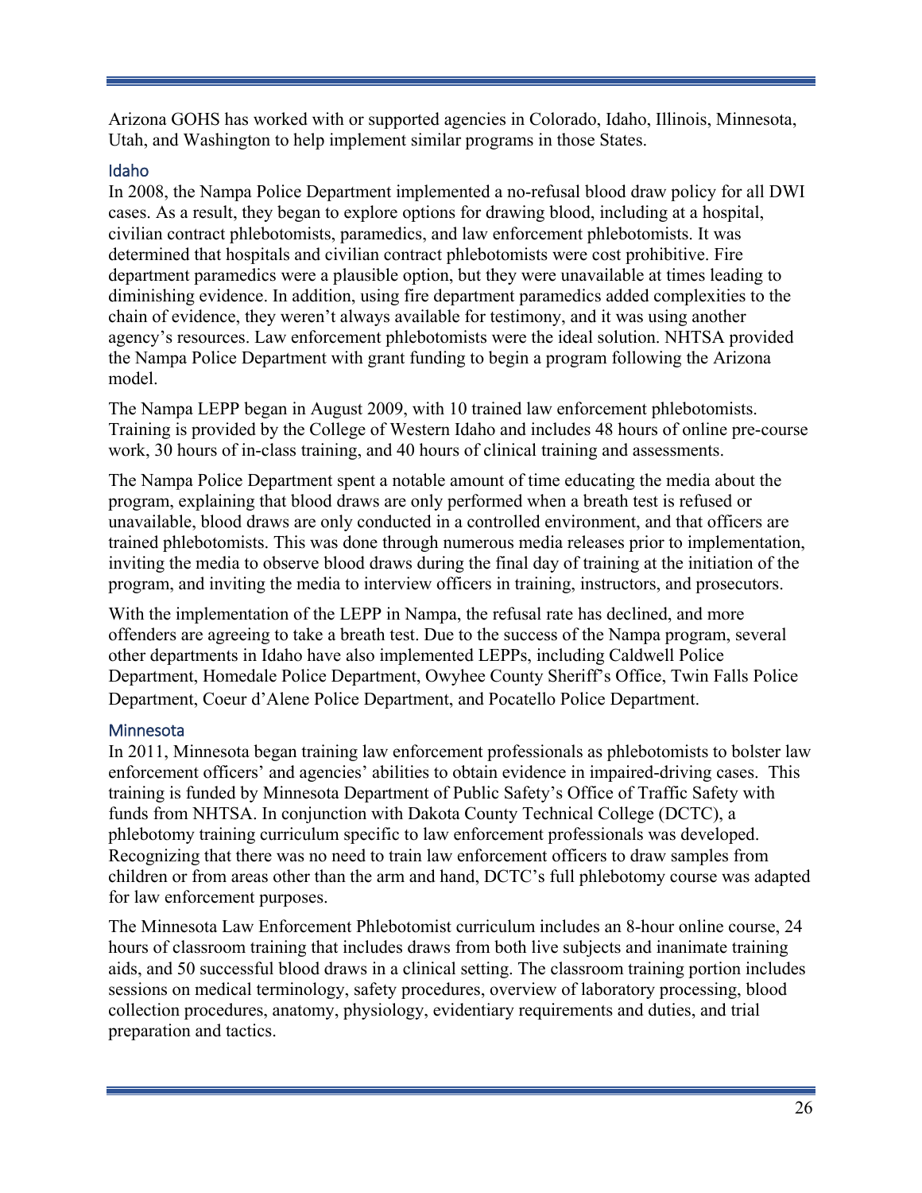Arizona GOHS has worked with or supported agencies in Colorado, Idaho, Illinois, Minnesota, Utah, and Washington to help implement similar programs in those States.

### Idaho

In 2008, the Nampa Police Department implemented a no-refusal blood draw policy for all DWI cases. As a result, they began to explore options for drawing blood, including at a hospital, civilian contract phlebotomists, paramedics, and law enforcement phlebotomists. It was determined that hospitals and civilian contract phlebotomists were cost prohibitive. Fire department paramedics were a plausible option, but they were unavailable at times leading to diminishing evidence. In addition, using fire department paramedics added complexities to the chain of evidence, they weren't always available for testimony, and it was using another agency's resources. Law enforcement phlebotomists were the ideal solution. NHTSA provided the Nampa Police Department with grant funding to begin a program following the Arizona model.

The Nampa LEPP began in August 2009, with 10 trained law enforcement phlebotomists. Training is provided by the College of Western Idaho and includes 48 hours of online pre-course work, 30 hours of in-class training, and 40 hours of clinical training and assessments.

The Nampa Police Department spent a notable amount of time educating the media about the program, explaining that blood draws are only performed when a breath test is refused or unavailable, blood draws are only conducted in a controlled environment, and that officers are trained phlebotomists. This was done through numerous media releases prior to implementation, inviting the media to observe blood draws during the final day of training at the initiation of the program, and inviting the media to interview officers in training, instructors, and prosecutors.

With the implementation of the LEPP in Nampa, the refusal rate has declined, and more offenders are agreeing to take a breath test. Due to the success of the Nampa program, several other departments in Idaho have also implemented LEPPs, including Caldwell Police Department, Homedale Police Department, Owyhee County Sheriff's Office, Twin Falls Police Department, Coeur d'Alene Police Department, and Pocatello Police Department.

### Minnesota

In 2011, Minnesota began training law enforcement professionals as phlebotomists to bolster law enforcement officers' and agencies' abilities to obtain evidence in impaired-driving cases. This training is funded by Minnesota Department of Public Safety's Office of Traffic Safety with funds from NHTSA. In conjunction with Dakota County Technical College (DCTC), a phlebotomy training curriculum specific to law enforcement professionals was developed. Recognizing that there was no need to train law enforcement officers to draw samples from children or from areas other than the arm and hand, DCTC's full phlebotomy course was adapted for law enforcement purposes.

The Minnesota Law Enforcement Phlebotomist curriculum includes an 8-hour online course, 24 hours of classroom training that includes draws from both live subjects and inanimate training aids, and 50 successful blood draws in a clinical setting. The classroom training portion includes sessions on medical terminology, safety procedures, overview of laboratory processing, blood collection procedures, anatomy, physiology, evidentiary requirements and duties, and trial preparation and tactics.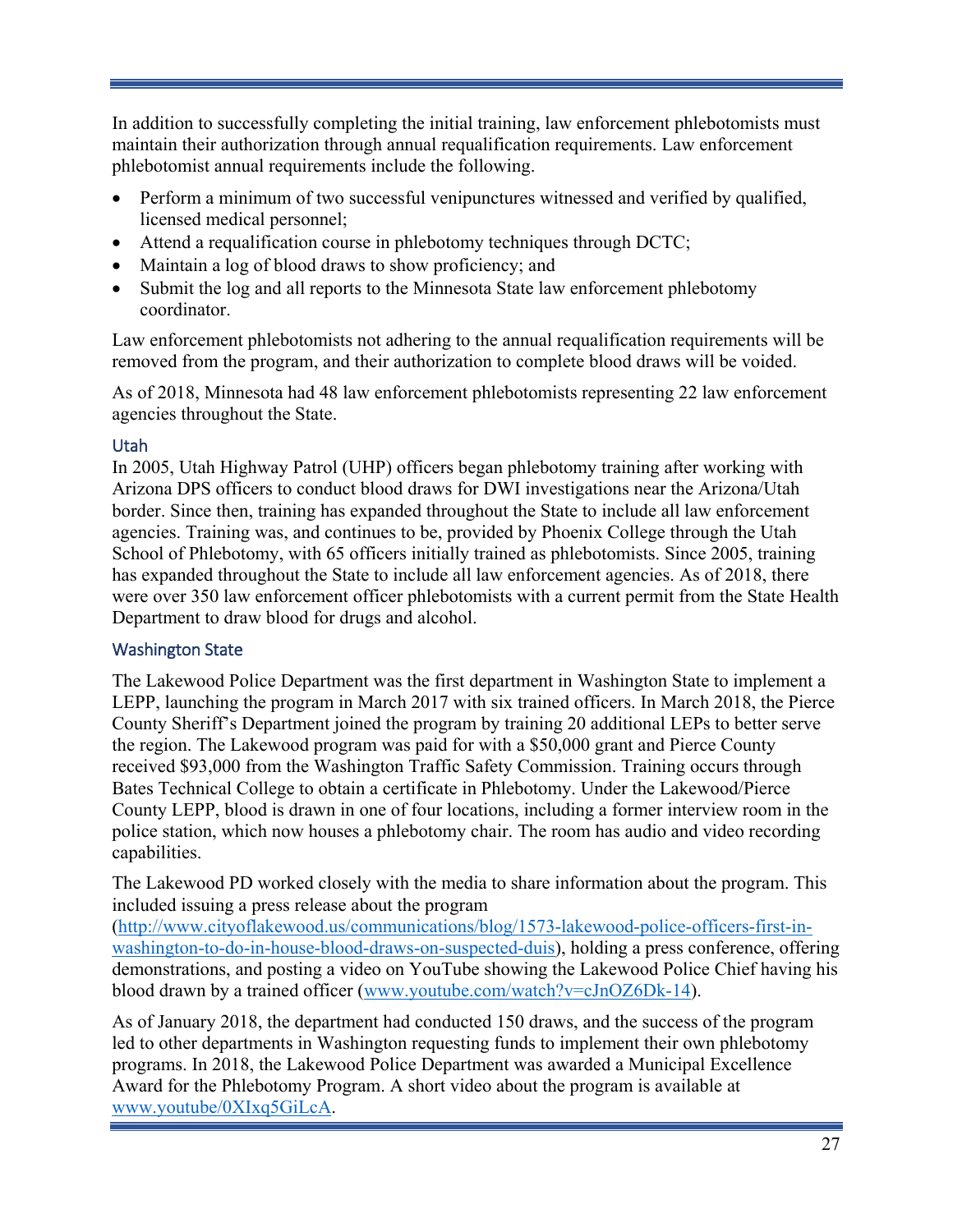In addition to successfully completing the initial training, law enforcement phlebotomists must maintain their authorization through annual requalification requirements. Law enforcement phlebotomist annual requirements include the following.

- Perform a minimum of two successful venipunctures witnessed and verified by qualified, licensed medical personnel;
- Attend a requalification course in phlebotomy techniques through DCTC;
- Maintain a log of blood draws to show proficiency; and
- Submit the log and all reports to the Minnesota State law enforcement phlebotomy coordinator.

Law enforcement phlebotomists not adhering to the annual requalification requirements will be removed from the program, and their authorization to complete blood draws will be voided.

As of 2018, Minnesota had 48 law enforcement phlebotomists representing 22 law enforcement agencies throughout the State.

### Utah

In 2005, Utah Highway Patrol (UHP) officers began phlebotomy training after working with Arizona DPS officers to conduct blood draws for DWI investigations near the Arizona/Utah border. Since then, training has expanded throughout the State to include all law enforcement agencies. Training was, and continues to be, provided by Phoenix College through the Utah School of Phlebotomy, with 65 officers initially trained as phlebotomists. Since 2005, training has expanded throughout the State to include all law enforcement agencies. As of 2018, there were over 350 law enforcement officer phlebotomists with a current permit from the State Health Department to draw blood for drugs and alcohol.

### Washington State

The Lakewood Police Department was the first department in Washington State to implement a LEPP, launching the program in March 2017 with six trained officers. In March 2018, the Pierce County Sheriff's Department joined the program by training 20 additional LEPs to better serve the region. The Lakewood program was paid for with a $50,000 grant and Pierce County received $93,000 from the Washington Traffic Safety Commission. Training occurs through Bates Technical College to obtain a certificate in Phlebotomy. Under the Lakewood/Pierce County LEPP, blood is drawn in one of four locations, including a former interview room in the police station, which now houses a phlebotomy chair. The room has audio and video recording capabilities.

The Lakewood PD worked closely with the media to share information about the program. This included issuing a press release about the program (http://www.cityoflakewood.us/communications/blog/1573-lakewood-police-officers-first-in-washington-to-do-in-house-blood-draws-on-suspected-duis), holding a press conference, offering demonstrations, and posting a video on YouTube showing the Lakewood Police Chief having his blood drawn by a trained officer (www.youtube.com/watch?v=cJnOZ6Dk-14).

As of January 2018, the department had conducted 150 draws, and the success of the program led to other departments in Washington requesting funds to implement their own phlebotomy programs. In 2018, the Lakewood Police Department was awarded a Municipal Excellence Award for the Phlebotomy Program. A short video about the program is available at www.youtube/0XIxq5GiLcA.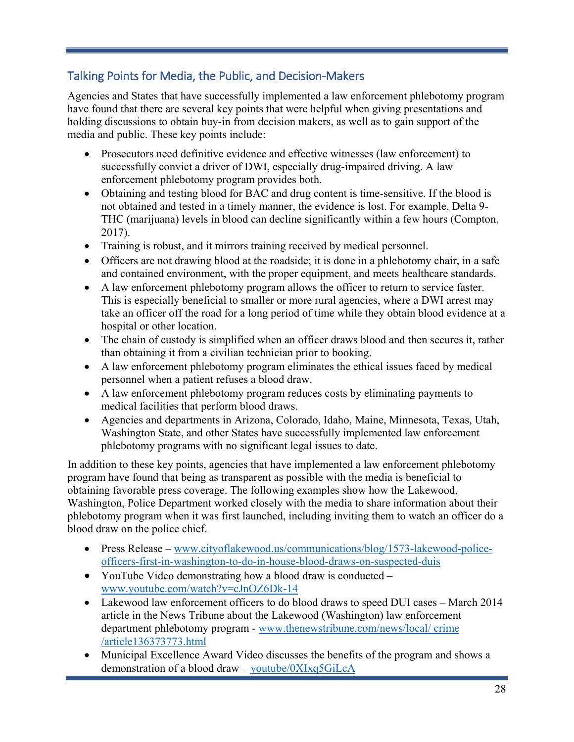## Talking Points for Media, the Public, and Decision-Makers

Agencies and States that have successfully implemented a law enforcement phlebotomy program have found that there are several key points that were helpful when giving presentations and holding discussions to obtain buy-in from decision makers, as well as to gain support of the media and public. These key points include:

- Prosecutors need definitive evidence and effective witnesses (law enforcement) to successfully convict a driver of DWI, especially drug-impaired driving. A law enforcement phlebotomy program provides both.
- Obtaining and testing blood for BAC and drug content is time-sensitive. If the blood is not obtained and tested in a timely manner, the evidence is lost. For example, Delta 9-THC (marijuana) levels in blood can decline significantly within a few hours (Compton, 2017).
- Training is robust, and it mirrors training received by medical personnel.
- Officers are not drawing blood at the roadside; it is done in a phlebotomy chair, in a safe and contained environment, with the proper equipment, and meets healthcare standards.
- A law enforcement phlebotomy program allows the officer to return to service faster. This is especially beneficial to smaller or more rural agencies, where a DWI arrest may take an officer off the road for a long period of time while they obtain blood evidence at a hospital or other location.
- The chain of custody is simplified when an officer draws blood and then secures it, rather than obtaining it from a civilian technician prior to booking.
- A law enforcement phlebotomy program eliminates the ethical issues faced by medical personnel when a patient refuses a blood draw.
- A law enforcement phlebotomy program reduces costs by eliminating payments to medical facilities that perform blood draws.
- Agencies and departments in Arizona, Colorado, Idaho, Maine, Minnesota, Texas, Utah, Washington State, and other States have successfully implemented law enforcement phlebotomy programs with no significant legal issues to date.

In addition to these key points, agencies that have implemented a law enforcement phlebotomy program have found that being as transparent as possible with the media is beneficial to obtaining favorable press coverage. The following examples show how the Lakewood, Washington, Police Department worked closely with the media to share information about their phlebotomy program when it was first launched, including inviting them to watch an officer do a blood draw on the police chief.

- Press Release – www.cityoflakewood.us/communications/blog/1573-lakewood-police-officers-first-in-washington-to-do-in-house-blood-draws-on-suspected-duis
- YouTube Video demonstrating how a blood draw is conducted – www.youtube.com/watch?v=cJnOZ6Dk-14
- Lakewood law enforcement officers to do blood draws to speed DUI cases – March 2014 article in the News Tribune about the Lakewood (Washington) law enforcement department phlebotomy program - www.thenewstribune.com/news/local/ crime /article136373773.html
- Municipal Excellence Award Video discusses the benefits of the program and shows a demonstration of a blood draw – youtube/0XIxq5GiLcA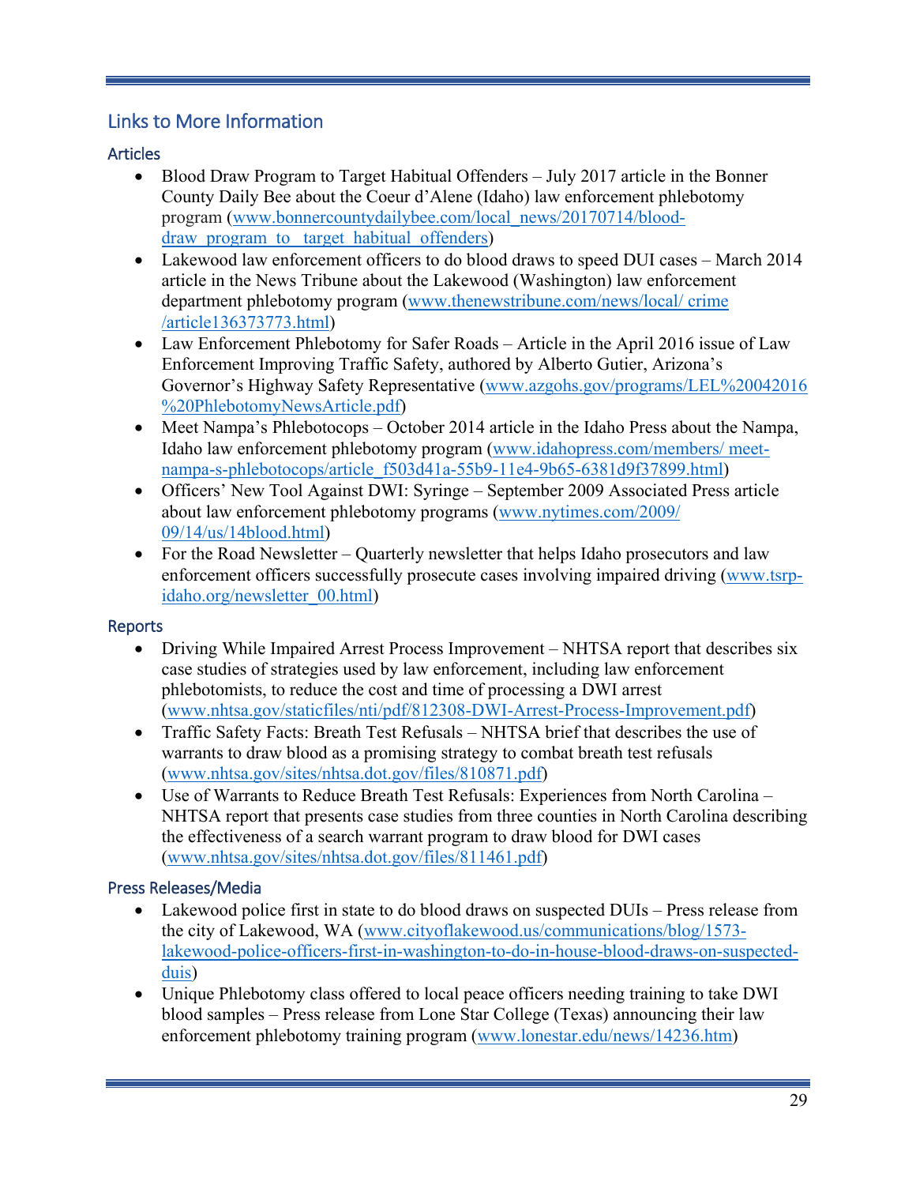## Links to More Information

### Articles

- Blood Draw Program to Target Habitual Offenders – July 2017 article in the Bonner County Daily Bee about the Coeur d'Alene (Idaho) law enforcement phlebotomy program (www.bonnercountydailybee.com/local_news/20170714/blood-draw_program_to_target_habitual_offenders)
- Lakewood law enforcement officers to do blood draws to speed DUI cases – March 2014 article in the News Tribune about the Lakewood (Washington) law enforcement department phlebotomy program (www.thenewstribune.com/news/local/ crime /article136373773.html)
- Law Enforcement Phlebotomy for Safer Roads – Article in the April 2016 issue of Law Enforcement Improving Traffic Safety, authored by Alberto Gutier, Arizona's Governor's Highway Safety Representative (www.azgohs.gov/programs/LEL%20042016%20PhlebotomyNewsArticle.pdf)
- Meet Nampa's Phlebotocops – October 2014 article in the Idaho Press about the Nampa, Idaho law enforcement phlebotomy program (www.idahopress.com/members/ meet-nampa-s-phlebotocops/article_f503d41a-55b9-11e4-9b65-6381d9f37899.html)
- Officers' New Tool Against DWI: Syringe – September 2009 Associated Press article about law enforcement phlebotomy programs (www.nytimes.com/2009/09/14/us/14blood.html)
- For the Road Newsletter – Quarterly newsletter that helps Idaho prosecutors and law enforcement officers successfully prosecute cases involving impaired driving (www.tsrp-idaho.org/newsletter_00.html)

### Reports

- Driving While Impaired Arrest Process Improvement – NHTSA report that describes six case studies of strategies used by law enforcement, including law enforcement phlebotomists, to reduce the cost and time of processing a DWI arrest (www.nhtsa.gov/staticfiles/nti/pdf/812308-DWI-Arrest-Process-Improvement.pdf)
- Traffic Safety Facts: Breath Test Refusals – NHTSA brief that describes the use of warrants to draw blood as a promising strategy to combat breath test refusals (www.nhtsa.gov/sites/nhtsa.dot.gov/files/810871.pdf)
- Use of Warrants to Reduce Breath Test Refusals: Experiences from North Carolina – NHTSA report that presents case studies from three counties in North Carolina describing the effectiveness of a search warrant program to draw blood for DWI cases (www.nhtsa.gov/sites/nhtsa.dot.gov/files/811461.pdf)

### Press Releases/Media

- Lakewood police first in state to do blood draws on suspected DUIs – Press release from the city of Lakewood, WA (www.cityoflakewood.us/communications/blog/1573-lakewood-police-officers-first-in-washington-to-do-in-house-blood-draws-on-suspected-duis)
- Unique Phlebotomy class offered to local peace officers needing training to take DWI blood samples – Press release from Lone Star College (Texas) announcing their law enforcement phlebotomy training program (www.lonestar.edu/news/14236.htm)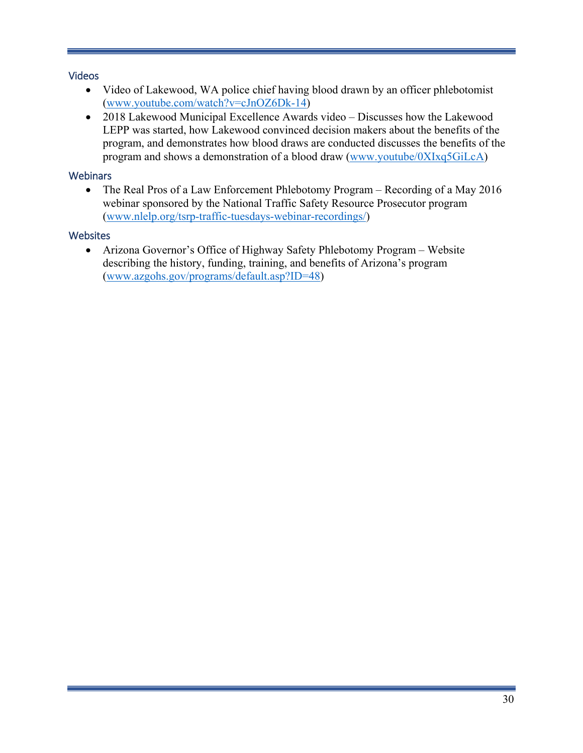### Videos

- Video of Lakewood, WA police chief having blood drawn by an officer phlebotomist (www.youtube.com/watch?v=cJnOZ6Dk-14)
- 2018 Lakewood Municipal Excellence Awards video – Discusses how the Lakewood LEPP was started, how Lakewood convinced decision makers about the benefits of the program, and demonstrates how blood draws are conducted discusses the benefits of the program and shows a demonstration of a blood draw (www.youtube/0XIxq5GiLcA)

### Webinars

- The Real Pros of a Law Enforcement Phlebotomy Program – Recording of a May 2016 webinar sponsored by the National Traffic Safety Resource Prosecutor program (www.nlelp.org/tsrp-traffic-tuesdays-webinar-recordings/)

### Websites

- Arizona Governor's Office of Highway Safety Phlebotomy Program – Website describing the history, funding, training, and benefits of Arizona's program (www.azgohs.gov/programs/default.asp?ID=48)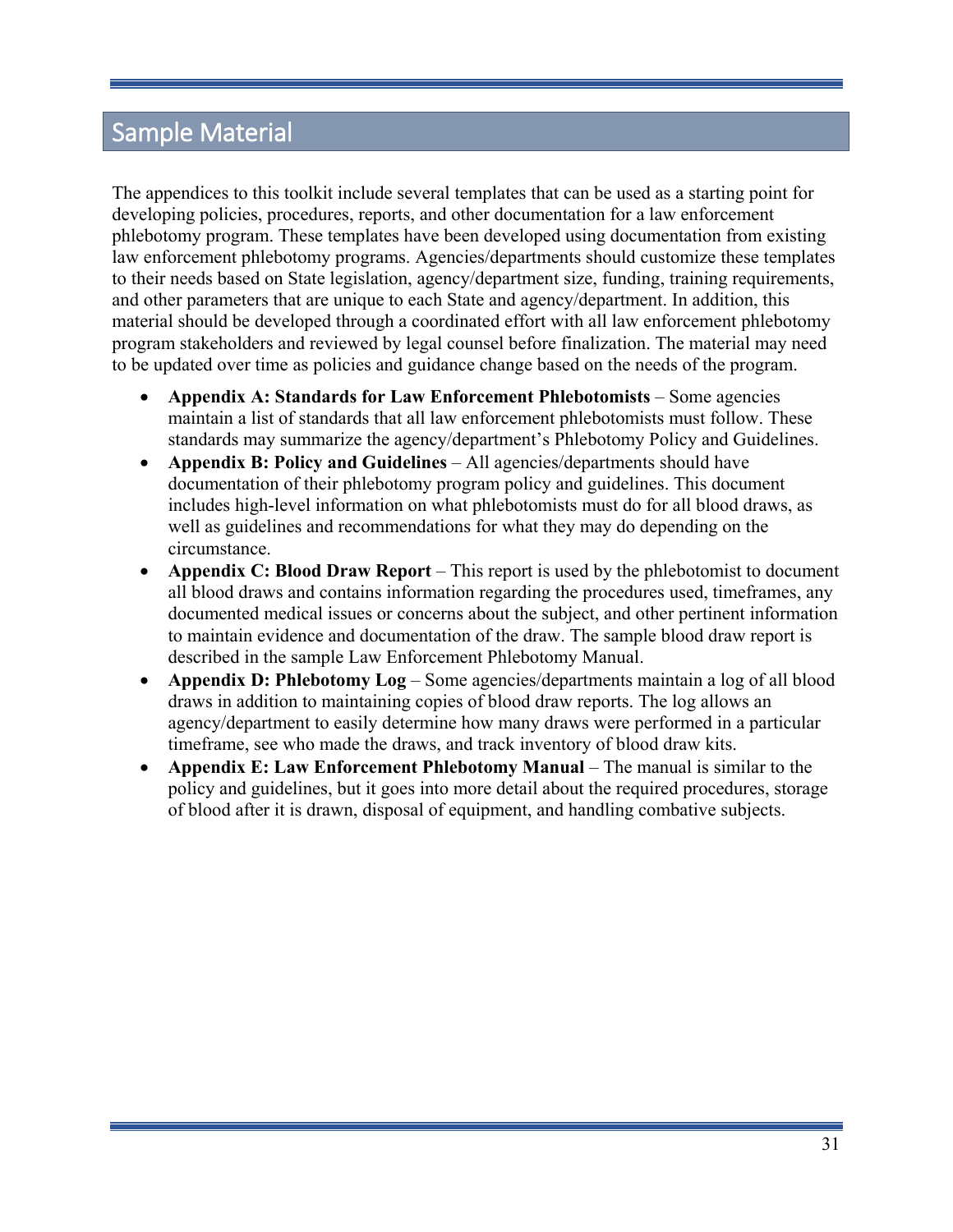# Sample Material

The appendices to this toolkit include several templates that can be used as a starting point for developing policies, procedures, reports, and other documentation for a law enforcement phlebotomy program. These templates have been developed using documentation from existing law enforcement phlebotomy programs. Agencies/departments should customize these templates to their needs based on State legislation, agency/department size, funding, training requirements, and other parameters that are unique to each State and agency/department. In addition, this material should be developed through a coordinated effort with all law enforcement phlebotomy program stakeholders and reviewed by legal counsel before finalization. The material may need to be updated over time as policies and guidance change based on the needs of the program.

- **Appendix A: Standards for Law Enforcement Phlebotomists** – Some agencies maintain a list of standards that all law enforcement phlebotomists must follow. These standards may summarize the agency/department's Phlebotomy Policy and Guidelines.
- **Appendix B: Policy and Guidelines** – All agencies/departments should have documentation of their phlebotomy program policy and guidelines. This document includes high-level information on what phlebotomists must do for all blood draws, as well as guidelines and recommendations for what they may do depending on the circumstance.
- **Appendix C: Blood Draw Report** – This report is used by the phlebotomist to document all blood draws and contains information regarding the procedures used, timeframes, any documented medical issues or concerns about the subject, and other pertinent information to maintain evidence and documentation of the draw. The sample blood draw report is described in the sample Law Enforcement Phlebotomy Manual.
- **Appendix D: Phlebotomy Log** – Some agencies/departments maintain a log of all blood draws in addition to maintaining copies of blood draw reports. The log allows an agency/department to easily determine how many draws were performed in a particular timeframe, see who made the draws, and track inventory of blood draw kits.
- **Appendix E: Law Enforcement Phlebotomy Manual** – The manual is similar to the policy and guidelines, but it goes into more detail about the required procedures, storage of blood after it is drawn, disposal of equipment, and handling combative subjects.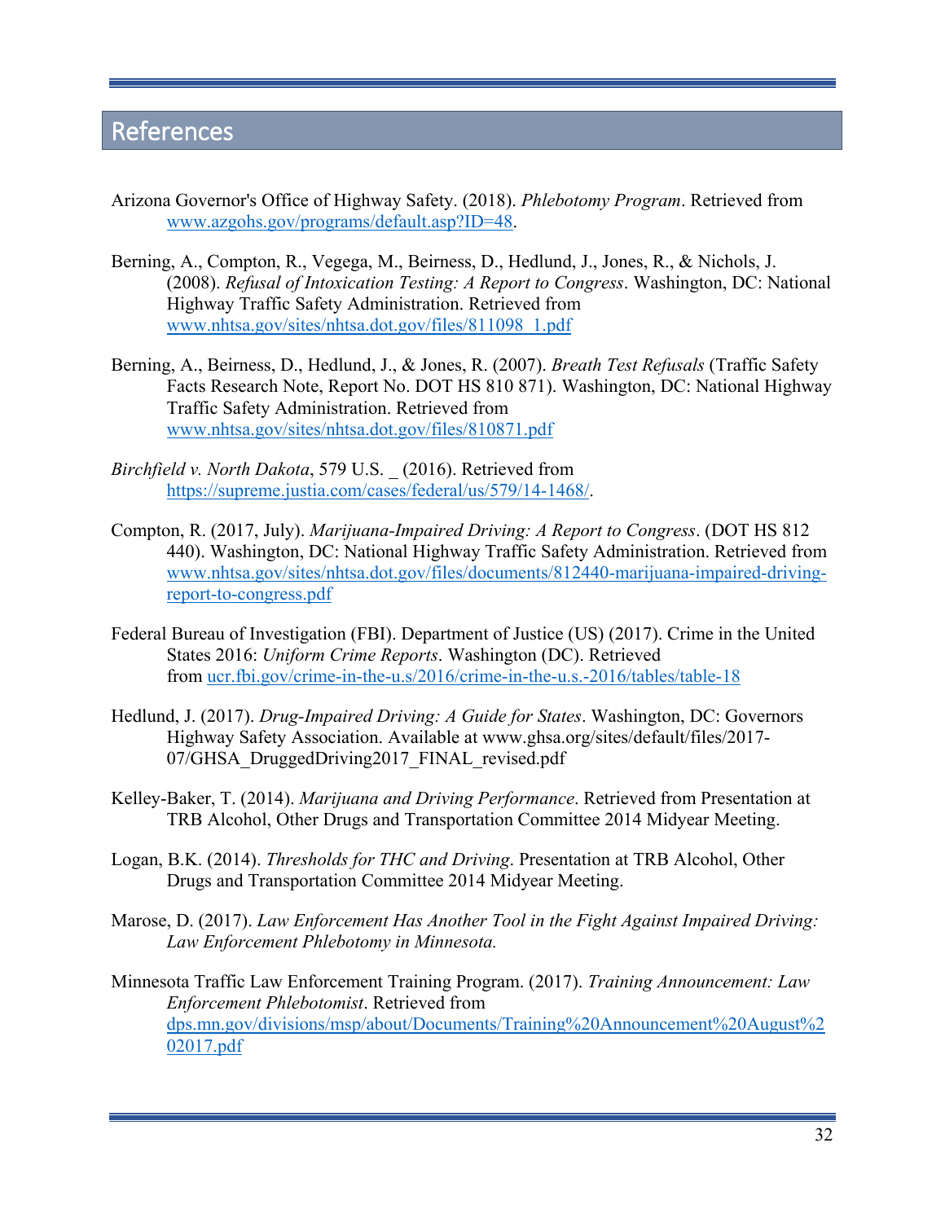# References

Arizona Governor's Office of Highway Safety. (2018). *Phlebotomy Program*. Retrieved from www.azgohs.gov/programs/default.asp?ID=48.

Berning, A., Compton, R., Vegega, M., Beirness, D., Hedlund, J., Jones, R., & Nichols, J. (2008). *Refusal of Intoxication Testing: A Report to Congress*. Washington, DC: National Highway Traffic Safety Administration. Retrieved from www.nhtsa.gov/sites/nhtsa.dot.gov/files/811098_1.pdf

Berning, A., Beirness, D., Hedlund, J., & Jones, R. (2007). *Breath Test Refusals* (Traffic Safety Facts Research Note, Report No. DOT HS 810 871). Washington, DC: National Highway Traffic Safety Administration. Retrieved from www.nhtsa.gov/sites/nhtsa.dot.gov/files/810871.pdf

*Birchfield v. North Dakota*, 579 U.S. _ (2016). Retrieved from https://supreme.justia.com/cases/federal/us/579/14-1468/.

Compton, R. (2017, July). *Marijuana-Impaired Driving: A Report to Congress*. (DOT HS 812 440). Washington, DC: National Highway Traffic Safety Administration. Retrieved from www.nhtsa.gov/sites/nhtsa.dot.gov/files/documents/812440-marijuana-impaired-driving-report-to-congress.pdf

Federal Bureau of Investigation (FBI). Department of Justice (US) (2017). Crime in the United States 2016: *Uniform Crime Reports*. Washington (DC). Retrieved from ucr.fbi.gov/crime-in-the-u.s/2016/crime-in-the-u.s.-2016/tables/table-18

Hedlund, J. (2017). *Drug-Impaired Driving: A Guide for States*. Washington, DC: Governors Highway Safety Association. Available at www.ghsa.org/sites/default/files/2017-07/GHSA_DruggedDriving2017_FINAL_revised.pdf

Kelley-Baker, T. (2014). *Marijuana and Driving Performance*. Retrieved from Presentation at TRB Alcohol, Other Drugs and Transportation Committee 2014 Midyear Meeting.

Logan, B.K. (2014). *Thresholds for THC and Driving*. Presentation at TRB Alcohol, Other Drugs and Transportation Committee 2014 Midyear Meeting.

Marose, D. (2017). *Law Enforcement Has Another Tool in the Fight Against Impaired Driving: Law Enforcement Phlebotomy in Minnesota.*

Minnesota Traffic Law Enforcement Training Program. (2017). *Training Announcement: Law Enforcement Phlebotomist*. Retrieved from dps.mn.gov/divisions/msp/about/Documents/Training%20Announcement%20August%202017.pdf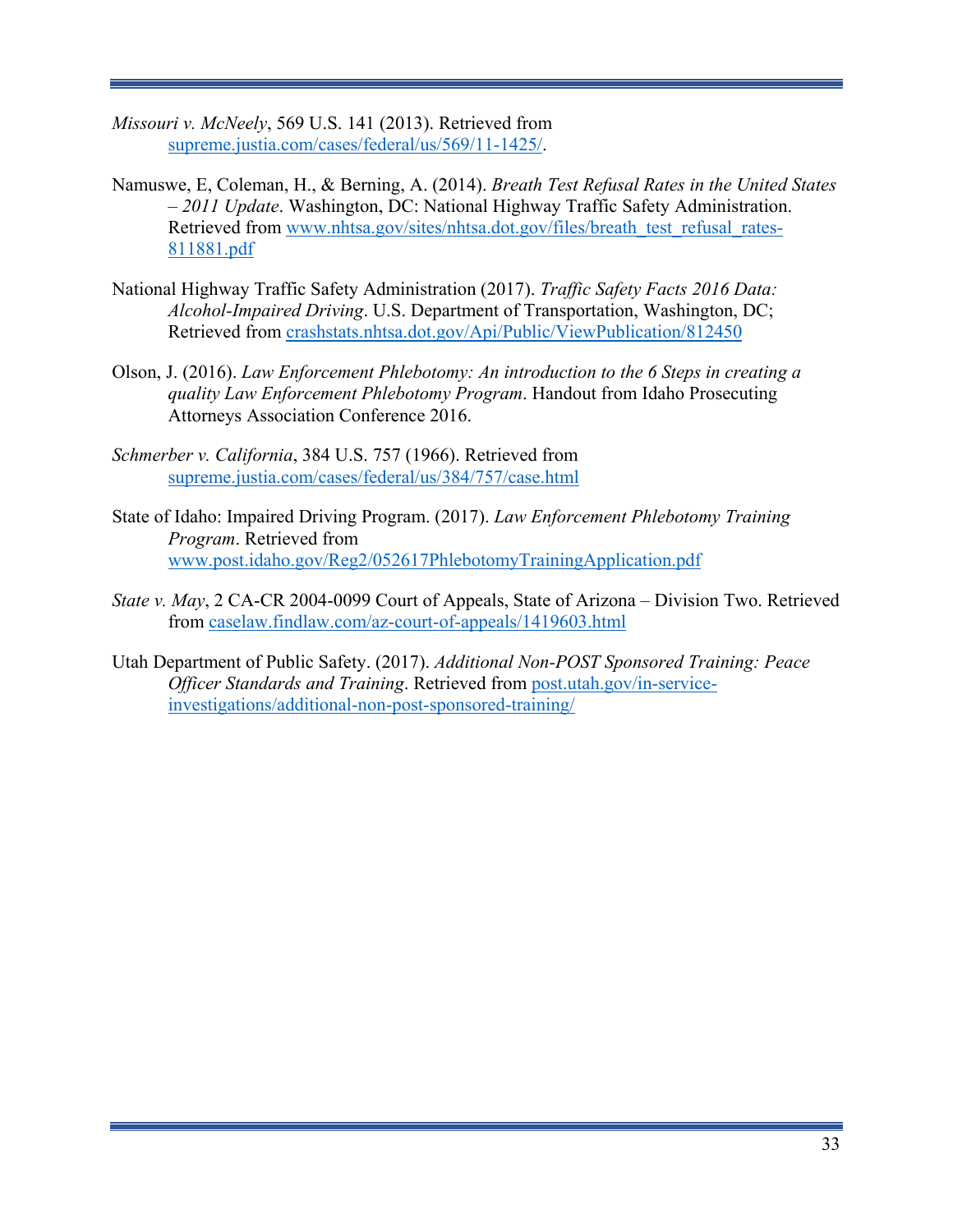*Missouri v. McNeely*, 569 U.S. 141 (2013). Retrieved from supreme.justia.com/cases/federal/us/569/11-1425/.

Namuswe, E, Coleman, H., & Berning, A. (2014). *Breath Test Refusal Rates in the United States – 2011 Update*. Washington, DC: National Highway Traffic Safety Administration. Retrieved from www.nhtsa.gov/sites/nhtsa.dot.gov/files/breath_test_refusal_rates-811881.pdf

National Highway Traffic Safety Administration (2017). *Traffic Safety Facts 2016 Data: Alcohol-Impaired Driving*. U.S. Department of Transportation, Washington, DC; Retrieved from crashstats.nhtsa.dot.gov/Api/Public/ViewPublication/812450

Olson, J. (2016). *Law Enforcement Phlebotomy: An introduction to the 6 Steps in creating a quality Law Enforcement Phlebotomy Program*. Handout from Idaho Prosecuting Attorneys Association Conference 2016.

*Schmerber v. California*, 384 U.S. 757 (1966). Retrieved from supreme.justia.com/cases/federal/us/384/757/case.html

State of Idaho: Impaired Driving Program. (2017). *Law Enforcement Phlebotomy Training Program*. Retrieved from www.post.idaho.gov/Reg2/052617PhlebotomyTrainingApplication.pdf

*State v. May*, 2 CA-CR 2004-0099 Court of Appeals, State of Arizona – Division Two. Retrieved from caselaw.findlaw.com/az-court-of-appeals/1419603.html

Utah Department of Public Safety. (2017). *Additional Non-POST Sponsored Training: Peace Officer Standards and Training*. Retrieved from post.utah.gov/in-service-investigations/additional-non-post-sponsored-training/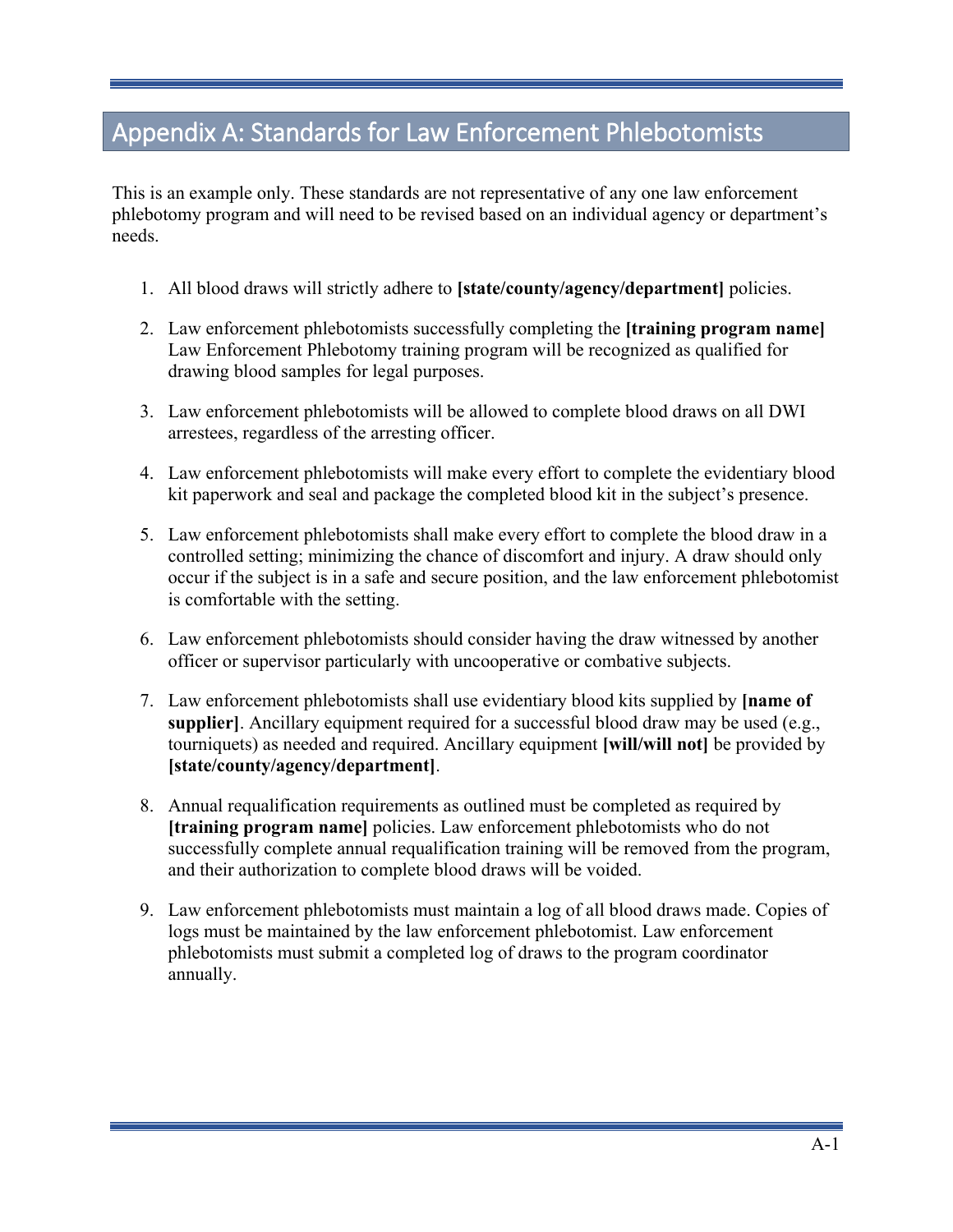# Appendix A: Standards for Law Enforcement Phlebotomists

This is an example only. These standards are not representative of any one law enforcement phlebotomy program and will need to be revised based on an individual agency or department's needs.

1. All blood draws will strictly adhere to **[state/county/agency/department]** policies.

2. Law enforcement phlebotomists successfully completing the **[training program name]** Law Enforcement Phlebotomy training program will be recognized as qualified for drawing blood samples for legal purposes.

3. Law enforcement phlebotomists will be allowed to complete blood draws on all DWI arrestees, regardless of the arresting officer.

4. Law enforcement phlebotomists will make every effort to complete the evidentiary blood kit paperwork and seal and package the completed blood kit in the subject's presence.

5. Law enforcement phlebotomists shall make every effort to complete the blood draw in a controlled setting; minimizing the chance of discomfort and injury. A draw should only occur if the subject is in a safe and secure position, and the law enforcement phlebotomist is comfortable with the setting.

6. Law enforcement phlebotomists should consider having the draw witnessed by another officer or supervisor particularly with uncooperative or combative subjects.

7. Law enforcement phlebotomists shall use evidentiary blood kits supplied by **[name of supplier]**. Ancillary equipment required for a successful blood draw may be used (e.g., tourniquets) as needed and required. Ancillary equipment **[will/will not]** be provided by **[state/county/agency/department]**.

8. Annual requalification requirements as outlined must be completed as required by **[training program name]** policies. Law enforcement phlebotomists who do not successfully complete annual requalification training will be removed from the program, and their authorization to complete blood draws will be voided.

9. Law enforcement phlebotomists must maintain a log of all blood draws made. Copies of logs must be maintained by the law enforcement phlebotomist. Law enforcement phlebotomists must submit a completed log of draws to the program coordinator annually.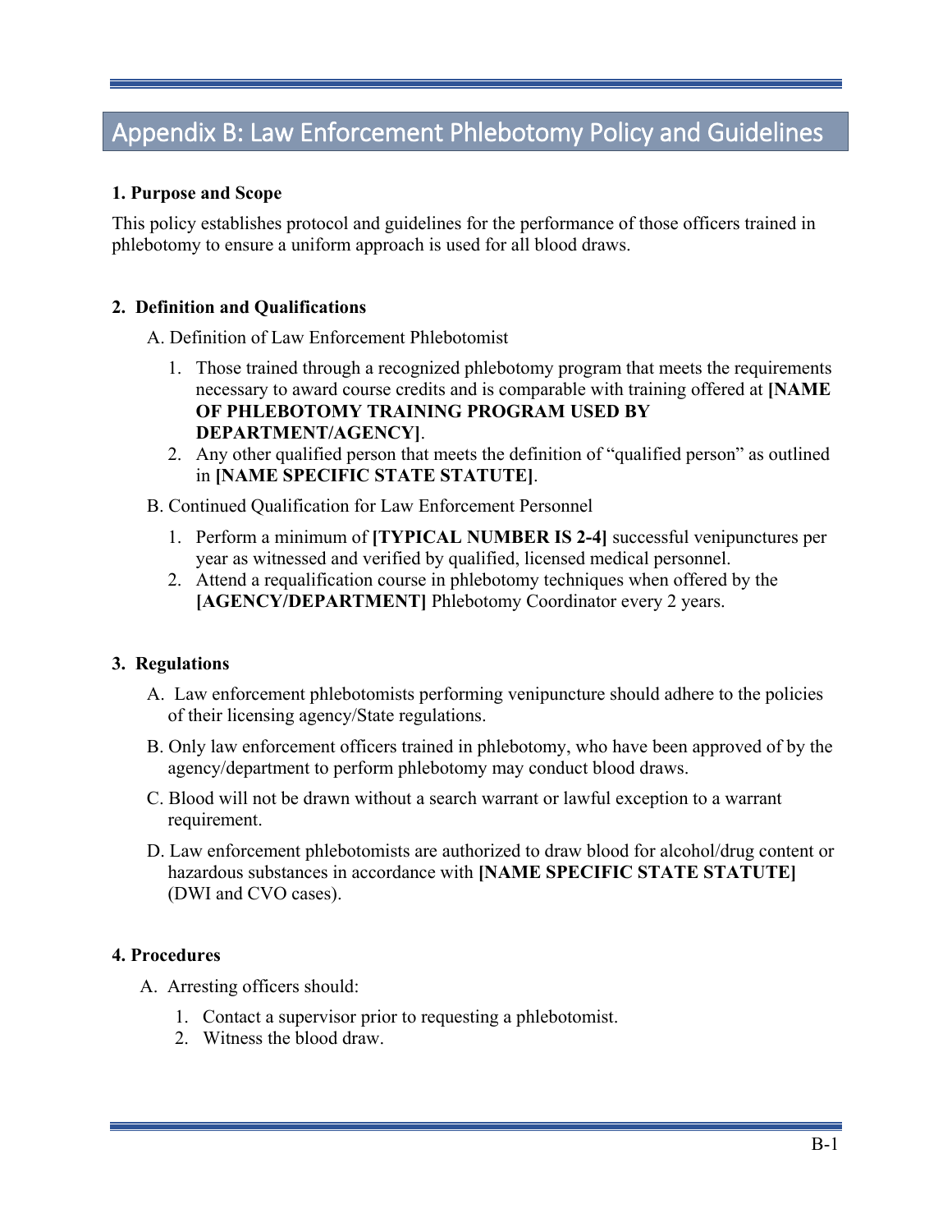# Appendix B: Law Enforcement Phlebotomy Policy and Guidelines

**1. Purpose and Scope**

This policy establishes protocol and guidelines for the performance of those officers trained in phlebotomy to ensure a uniform approach is used for all blood draws.

**2. Definition and Qualifications**

A. Definition of Law Enforcement Phlebotomist

1. Those trained through a recognized phlebotomy program that meets the requirements necessary to award course credits and is comparable with training offered at **[NAME OF PHLEBOTOMY TRAINING PROGRAM USED BY DEPARTMENT/AGENCY]**.
2. Any other qualified person that meets the definition of "qualified person" as outlined in **[NAME SPECIFIC STATE STATUTE]**.

B. Continued Qualification for Law Enforcement Personnel

1. Perform a minimum of **[TYPICAL NUMBER IS 2-4]** successful venipunctures per year as witnessed and verified by qualified, licensed medical personnel.
2. Attend a requalification course in phlebotomy techniques when offered by the **[AGENCY/DEPARTMENT]** Phlebotomy Coordinator every 2 years.

**3. Regulations**

A. Law enforcement phlebotomists performing venipuncture should adhere to the policies of their licensing agency/State regulations.

B. Only law enforcement officers trained in phlebotomy, who have been approved of by the agency/department to perform phlebotomy may conduct blood draws.

C. Blood will not be drawn without a search warrant or lawful exception to a warrant requirement.

D. Law enforcement phlebotomists are authorized to draw blood for alcohol/drug content or hazardous substances in accordance with **[NAME SPECIFIC STATE STATUTE]** (DWI and CVO cases).

**4. Procedures**

A. Arresting officers should:

1. Contact a supervisor prior to requesting a phlebotomist.
2. Witness the blood draw.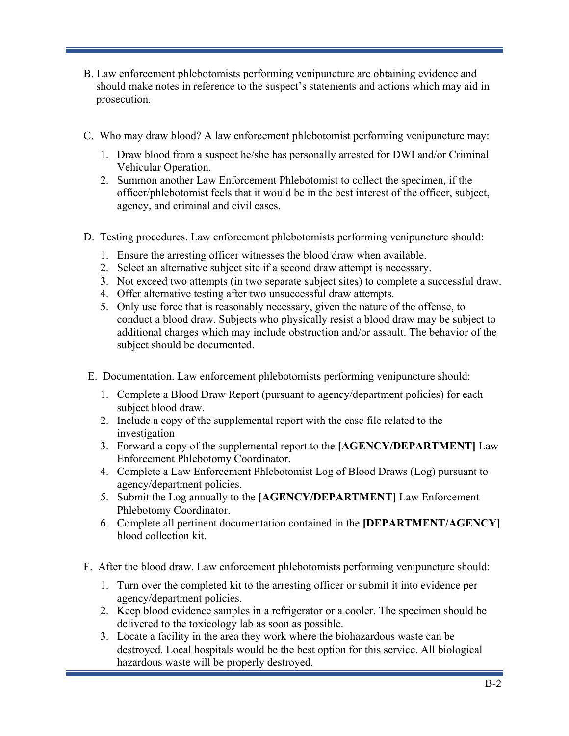B. Law enforcement phlebotomists performing venipuncture are obtaining evidence and should make notes in reference to the suspect's statements and actions which may aid in prosecution.

C. Who may draw blood? A law enforcement phlebotomist performing venipuncture may:

1. Draw blood from a suspect he/she has personally arrested for DWI and/or Criminal Vehicular Operation.
2. Summon another Law Enforcement Phlebotomist to collect the specimen, if the officer/phlebotomist feels that it would be in the best interest of the officer, subject, agency, and criminal and civil cases.

D. Testing procedures. Law enforcement phlebotomists performing venipuncture should:

1. Ensure the arresting officer witnesses the blood draw when available.
2. Select an alternative subject site if a second draw attempt is necessary.
3. Not exceed two attempts (in two separate subject sites) to complete a successful draw.
4. Offer alternative testing after two unsuccessful draw attempts.
5. Only use force that is reasonably necessary, given the nature of the offense, to conduct a blood draw. Subjects who physically resist a blood draw may be subject to additional charges which may include obstruction and/or assault. The behavior of the subject should be documented.

E. Documentation. Law enforcement phlebotomists performing venipuncture should:

1. Complete a Blood Draw Report (pursuant to agency/department policies) for each subject blood draw.
2. Include a copy of the supplemental report with the case file related to the investigation
3. Forward a copy of the supplemental report to the **[AGENCY/DEPARTMENT]** Law Enforcement Phlebotomy Coordinator.
4. Complete a Law Enforcement Phlebotomist Log of Blood Draws (Log) pursuant to agency/department policies.
5. Submit the Log annually to the **[AGENCY/DEPARTMENT]** Law Enforcement Phlebotomy Coordinator.
6. Complete all pertinent documentation contained in the **[DEPARTMENT/AGENCY]** blood collection kit.

F. After the blood draw. Law enforcement phlebotomists performing venipuncture should:

1. Turn over the completed kit to the arresting officer or submit it into evidence per agency/department policies.
2. Keep blood evidence samples in a refrigerator or a cooler. The specimen should be delivered to the toxicology lab as soon as possible.
3. Locate a facility in the area they work where the biohazardous waste can be destroyed. Local hospitals would be the best option for this service. All biological hazardous waste will be properly destroyed.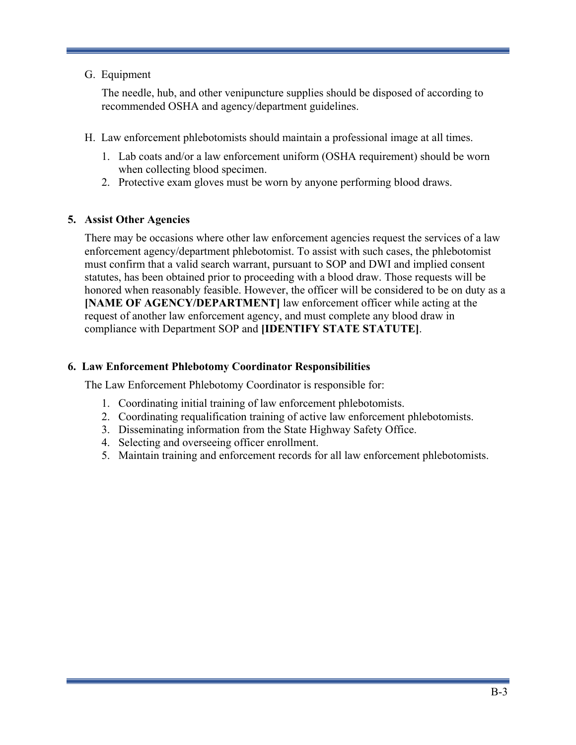G. Equipment

The needle, hub, and other venipuncture supplies should be disposed of according to recommended OSHA and agency/department guidelines.

H. Law enforcement phlebotomists should maintain a professional image at all times.

1. Lab coats and/or a law enforcement uniform (OSHA requirement) should be worn when collecting blood specimen.
2. Protective exam gloves must be worn by anyone performing blood draws.

**5. Assist Other Agencies**

There may be occasions where other law enforcement agencies request the services of a law enforcement agency/department phlebotomist. To assist with such cases, the phlebotomist must confirm that a valid search warrant, pursuant to SOP and DWI and implied consent statutes, has been obtained prior to proceeding with a blood draw. Those requests will be honored when reasonably feasible. However, the officer will be considered to be on duty as a **[NAME OF AGENCY/DEPARTMENT]** law enforcement officer while acting at the request of another law enforcement agency, and must complete any blood draw in compliance with Department SOP and **[IDENTIFY STATE STATUTE]**.

**6. Law Enforcement Phlebotomy Coordinator Responsibilities**

The Law Enforcement Phlebotomy Coordinator is responsible for:

1. Coordinating initial training of law enforcement phlebotomists.
2. Coordinating requalification training of active law enforcement phlebotomists.
3. Disseminating information from the State Highway Safety Office.
4. Selecting and overseeing officer enrollment.
5. Maintain training and enforcement records for all law enforcement phlebotomists.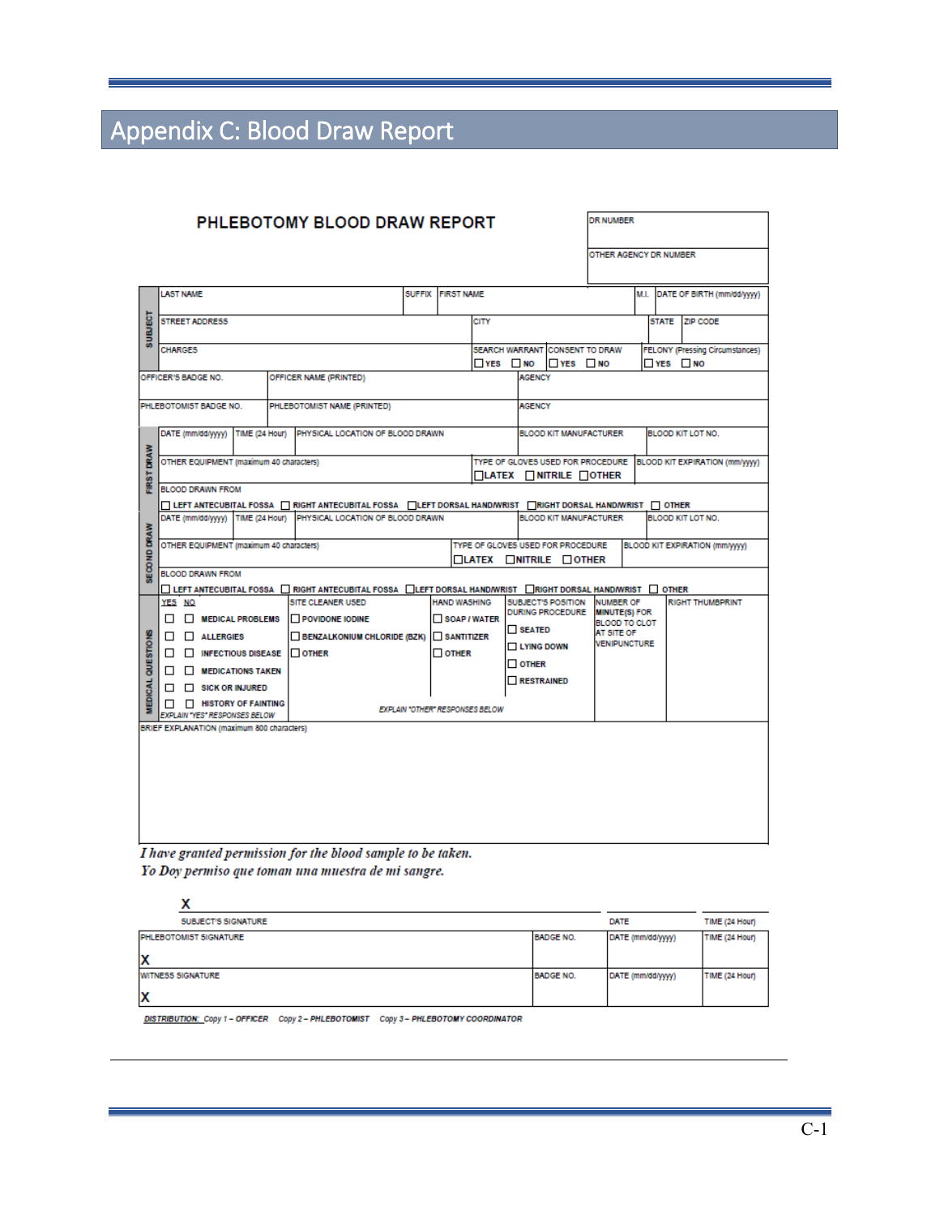# Appendix C: Blood Draw Report

## PHLEBOTOMY BLOOD DRAW REPORT

DR NUMBER

OTHER AGENCY DR NUMBER

**SUBJECT**

| LAST NAME | SUFFIX | FIRST NAME | M.I. | DATE OF BIRTH (mm/dd/yyyy) |
|---|---|---|---|---|

| STREET ADDRESS | CITY | STATE | ZIP CODE |
|---|---|---|---|

| CHARGES | SEARCH WARRANT ☐ YES ☐ NO | CONSENT TO DRAW ☐ YES ☐ NO | FELONY (Pressing Circumstances) ☐ YES ☐ NO |
|---|---|---|---|

| OFFICER'S BADGE NO. | OFFICER NAME (PRINTED) | AGENCY |
|---|---|---|
| PHLEBOTOMIST BADGE NO. | PHLEBOTOMIST NAME (PRINTED) | AGENCY |

**FIRST DRAW**

| DATE (mm/dd/yyyy) | TIME (24 Hour) | PHYSICAL LOCATION OF BLOOD DRAWN | BLOOD KIT MANUFACTURER | BLOOD KIT LOT NO. |
|---|---|---|---|---|

OTHER EQUIPMENT (maximum 40 characters)

TYPE OF GLOVES USED FOR PROCEDURE ☐ LATEX ☐ NITRILE ☐ OTHER

BLOOD KIT EXPIRATION (mm/yyyy)

BLOOD DRAWN FROM

☐ LEFT ANTECUBITAL FOSSA ☐ RIGHT ANTECUBITAL FOSSA ☐ LEFT DORSAL HAND/WRIST ☐ RIGHT DORSAL HAND/WRIST ☐ OTHER

**SECOND DRAW**

| DATE (mm/dd/yyyy) | TIME (24 Hour) | PHYSICAL LOCATION OF BLOOD DRAWN | BLOOD KIT MANUFACTURER | BLOOD KIT LOT NO. |
|---|---|---|---|---|

OTHER EQUIPMENT (maximum 40 characters)

TYPE OF GLOVES USED FOR PROCEDURE ☐ LATEX ☐ NITRILE ☐ OTHER

BLOOD KIT EXPIRATION (mm/yyyy)

BLOOD DRAWN FROM

☐ LEFT ANTECUBITAL FOSSA ☐ RIGHT ANTECUBITAL FOSSA ☐ LEFT DORSAL HAND/WRIST ☐ RIGHT DORSAL HAND/WRIST ☐ OTHER

**MEDICAL QUESTIONS**

| YES NO | SITE CLEANER USED | HAND WASHING | SUBJECT'S POSITION DURING PROCEDURE | NUMBER OF MINUTE(S) FOR BLOOD TO CLOT AT SITE OF VENIPUNCTURE | RIGHT THUMBPRINT |
|---|---|---|---|---|---|
| ☐ ☐ MEDICAL PROBLEMS | ☐ POVIDONE IODINE | ☐ SOAP / WATER | ☐ SEATED | | |
| ☐ ☐ ALLERGIES | ☐ BENZALKONIUM CHLORIDE (BZK) | ☐ SANITIZER | ☐ LYING DOWN | | |
| ☐ ☐ INFECTIOUS DISEASE | ☐ OTHER | ☐ OTHER | ☐ OTHER | | |
| ☐ ☐ MEDICATIONS TAKEN | | | ☐ RESTRAINED | | |
| ☐ ☐ SICK OR INJURED | | | | | |
| ☐ ☐ HISTORY OF FAINTING | | | | | |
| EXPLAIN "YES" RESPONSES BELOW | EXPLAIN "OTHER" RESPONSES BELOW | | | | |

BRIEF EXPLANATION (maximum 800 characters)

*I have granted permission for the blood sample to be taken.*
*Yo Doy permiso que toman una muestra de mi sangre.*

| X SUBJECT'S SIGNATURE | | DATE | TIME (24 Hour) |
|---|---|---|---|
| PHLEBOTOMIST SIGNATURE X | BADGE NO. | DATE (mm/dd/yyyy) | TIME (24 Hour) |
| WITNESS SIGNATURE X | BADGE NO. | DATE (mm/dd/yyyy) | TIME (24 Hour) |

*DISTRIBUTION: Copy 1 – OFFICER Copy 2 – PHLEBOTOMIST Copy 3 – PHLEBOTOMY COORDINATOR*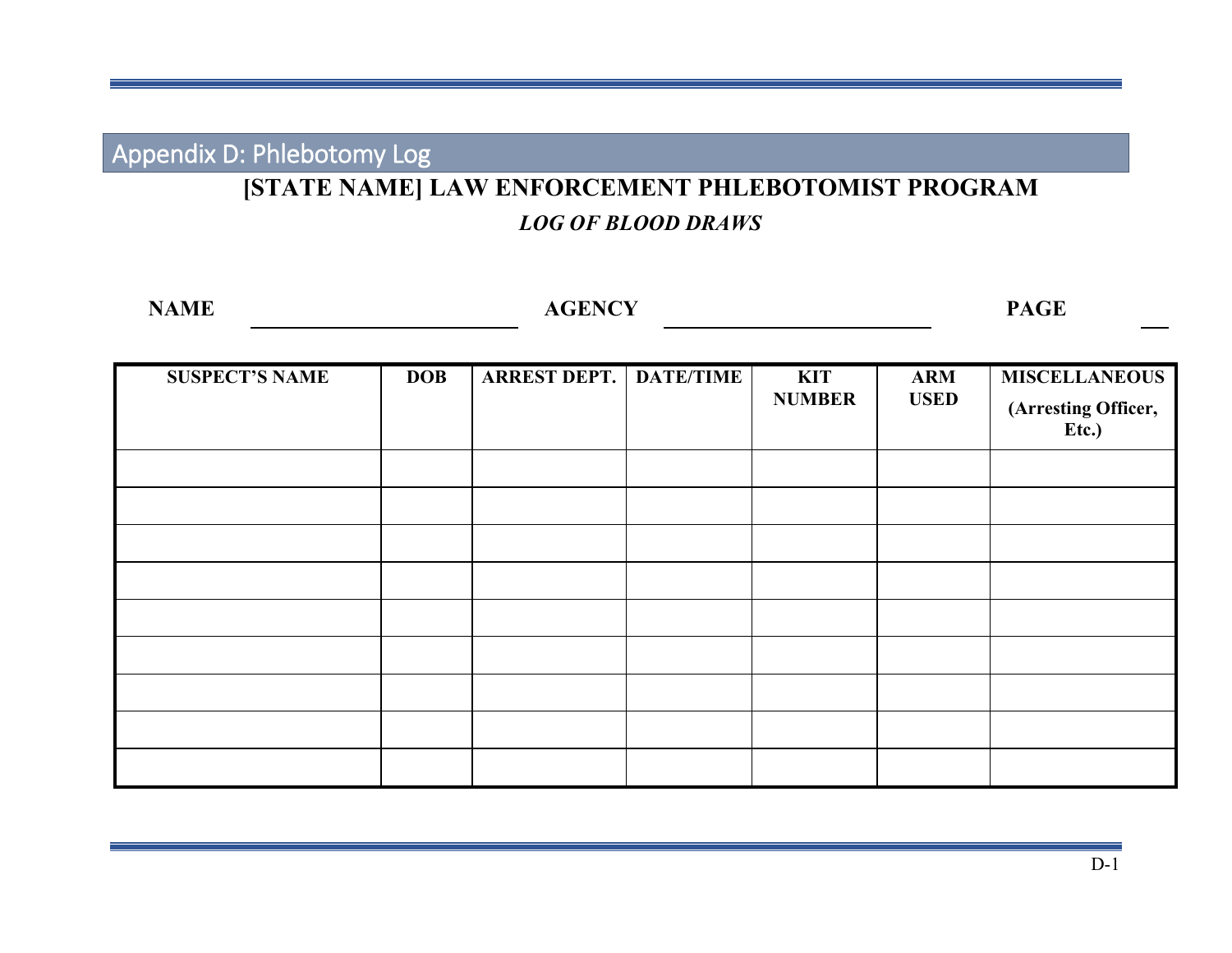## Appendix D: Phlebotomy Log

**[STATE NAME] LAW ENFORCEMENT PHLEBOTOMIST PROGRAM**

***LOG OF BLOOD DRAWS***

**NAME** ______________________ **AGENCY** ______________________ **PAGE** ___

| SUSPECT'S NAME | DOB | ARREST DEPT. | DATE/TIME | KIT NUMBER | ARM USED | MISCELLANEOUS (Arresting Officer, Etc.) |
|---|---|---|---|---|---|---|
| | | | | | | |
| | | | | | | |
| | | | | | | |
| | | | | | | |
| | | | | | | |
| | | | | | | |
| | | | | | | |
| | | | | | | |
| | | | | | | |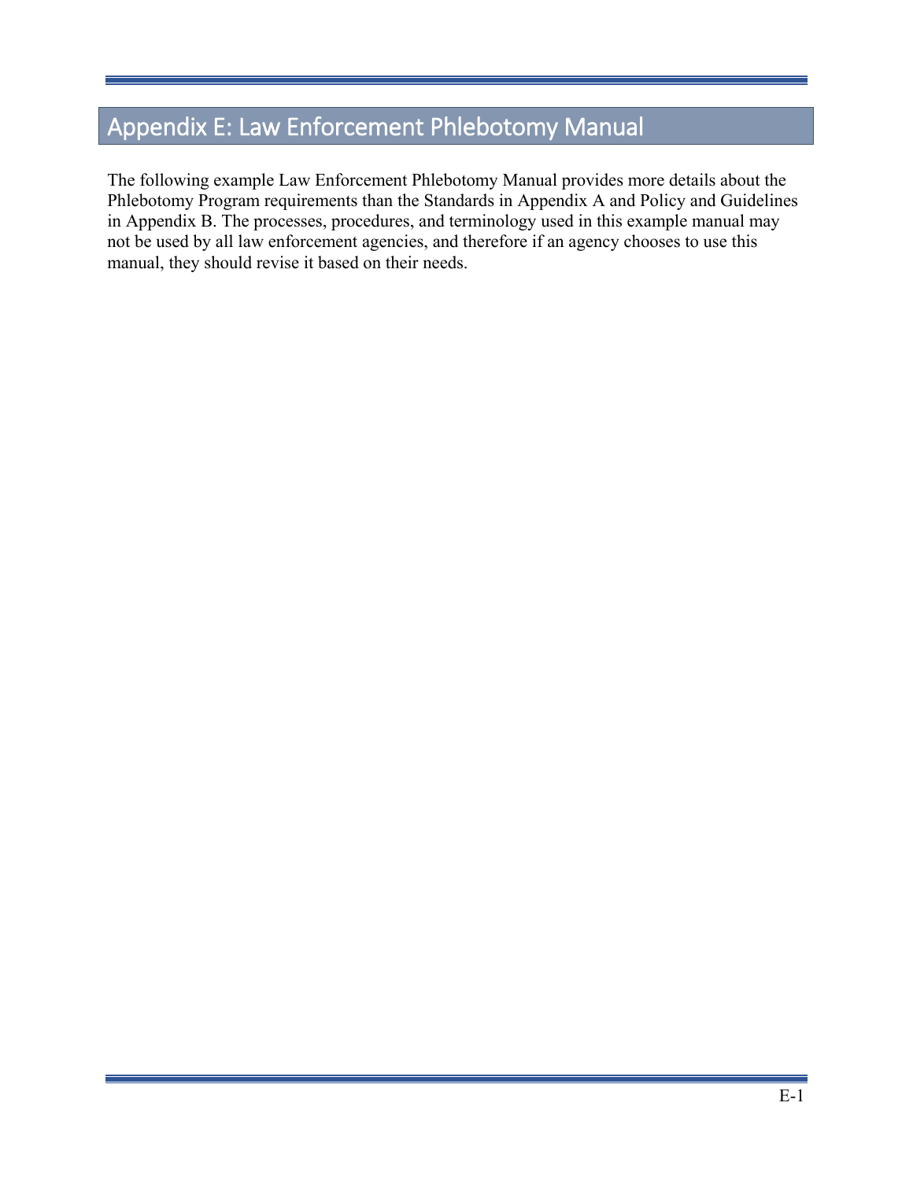# Appendix E: Law Enforcement Phlebotomy Manual

The following example Law Enforcement Phlebotomy Manual provides more details about the Phlebotomy Program requirements than the Standards in Appendix A and Policy and Guidelines in Appendix B. The processes, procedures, and terminology used in this example manual may not be used by all law enforcement agencies, and therefore if an agency chooses to use this manual, they should revise it based on their needs.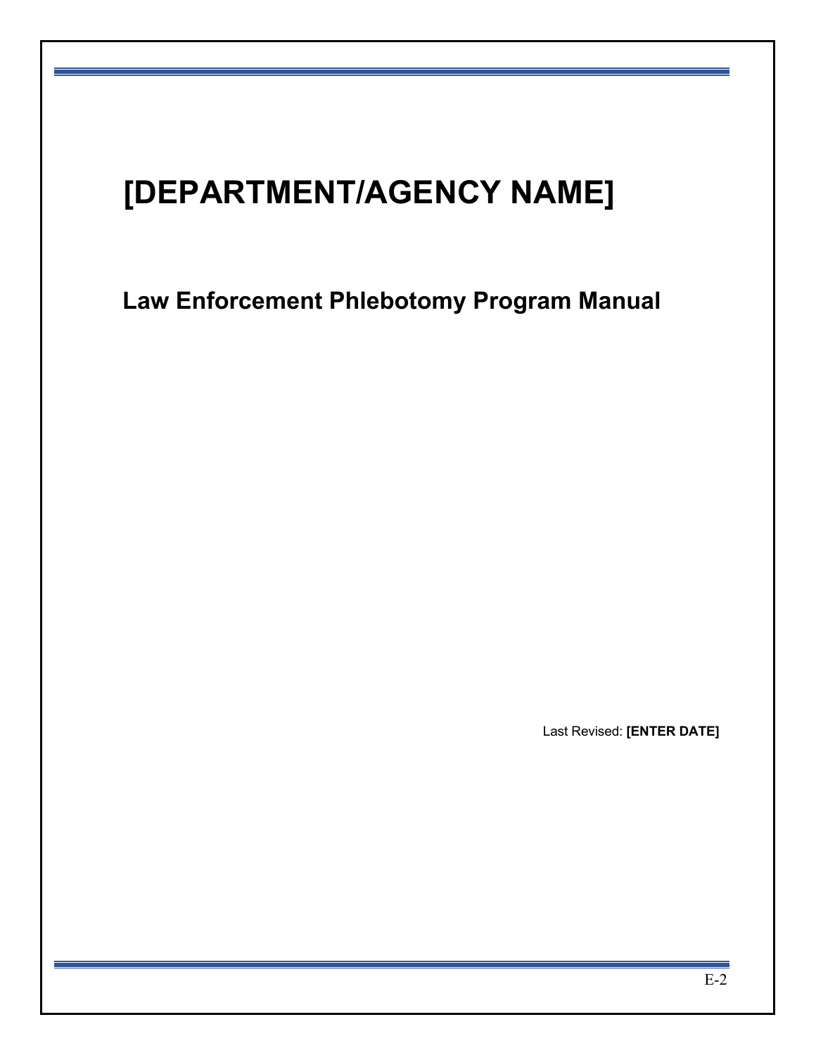# [DEPARTMENT/AGENCY NAME]

## Law Enforcement Phlebotomy Program Manual

Last Revised: **[ENTER DATE]**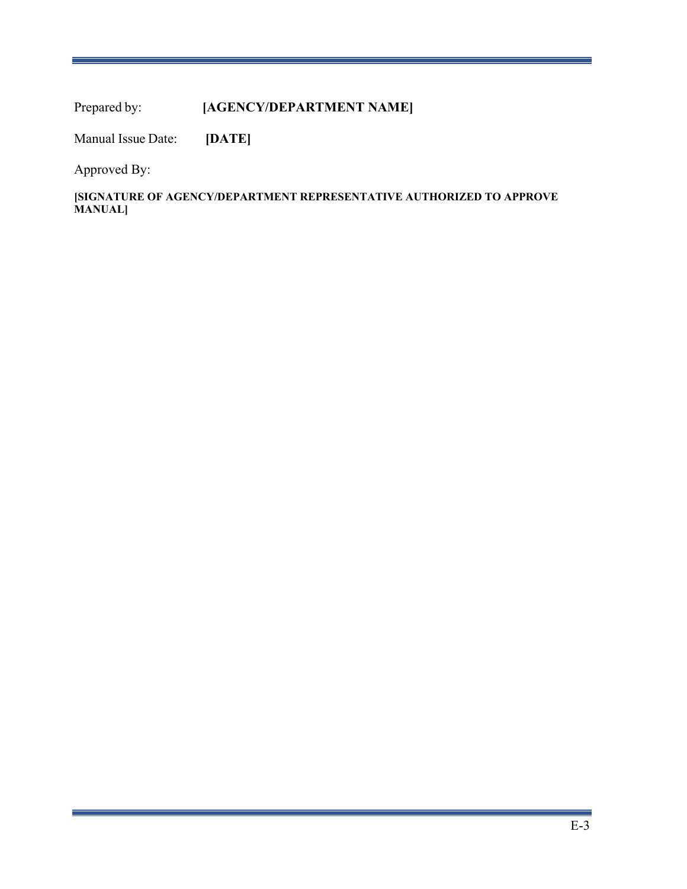Prepared by: **[AGENCY/DEPARTMENT NAME]**

Manual Issue Date: **[DATE]**

Approved By:

**[SIGNATURE OF AGENCY/DEPARTMENT REPRESENTATIVE AUTHORIZED TO APPROVE MANUAL]**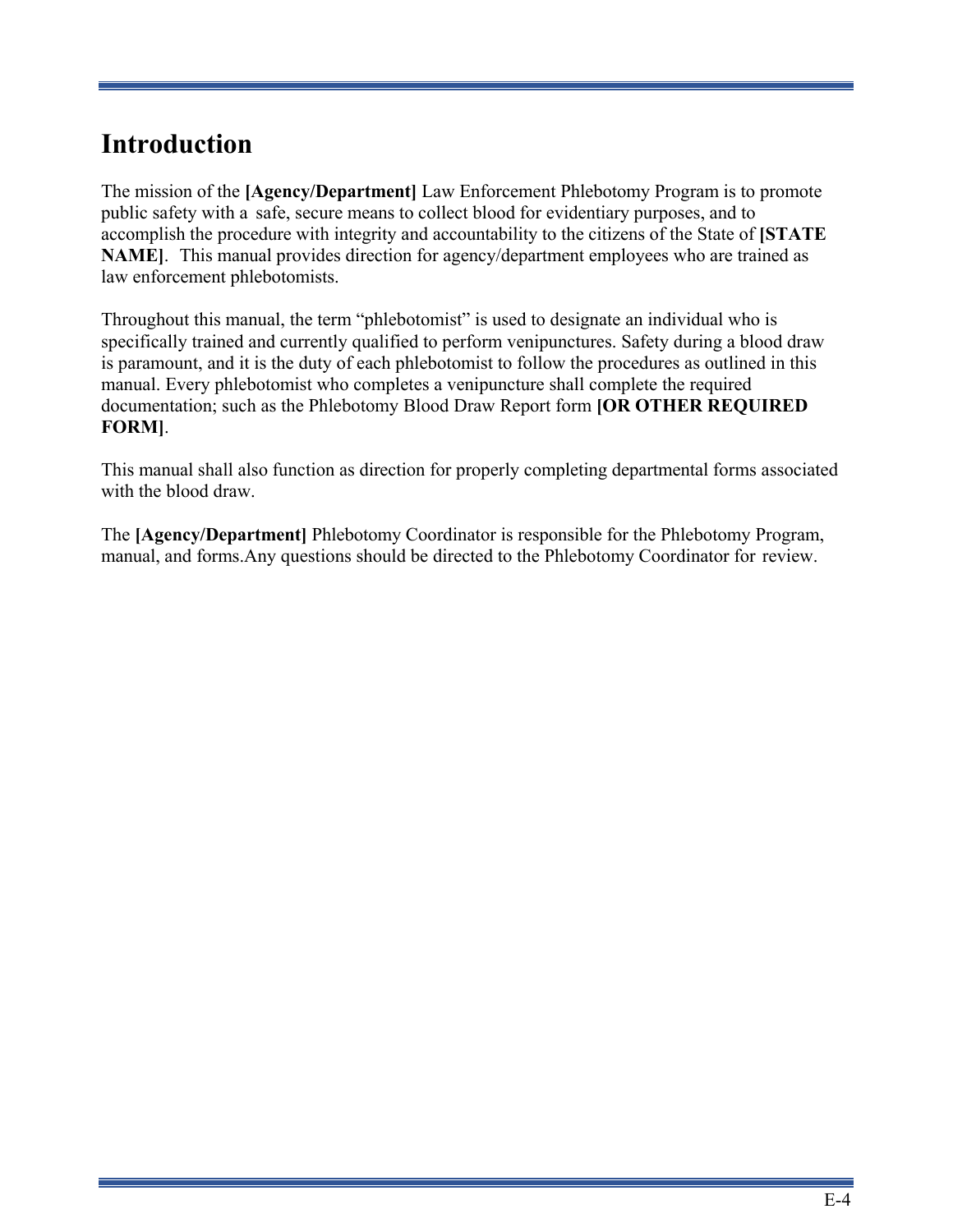# Introduction

The mission of the **[Agency/Department]** Law Enforcement Phlebotomy Program is to promote public safety with a safe, secure means to collect blood for evidentiary purposes, and to accomplish the procedure with integrity and accountability to the citizens of the State of **[STATE NAME]**. This manual provides direction for agency/department employees who are trained as law enforcement phlebotomists.

Throughout this manual, the term "phlebotomist" is used to designate an individual who is specifically trained and currently qualified to perform venipunctures. Safety during a blood draw is paramount, and it is the duty of each phlebotomist to follow the procedures as outlined in this manual. Every phlebotomist who completes a venipuncture shall complete the required documentation; such as the Phlebotomy Blood Draw Report form **[OR OTHER REQUIRED FORM]**.

This manual shall also function as direction for properly completing departmental forms associated with the blood draw.

The **[Agency/Department]** Phlebotomy Coordinator is responsible for the Phlebotomy Program, manual, and forms.Any questions should be directed to the Phlebotomy Coordinator for review.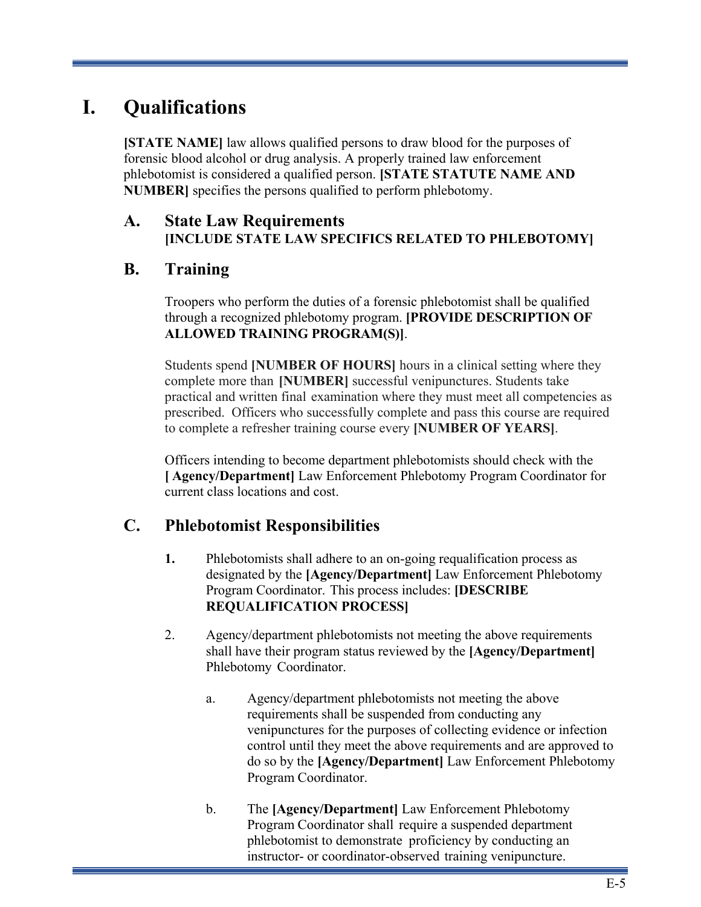# I. Qualifications

**[STATE NAME]** law allows qualified persons to draw blood for the purposes of forensic blood alcohol or drug analysis. A properly trained law enforcement phlebotomist is considered a qualified person. **[STATE STATUTE NAME AND NUMBER]** specifies the persons qualified to perform phlebotomy.

## A. State Law Requirements

**[INCLUDE STATE LAW SPECIFICS RELATED TO PHLEBOTOMY]**

## B. Training

Troopers who perform the duties of a forensic phlebotomist shall be qualified through a recognized phlebotomy program. **[PROVIDE DESCRIPTION OF ALLOWED TRAINING PROGRAM(S)]**.

Students spend **[NUMBER OF HOURS]** hours in a clinical setting where they complete more than **[NUMBER]** successful venipunctures. Students take practical and written final examination where they must meet all competencies as prescribed. Officers who successfully complete and pass this course are required to complete a refresher training course every **[NUMBER OF YEARS]**.

Officers intending to become department phlebotomists should check with the **[ Agency/Department]** Law Enforcement Phlebotomy Program Coordinator for current class locations and cost.

## C. Phlebotomist Responsibilities

**1.** Phlebotomists shall adhere to an on-going requalification process as designated by the **[Agency/Department]** Law Enforcement Phlebotomy Program Coordinator. This process includes: **[DESCRIBE REQUALIFICATION PROCESS]**

2. Agency/department phlebotomists not meeting the above requirements shall have their program status reviewed by the **[Agency/Department]** Phlebotomy Coordinator.

   a. Agency/department phlebotomists not meeting the above requirements shall be suspended from conducting any venipunctures for the purposes of collecting evidence or infection control until they meet the above requirements and are approved to do so by the **[Agency/Department]** Law Enforcement Phlebotomy Program Coordinator.

   b. The **[Agency/Department]** Law Enforcement Phlebotomy Program Coordinator shall require a suspended department phlebotomist to demonstrate proficiency by conducting an instructor- or coordinator-observed training venipuncture.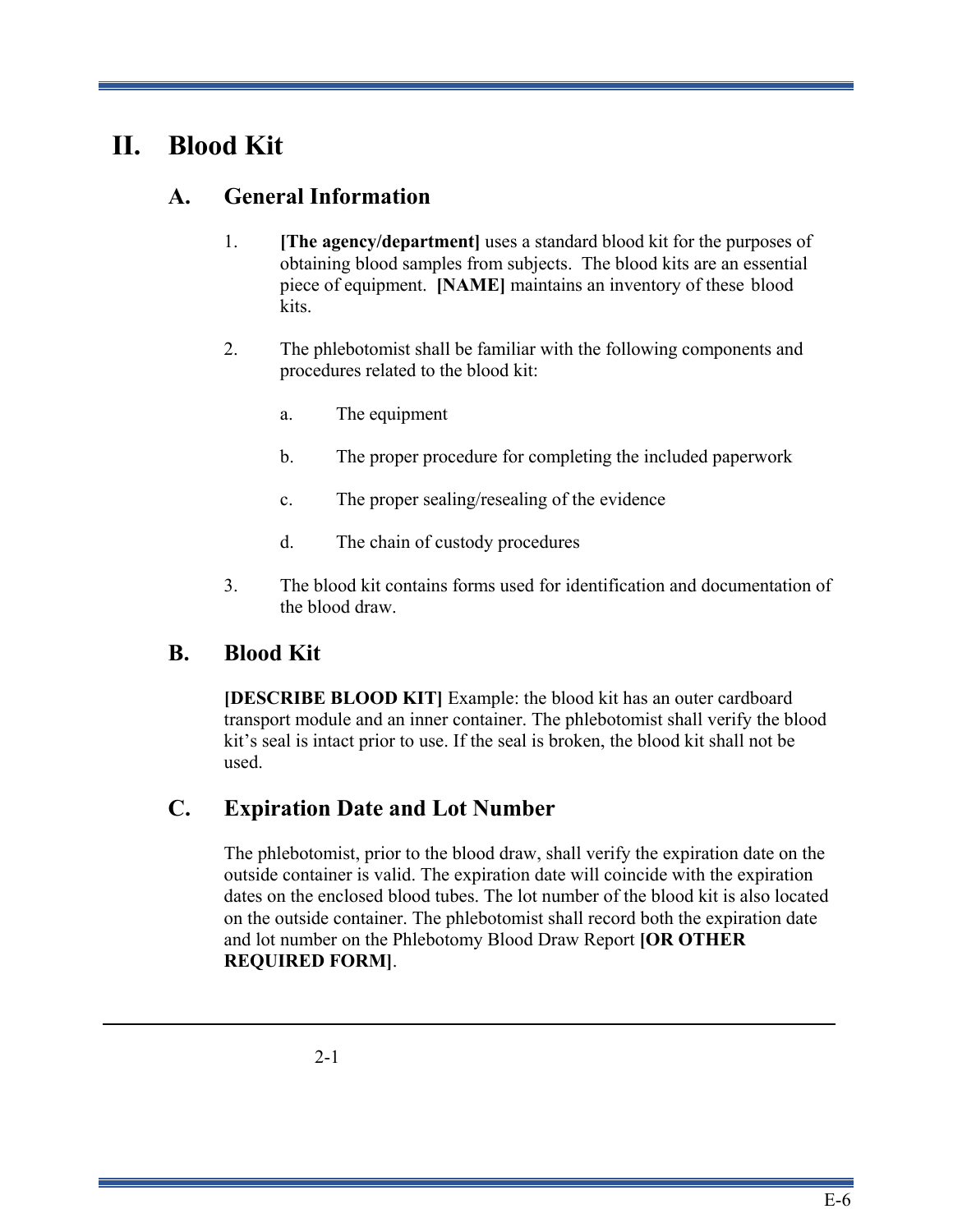# II. Blood Kit

## A. General Information

1. **[The agency/department]** uses a standard blood kit for the purposes of obtaining blood samples from subjects. The blood kits are an essential piece of equipment. **[NAME]** maintains an inventory of these blood kits.

2. The phlebotomist shall be familiar with the following components and procedures related to the blood kit:

   a. The equipment

   b. The proper procedure for completing the included paperwork

   c. The proper sealing/resealing of the evidence

   d. The chain of custody procedures

3. The blood kit contains forms used for identification and documentation of the blood draw.

## B. Blood Kit

**[DESCRIBE BLOOD KIT]** Example: the blood kit has an outer cardboard transport module and an inner container. The phlebotomist shall verify the blood kit's seal is intact prior to use. If the seal is broken, the blood kit shall not be used.

## C. Expiration Date and Lot Number

The phlebotomist, prior to the blood draw, shall verify the expiration date on the outside container is valid. The expiration date will coincide with the expiration dates on the enclosed blood tubes. The lot number of the blood kit is also located on the outside container. The phlebotomist shall record both the expiration date and lot number on the Phlebotomy Blood Draw Report **[OR OTHER REQUIRED FORM]**.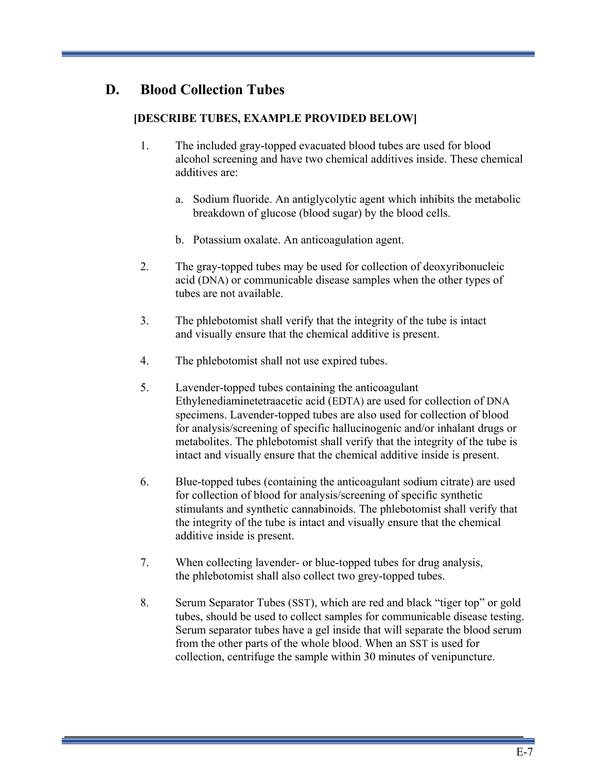## D. Blood Collection Tubes

**[DESCRIBE TUBES, EXAMPLE PROVIDED BELOW]**

1. The included gray-topped evacuated blood tubes are used for blood alcohol screening and have two chemical additives inside. These chemical additives are:

   a. Sodium fluoride. An antiglycolytic agent which inhibits the metabolic breakdown of glucose (blood sugar) by the blood cells.

   b. Potassium oxalate. An anticoagulation agent.

2. The gray-topped tubes may be used for collection of deoxyribonucleic acid (DNA) or communicable disease samples when the other types of tubes are not available.

3. The phlebotomist shall verify that the integrity of the tube is intact and visually ensure that the chemical additive is present.

4. The phlebotomist shall not use expired tubes.

5. Lavender-topped tubes containing the anticoagulant Ethylenediaminetetraacetic acid (EDTA) are used for collection of DNA specimens. Lavender-topped tubes are also used for collection of blood for analysis/screening of specific hallucinogenic and/or inhalant drugs or metabolites. The phlebotomist shall verify that the integrity of the tube is intact and visually ensure that the chemical additive inside is present.

6. Blue-topped tubes (containing the anticoagulant sodium citrate) are used for collection of blood for analysis/screening of specific synthetic stimulants and synthetic cannabinoids. The phlebotomist shall verify that the integrity of the tube is intact and visually ensure that the chemical additive inside is present.

7. When collecting lavender- or blue-topped tubes for drug analysis, the phlebotomist shall also collect two grey-topped tubes.

8. Serum Separator Tubes (SST), which are red and black "tiger top" or gold tubes, should be used to collect samples for communicable disease testing. Serum separator tubes have a gel inside that will separate the blood serum from the other parts of the whole blood. When an SST is used for collection, centrifuge the sample within 30 minutes of venipuncture.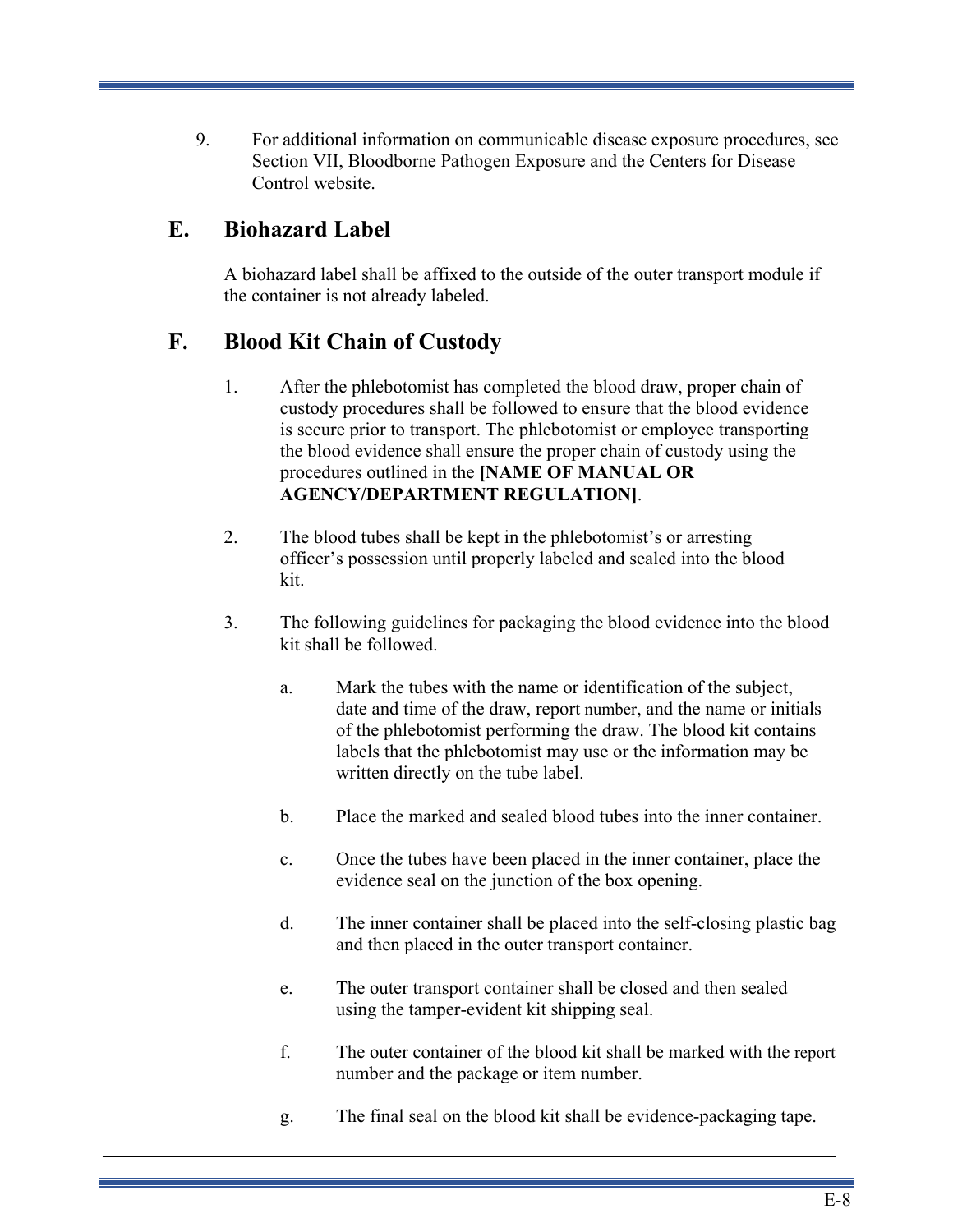9. For additional information on communicable disease exposure procedures, see Section VII, Bloodborne Pathogen Exposure and the Centers for Disease Control website.

## E. Biohazard Label

A biohazard label shall be affixed to the outside of the outer transport module if the container is not already labeled.

## F. Blood Kit Chain of Custody

1. After the phlebotomist has completed the blood draw, proper chain of custody procedures shall be followed to ensure that the blood evidence is secure prior to transport. The phlebotomist or employee transporting the blood evidence shall ensure the proper chain of custody using the procedures outlined in the **[NAME OF MANUAL OR AGENCY/DEPARTMENT REGULATION]**.

2. The blood tubes shall be kept in the phlebotomist's or arresting officer's possession until properly labeled and sealed into the blood kit.

3. The following guidelines for packaging the blood evidence into the blood kit shall be followed.

   a. Mark the tubes with the name or identification of the subject, date and time of the draw, report number, and the name or initials of the phlebotomist performing the draw. The blood kit contains labels that the phlebotomist may use or the information may be written directly on the tube label.

   b. Place the marked and sealed blood tubes into the inner container.

   c. Once the tubes have been placed in the inner container, place the evidence seal on the junction of the box opening.

   d. The inner container shall be placed into the self-closing plastic bag and then placed in the outer transport container.

   e. The outer transport container shall be closed and then sealed using the tamper-evident kit shipping seal.

   f. The outer container of the blood kit shall be marked with the report number and the package or item number.

   g. The final seal on the blood kit shall be evidence-packaging tape.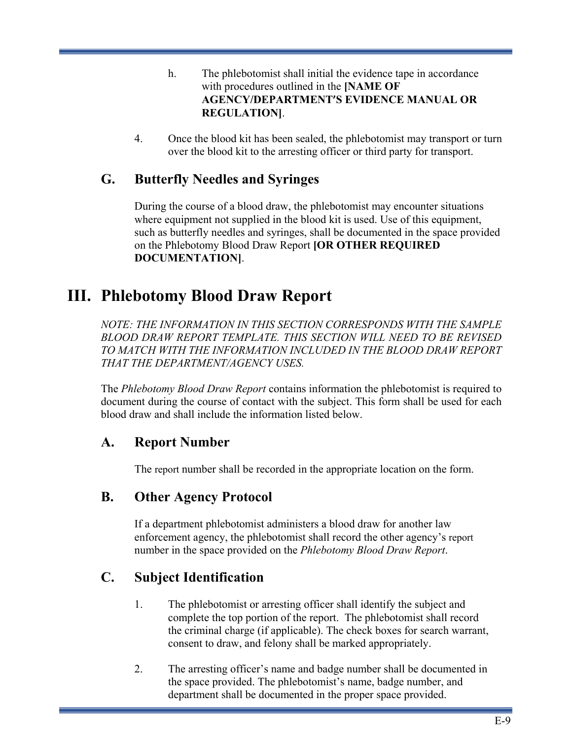h. The phlebotomist shall initial the evidence tape in accordance with procedures outlined in the **[NAME OF AGENCY/DEPARTMENT'S EVIDENCE MANUAL OR REGULATION]**.

4. Once the blood kit has been sealed, the phlebotomist may transport or turn over the blood kit to the arresting officer or third party for transport.

## G. Butterfly Needles and Syringes

During the course of a blood draw, the phlebotomist may encounter situations where equipment not supplied in the blood kit is used. Use of this equipment, such as butterfly needles and syringes, shall be documented in the space provided on the Phlebotomy Blood Draw Report **[OR OTHER REQUIRED DOCUMENTATION]**.

# III. Phlebotomy Blood Draw Report

*NOTE: THE INFORMATION IN THIS SECTION CORRESPONDS WITH THE SAMPLE BLOOD DRAW REPORT TEMPLATE. THIS SECTION WILL NEED TO BE REVISED TO MATCH WITH THE INFORMATION INCLUDED IN THE BLOOD DRAW REPORT THAT THE DEPARTMENT/AGENCY USES.*

The *Phlebotomy Blood Draw Report* contains information the phlebotomist is required to document during the course of contact with the subject. This form shall be used for each blood draw and shall include the information listed below.

## A. Report Number

The report number shall be recorded in the appropriate location on the form.

## B. Other Agency Protocol

If a department phlebotomist administers a blood draw for another law enforcement agency, the phlebotomist shall record the other agency's report number in the space provided on the *Phlebotomy Blood Draw Report*.

## C. Subject Identification

1. The phlebotomist or arresting officer shall identify the subject and complete the top portion of the report. The phlebotomist shall record the criminal charge (if applicable). The check boxes for search warrant, consent to draw, and felony shall be marked appropriately.

2. The arresting officer's name and badge number shall be documented in the space provided. The phlebotomist's name, badge number, and department shall be documented in the proper space provided.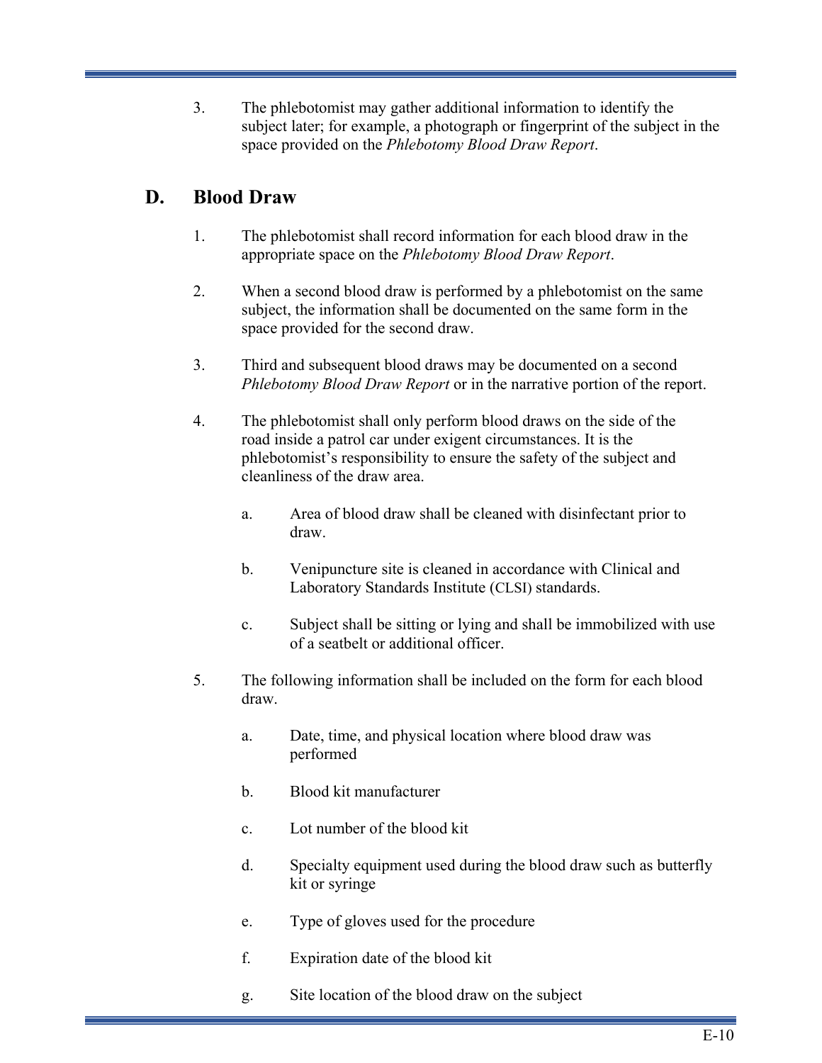3. The phlebotomist may gather additional information to identify the subject later; for example, a photograph or fingerprint of the subject in the space provided on the *Phlebotomy Blood Draw Report*.

## D. Blood Draw

1. The phlebotomist shall record information for each blood draw in the appropriate space on the *Phlebotomy Blood Draw Report*.

2. When a second blood draw is performed by a phlebotomist on the same subject, the information shall be documented on the same form in the space provided for the second draw.

3. Third and subsequent blood draws may be documented on a second *Phlebotomy Blood Draw Report* or in the narrative portion of the report.

4. The phlebotomist shall only perform blood draws on the side of the road inside a patrol car under exigent circumstances. It is the phlebotomist's responsibility to ensure the safety of the subject and cleanliness of the draw area.

   a. Area of blood draw shall be cleaned with disinfectant prior to draw.

   b. Venipuncture site is cleaned in accordance with Clinical and Laboratory Standards Institute (CLSI) standards.

   c. Subject shall be sitting or lying and shall be immobilized with use of a seatbelt or additional officer.

5. The following information shall be included on the form for each blood draw.

   a. Date, time, and physical location where blood draw was performed

   b. Blood kit manufacturer

   c. Lot number of the blood kit

   d. Specialty equipment used during the blood draw such as butterfly kit or syringe

   e. Type of gloves used for the procedure

   f. Expiration date of the blood kit

   g. Site location of the blood draw on the subject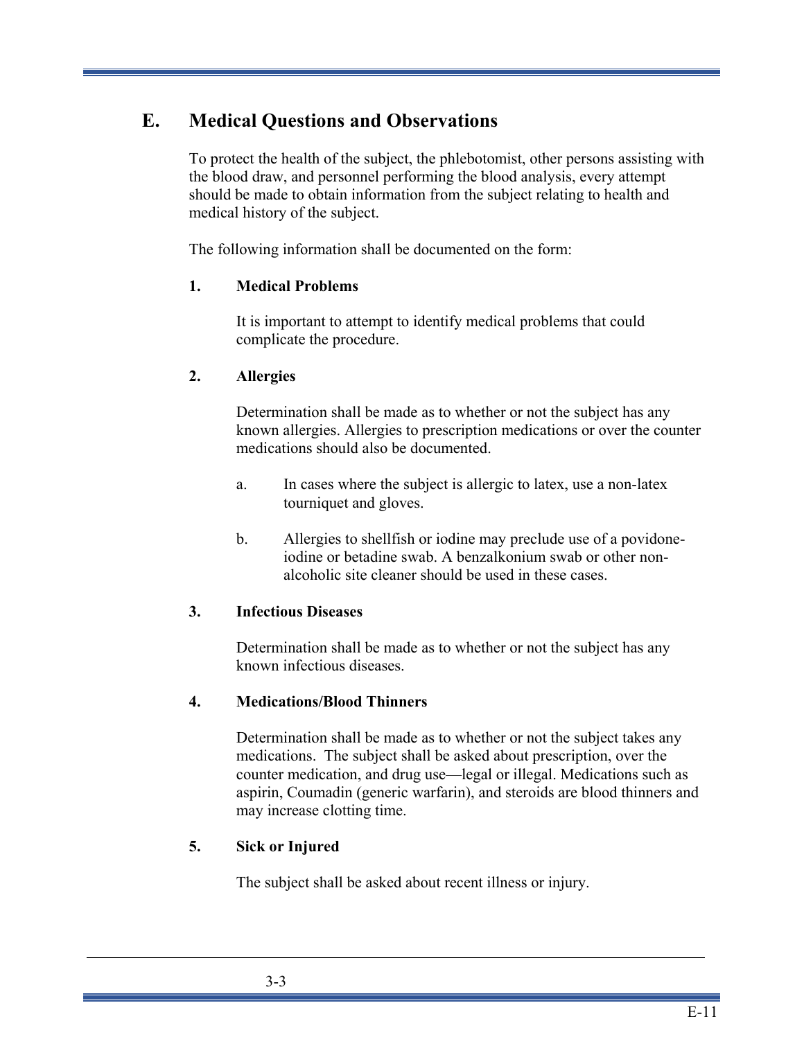## E. Medical Questions and Observations

To protect the health of the subject, the phlebotomist, other persons assisting with the blood draw, and personnel performing the blood analysis, every attempt should be made to obtain information from the subject relating to health and medical history of the subject.

The following information shall be documented on the form:

### 1. Medical Problems

It is important to attempt to identify medical problems that could complicate the procedure.

### 2. Allergies

Determination shall be made as to whether or not the subject has any known allergies. Allergies to prescription medications or over the counter medications should also be documented.

a. In cases where the subject is allergic to latex, use a non-latex tourniquet and gloves.

b. Allergies to shellfish or iodine may preclude use of a povidone-iodine or betadine swab. A benzalkonium swab or other non-alcoholic site cleaner should be used in these cases.

### 3. Infectious Diseases

Determination shall be made as to whether or not the subject has any known infectious diseases.

### 4. Medications/Blood Thinners

Determination shall be made as to whether or not the subject takes any medications. The subject shall be asked about prescription, over the counter medication, and drug use—legal or illegal. Medications such as aspirin, Coumadin (generic warfarin), and steroids are blood thinners and may increase clotting time.

### 5. Sick or Injured

The subject shall be asked about recent illness or injury.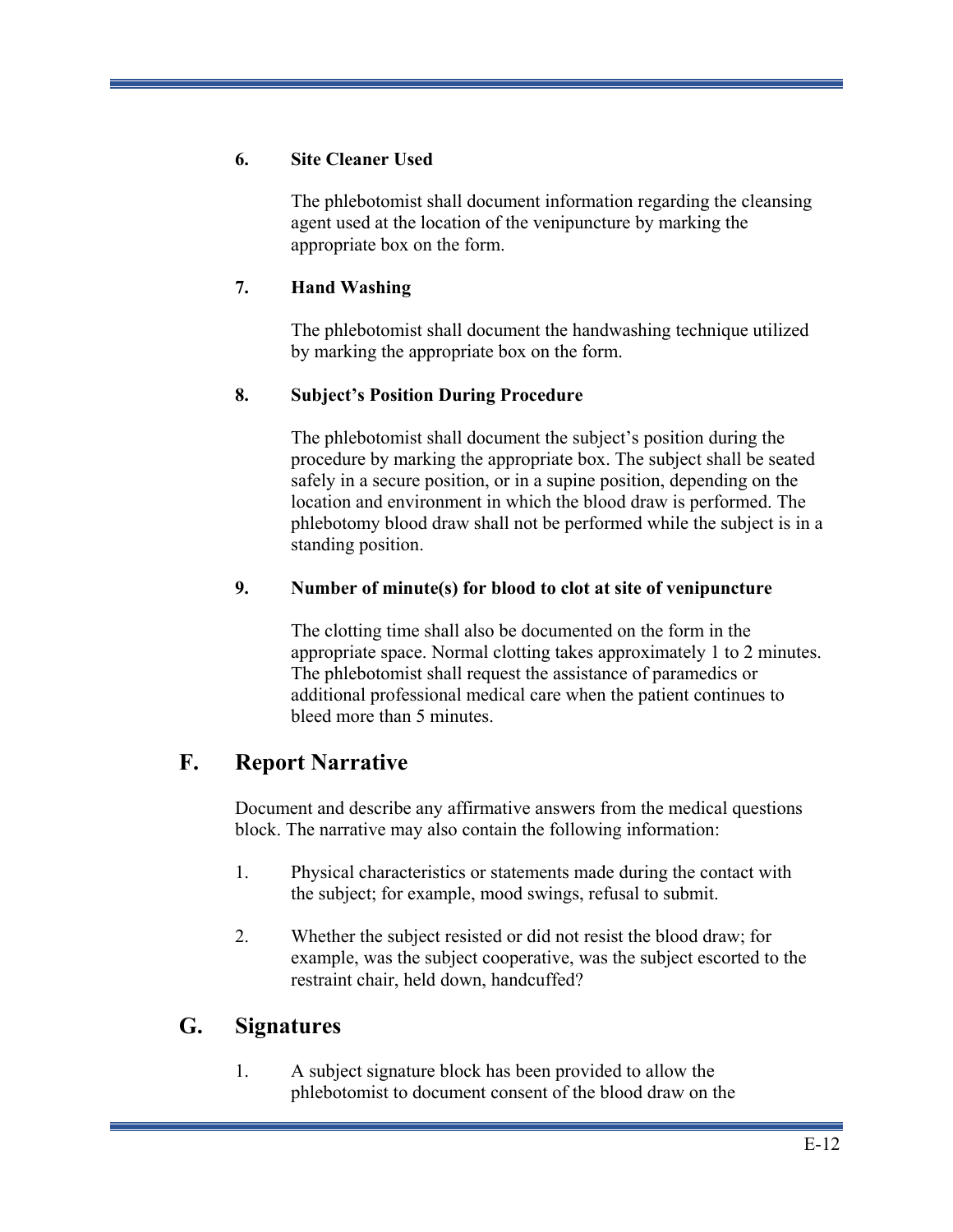### 6. Site Cleaner Used

The phlebotomist shall document information regarding the cleansing agent used at the location of the venipuncture by marking the appropriate box on the form.

### 7. Hand Washing

The phlebotomist shall document the handwashing technique utilized by marking the appropriate box on the form.

### 8. Subject's Position During Procedure

The phlebotomist shall document the subject's position during the procedure by marking the appropriate box. The subject shall be seated safely in a secure position, or in a supine position, depending on the location and environment in which the blood draw is performed. The phlebotomy blood draw shall not be performed while the subject is in a standing position.

### 9. Number of minute(s) for blood to clot at site of venipuncture

The clotting time shall also be documented on the form in the appropriate space. Normal clotting takes approximately 1 to 2 minutes. The phlebotomist shall request the assistance of paramedics or additional professional medical care when the patient continues to bleed more than 5 minutes.

## F. Report Narrative

Document and describe any affirmative answers from the medical questions block. The narrative may also contain the following information:

1. Physical characteristics or statements made during the contact with the subject; for example, mood swings, refusal to submit.

2. Whether the subject resisted or did not resist the blood draw; for example, was the subject cooperative, was the subject escorted to the restraint chair, held down, handcuffed?

## G. Signatures

1. A subject signature block has been provided to allow the phlebotomist to document consent of the blood draw on the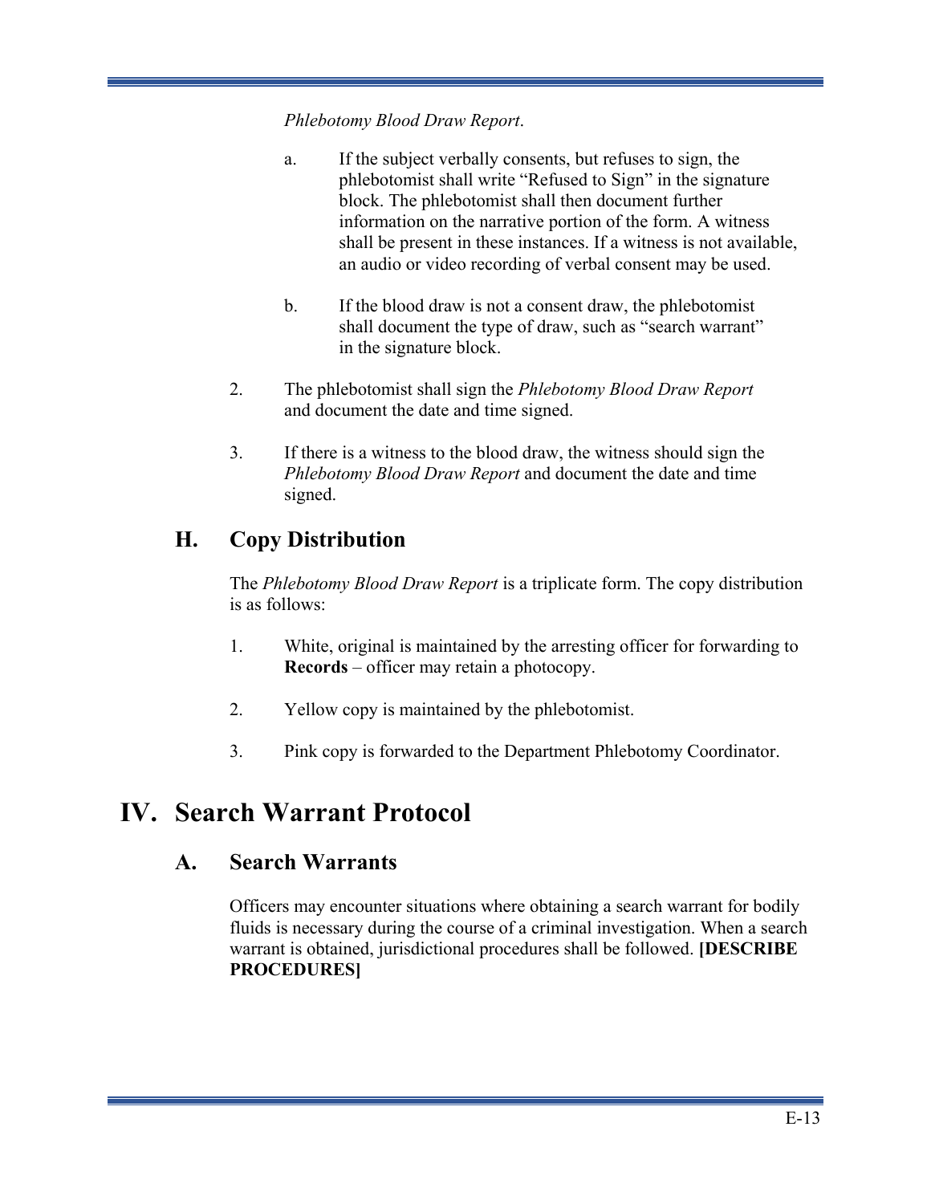*Phlebotomy Blood Draw Report*.

a. If the subject verbally consents, but refuses to sign, the phlebotomist shall write "Refused to Sign" in the signature block. The phlebotomist shall then document further information on the narrative portion of the form. A witness shall be present in these instances. If a witness is not available, an audio or video recording of verbal consent may be used.

b. If the blood draw is not a consent draw, the phlebotomist shall document the type of draw, such as "search warrant" in the signature block.

2. The phlebotomist shall sign the *Phlebotomy Blood Draw Report* and document the date and time signed.

3. If there is a witness to the blood draw, the witness should sign the *Phlebotomy Blood Draw Report* and document the date and time signed.

## H. Copy Distribution

The *Phlebotomy Blood Draw Report* is a triplicate form. The copy distribution is as follows:

1. White, original is maintained by the arresting officer for forwarding to **Records** – officer may retain a photocopy.

2. Yellow copy is maintained by the phlebotomist.

3. Pink copy is forwarded to the Department Phlebotomy Coordinator.

# IV. Search Warrant Protocol

## A. Search Warrants

Officers may encounter situations where obtaining a search warrant for bodily fluids is necessary during the course of a criminal investigation. When a search warrant is obtained, jurisdictional procedures shall be followed. **[DESCRIBE PROCEDURES]**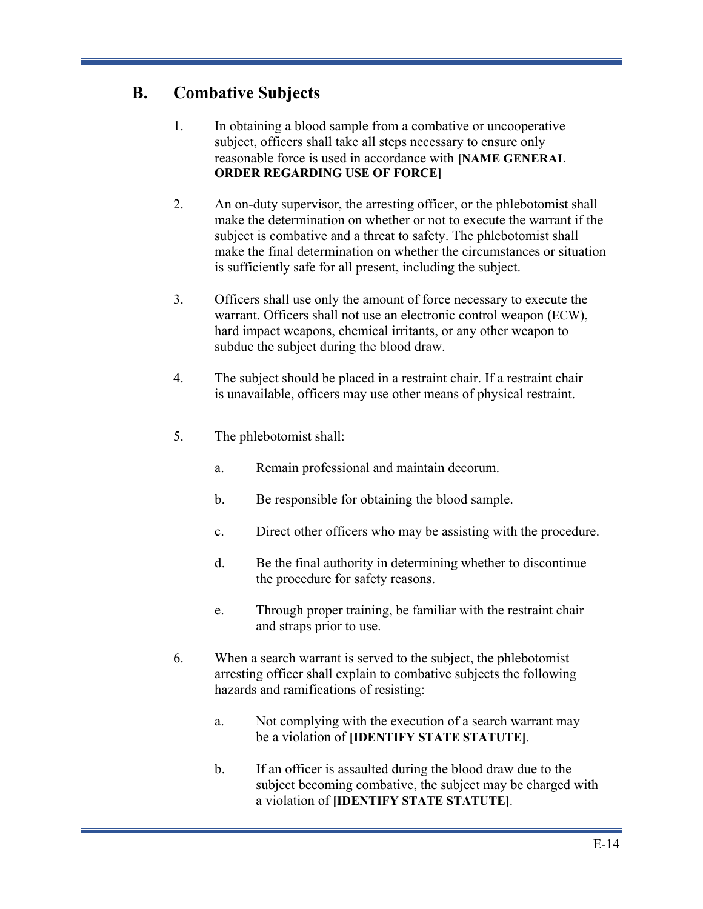## B. Combative Subjects

1. In obtaining a blood sample from a combative or uncooperative subject, officers shall take all steps necessary to ensure only reasonable force is used in accordance with **[NAME GENERAL ORDER REGARDING USE OF FORCE]**

2. An on-duty supervisor, the arresting officer, or the phlebotomist shall make the determination on whether or not to execute the warrant if the subject is combative and a threat to safety. The phlebotomist shall make the final determination on whether the circumstances or situation is sufficiently safe for all present, including the subject.

3. Officers shall use only the amount of force necessary to execute the warrant. Officers shall not use an electronic control weapon (ECW), hard impact weapons, chemical irritants, or any other weapon to subdue the subject during the blood draw.

4. The subject should be placed in a restraint chair. If a restraint chair is unavailable, officers may use other means of physical restraint.

5. The phlebotomist shall:

   a. Remain professional and maintain decorum.

   b. Be responsible for obtaining the blood sample.

   c. Direct other officers who may be assisting with the procedure.

   d. Be the final authority in determining whether to discontinue the procedure for safety reasons.

   e. Through proper training, be familiar with the restraint chair and straps prior to use.

6. When a search warrant is served to the subject, the phlebotomist arresting officer shall explain to combative subjects the following hazards and ramifications of resisting:

   a. Not complying with the execution of a search warrant may be a violation of **[IDENTIFY STATE STATUTE]**.

   b. If an officer is assaulted during the blood draw due to the subject becoming combative, the subject may be charged with a violation of **[IDENTIFY STATE STATUTE]**.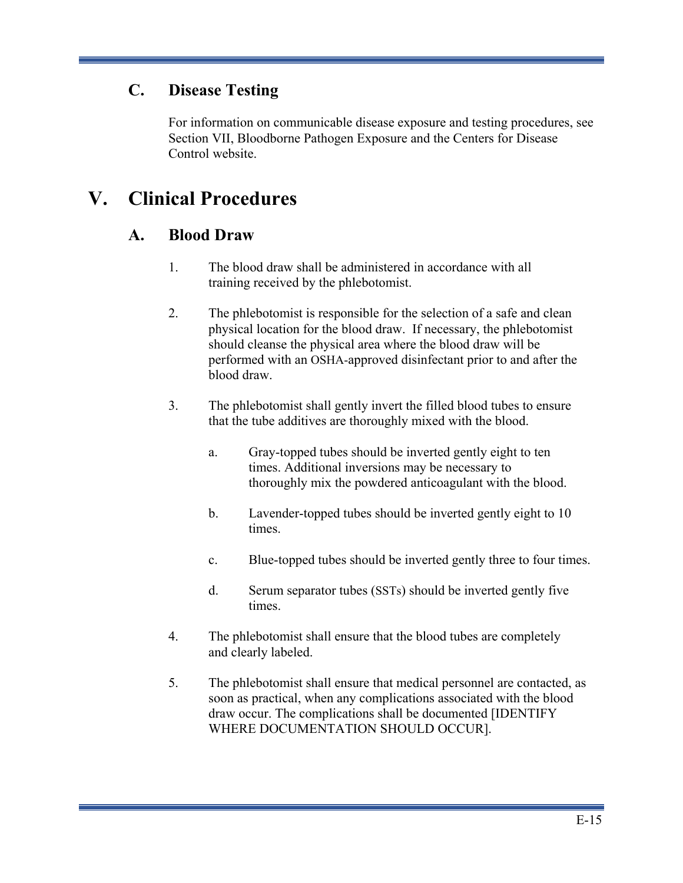### C. Disease Testing

For information on communicable disease exposure and testing procedures, see Section VII, Bloodborne Pathogen Exposure and the Centers for Disease Control website.

## V. Clinical Procedures

### A. Blood Draw

1. The blood draw shall be administered in accordance with all training received by the phlebotomist.

2. The phlebotomist is responsible for the selection of a safe and clean physical location for the blood draw. If necessary, the phlebotomist should cleanse the physical area where the blood draw will be performed with an OSHA-approved disinfectant prior to and after the blood draw.

3. The phlebotomist shall gently invert the filled blood tubes to ensure that the tube additives are thoroughly mixed with the blood.

   a. Gray-topped tubes should be inverted gently eight to ten times. Additional inversions may be necessary to thoroughly mix the powdered anticoagulant with the blood.

   b. Lavender-topped tubes should be inverted gently eight to 10 times.

   c. Blue-topped tubes should be inverted gently three to four times.

   d. Serum separator tubes (SSTs) should be inverted gently five times.

4. The phlebotomist shall ensure that the blood tubes are completely and clearly labeled.

5. The phlebotomist shall ensure that medical personnel are contacted, as soon as practical, when any complications associated with the blood draw occur. The complications shall be documented [IDENTIFY WHERE DOCUMENTATION SHOULD OCCUR].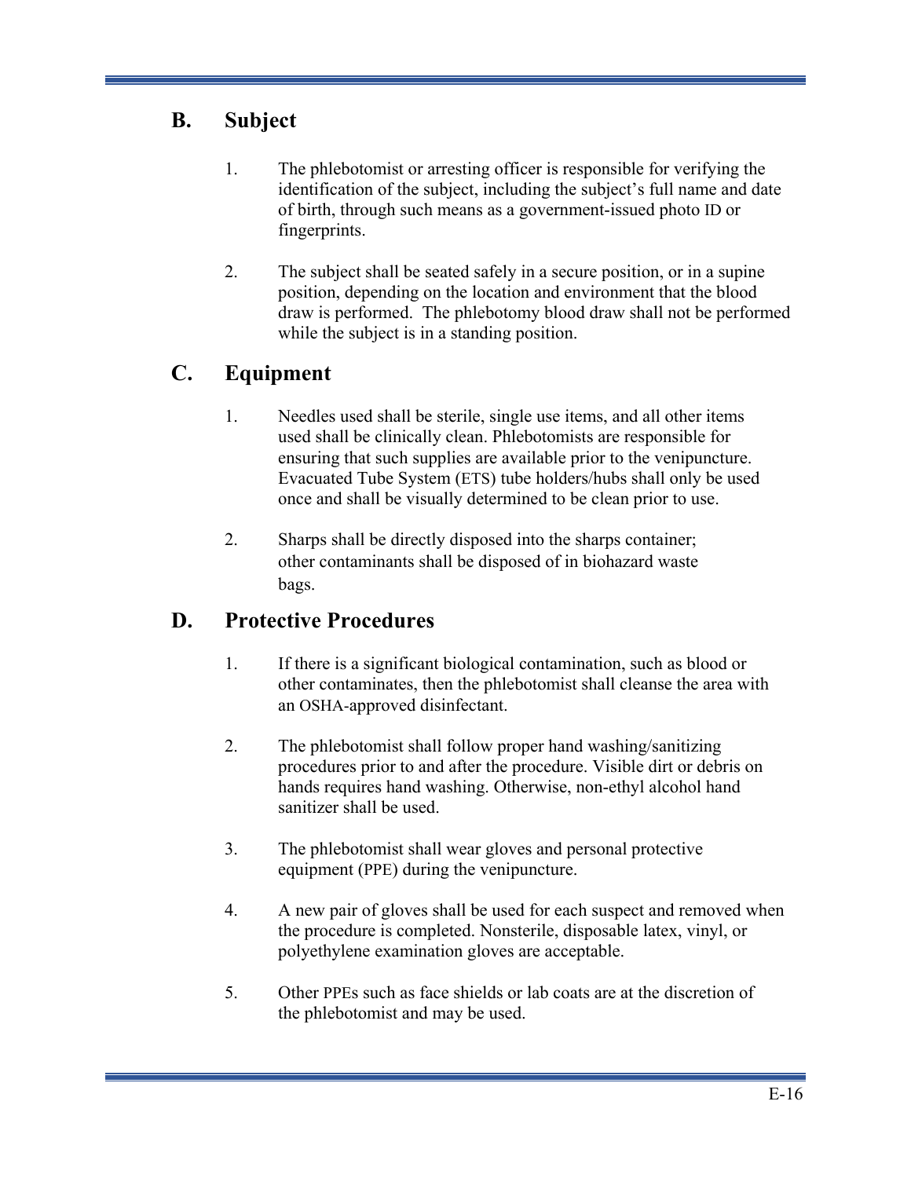## B. Subject

1. The phlebotomist or arresting officer is responsible for verifying the identification of the subject, including the subject's full name and date of birth, through such means as a government-issued photo ID or fingerprints.

2. The subject shall be seated safely in a secure position, or in a supine position, depending on the location and environment that the blood draw is performed. The phlebotomy blood draw shall not be performed while the subject is in a standing position.

## C. Equipment

1. Needles used shall be sterile, single use items, and all other items used shall be clinically clean. Phlebotomists are responsible for ensuring that such supplies are available prior to the venipuncture. Evacuated Tube System (ETS) tube holders/hubs shall only be used once and shall be visually determined to be clean prior to use.

2. Sharps shall be directly disposed into the sharps container; other contaminants shall be disposed of in biohazard waste bags.

## D. Protective Procedures

1. If there is a significant biological contamination, such as blood or other contaminates, then the phlebotomist shall cleanse the area with an OSHA-approved disinfectant.

2. The phlebotomist shall follow proper hand washing/sanitizing procedures prior to and after the procedure. Visible dirt or debris on hands requires hand washing. Otherwise, non-ethyl alcohol hand sanitizer shall be used.

3. The phlebotomist shall wear gloves and personal protective equipment (PPE) during the venipuncture.

4. A new pair of gloves shall be used for each suspect and removed when the procedure is completed. Nonsterile, disposable latex, vinyl, or polyethylene examination gloves are acceptable.

5. Other PPEs such as face shields or lab coats are at the discretion of the phlebotomist and may be used.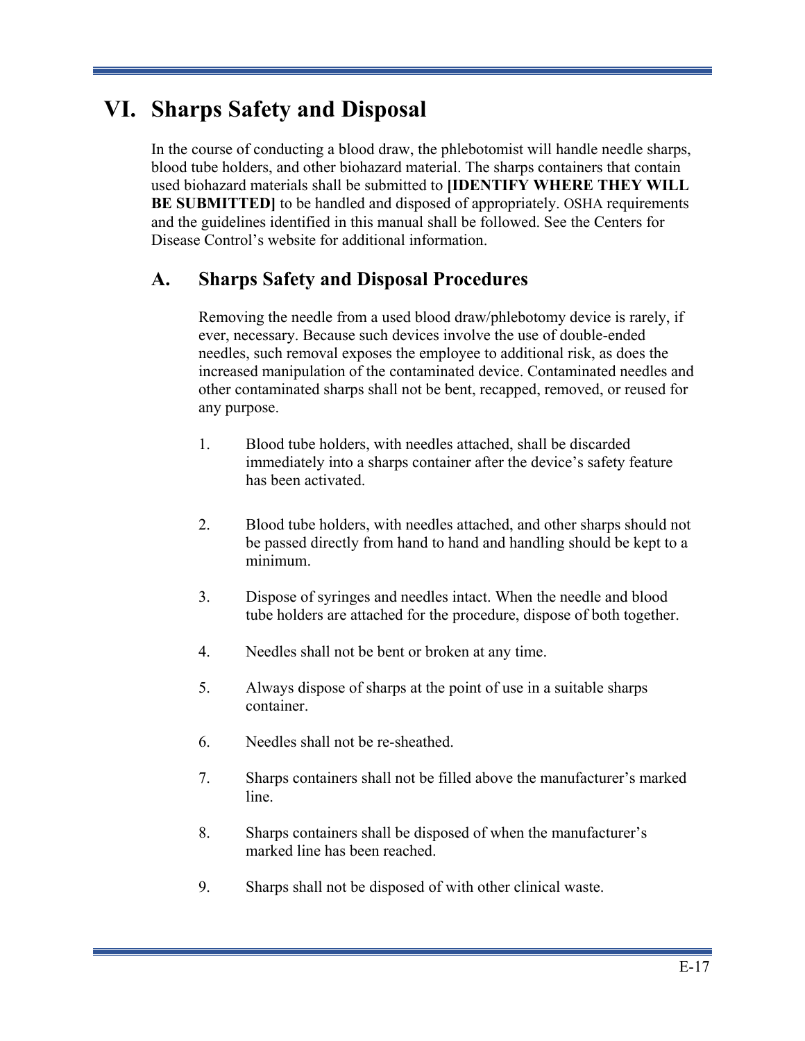# VI. Sharps Safety and Disposal

In the course of conducting a blood draw, the phlebotomist will handle needle sharps, blood tube holders, and other biohazard material. The sharps containers that contain used biohazard materials shall be submitted to **[IDENTIFY WHERE THEY WILL BE SUBMITTED]** to be handled and disposed of appropriately. OSHA requirements and the guidelines identified in this manual shall be followed. See the Centers for Disease Control's website for additional information.

## A. Sharps Safety and Disposal Procedures

Removing the needle from a used blood draw/phlebotomy device is rarely, if ever, necessary. Because such devices involve the use of double-ended needles, such removal exposes the employee to additional risk, as does the increased manipulation of the contaminated device. Contaminated needles and other contaminated sharps shall not be bent, recapped, removed, or reused for any purpose.

1. Blood tube holders, with needles attached, shall be discarded immediately into a sharps container after the device's safety feature has been activated.

2. Blood tube holders, with needles attached, and other sharps should not be passed directly from hand to hand and handling should be kept to a minimum.

3. Dispose of syringes and needles intact. When the needle and blood tube holders are attached for the procedure, dispose of both together.

4. Needles shall not be bent or broken at any time.

5. Always dispose of sharps at the point of use in a suitable sharps container.

6. Needles shall not be re-sheathed.

7. Sharps containers shall not be filled above the manufacturer's marked line.

8. Sharps containers shall be disposed of when the manufacturer's marked line has been reached.

9. Sharps shall not be disposed of with other clinical waste.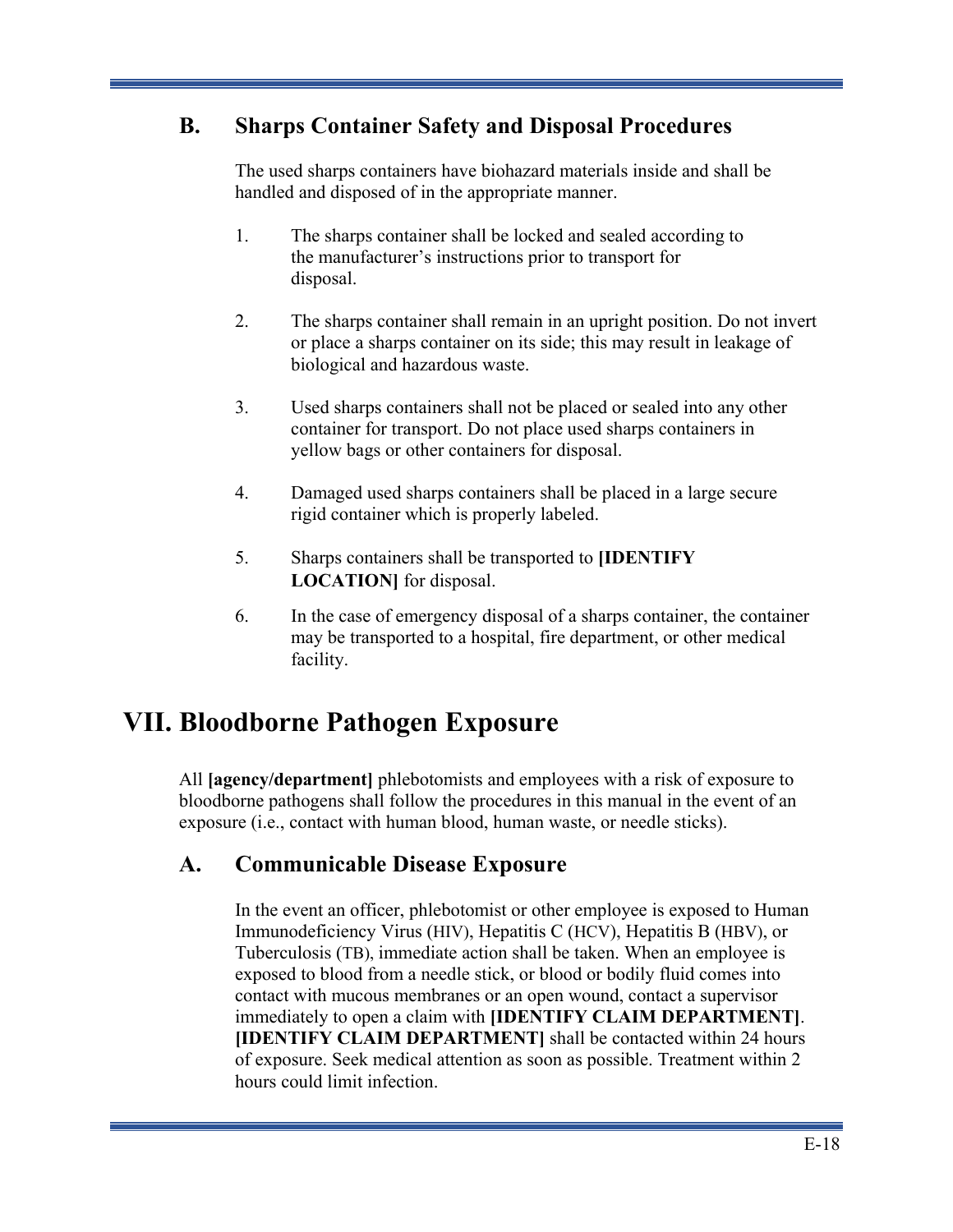## B. Sharps Container Safety and Disposal Procedures

The used sharps containers have biohazard materials inside and shall be handled and disposed of in the appropriate manner.

1. The sharps container shall be locked and sealed according to the manufacturer's instructions prior to transport for disposal.

2. The sharps container shall remain in an upright position. Do not invert or place a sharps container on its side; this may result in leakage of biological and hazardous waste.

3. Used sharps containers shall not be placed or sealed into any other container for transport. Do not place used sharps containers in yellow bags or other containers for disposal.

4. Damaged used sharps containers shall be placed in a large secure rigid container which is properly labeled.

5. Sharps containers shall be transported to **[IDENTIFY LOCATION]** for disposal.

6. In the case of emergency disposal of a sharps container, the container may be transported to a hospital, fire department, or other medical facility.

# VII. Bloodborne Pathogen Exposure

All **[agency/department]** phlebotomists and employees with a risk of exposure to bloodborne pathogens shall follow the procedures in this manual in the event of an exposure (i.e., contact with human blood, human waste, or needle sticks).

## A. Communicable Disease Exposure

In the event an officer, phlebotomist or other employee is exposed to Human Immunodeficiency Virus (HIV), Hepatitis C (HCV), Hepatitis B (HBV), or Tuberculosis (TB), immediate action shall be taken. When an employee is exposed to blood from a needle stick, or blood or bodily fluid comes into contact with mucous membranes or an open wound, contact a supervisor immediately to open a claim with **[IDENTIFY CLAIM DEPARTMENT]**. **[IDENTIFY CLAIM DEPARTMENT]** shall be contacted within 24 hours of exposure. Seek medical attention as soon as possible. Treatment within 2 hours could limit infection.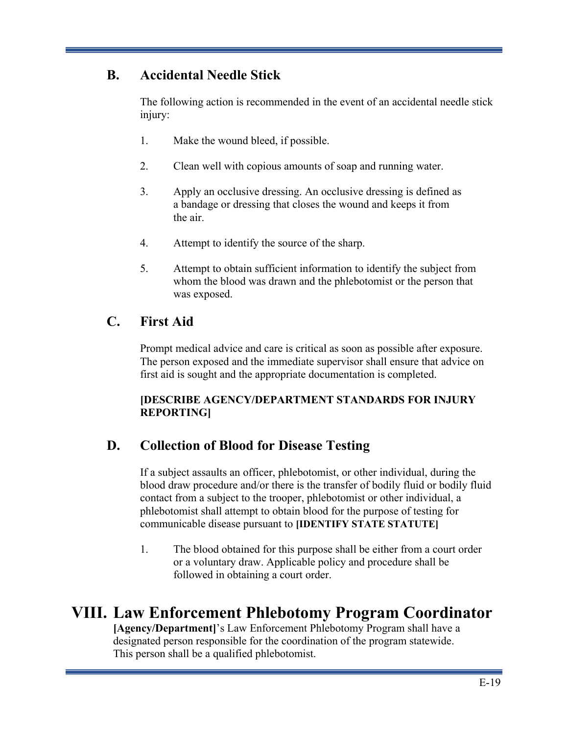## B. Accidental Needle Stick

The following action is recommended in the event of an accidental needle stick injury:

1. Make the wound bleed, if possible.

2. Clean well with copious amounts of soap and running water.

3. Apply an occlusive dressing. An occlusive dressing is defined as a bandage or dressing that closes the wound and keeps it from the air.

4. Attempt to identify the source of the sharp.

5. Attempt to obtain sufficient information to identify the subject from whom the blood was drawn and the phlebotomist or the person that was exposed.

## C. First Aid

Prompt medical advice and care is critical as soon as possible after exposure. The person exposed and the immediate supervisor shall ensure that advice on first aid is sought and the appropriate documentation is completed.

**[DESCRIBE AGENCY/DEPARTMENT STANDARDS FOR INJURY REPORTING]**

## D. Collection of Blood for Disease Testing

If a subject assaults an officer, phlebotomist, or other individual, during the blood draw procedure and/or there is the transfer of bodily fluid or bodily fluid contact from a subject to the trooper, phlebotomist or other individual, a phlebotomist shall attempt to obtain blood for the purpose of testing for communicable disease pursuant to **[IDENTIFY STATE STATUTE]**

1. The blood obtained for this purpose shall be either from a court order or a voluntary draw. Applicable policy and procedure shall be followed in obtaining a court order.

# VIII. Law Enforcement Phlebotomy Program Coordinator

**[Agency/Department]**'s Law Enforcement Phlebotomy Program shall have a designated person responsible for the coordination of the program statewide. This person shall be a qualified phlebotomist.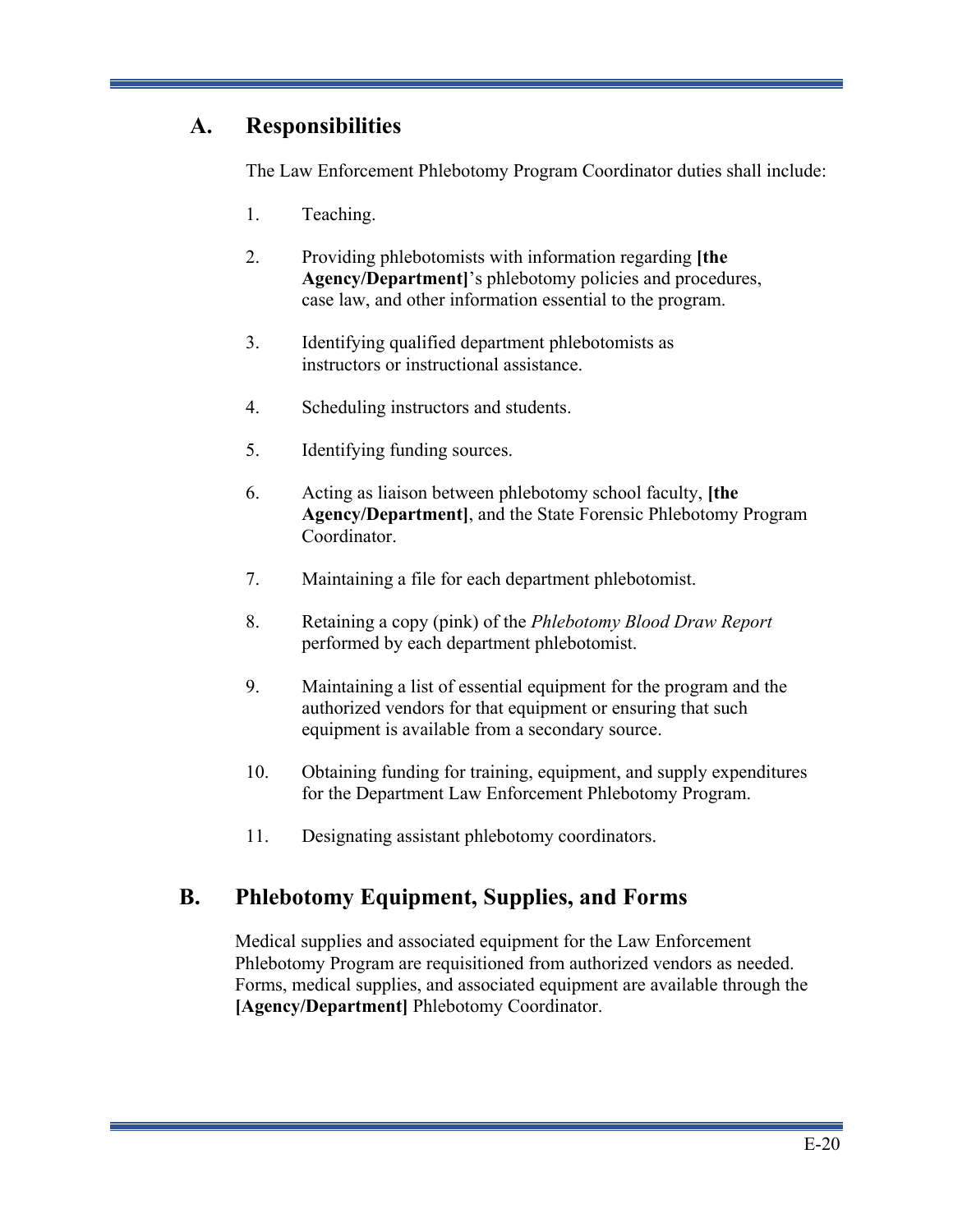## A. Responsibilities

The Law Enforcement Phlebotomy Program Coordinator duties shall include:

1. Teaching.

2. Providing phlebotomists with information regarding **[the Agency/Department]**'s phlebotomy policies and procedures, case law, and other information essential to the program.

3. Identifying qualified department phlebotomists as instructors or instructional assistance.

4. Scheduling instructors and students.

5. Identifying funding sources.

6. Acting as liaison between phlebotomy school faculty, **[the Agency/Department]**, and the State Forensic Phlebotomy Program Coordinator.

7. Maintaining a file for each department phlebotomist.

8. Retaining a copy (pink) of the *Phlebotomy Blood Draw Report* performed by each department phlebotomist.

9. Maintaining a list of essential equipment for the program and the authorized vendors for that equipment or ensuring that such equipment is available from a secondary source.

10. Obtaining funding for training, equipment, and supply expenditures for the Department Law Enforcement Phlebotomy Program.

11. Designating assistant phlebotomy coordinators.

## B. Phlebotomy Equipment, Supplies, and Forms

Medical supplies and associated equipment for the Law Enforcement Phlebotomy Program are requisitioned from authorized vendors as needed. Forms, medical supplies, and associated equipment are available through the **[Agency/Department]** Phlebotomy Coordinator.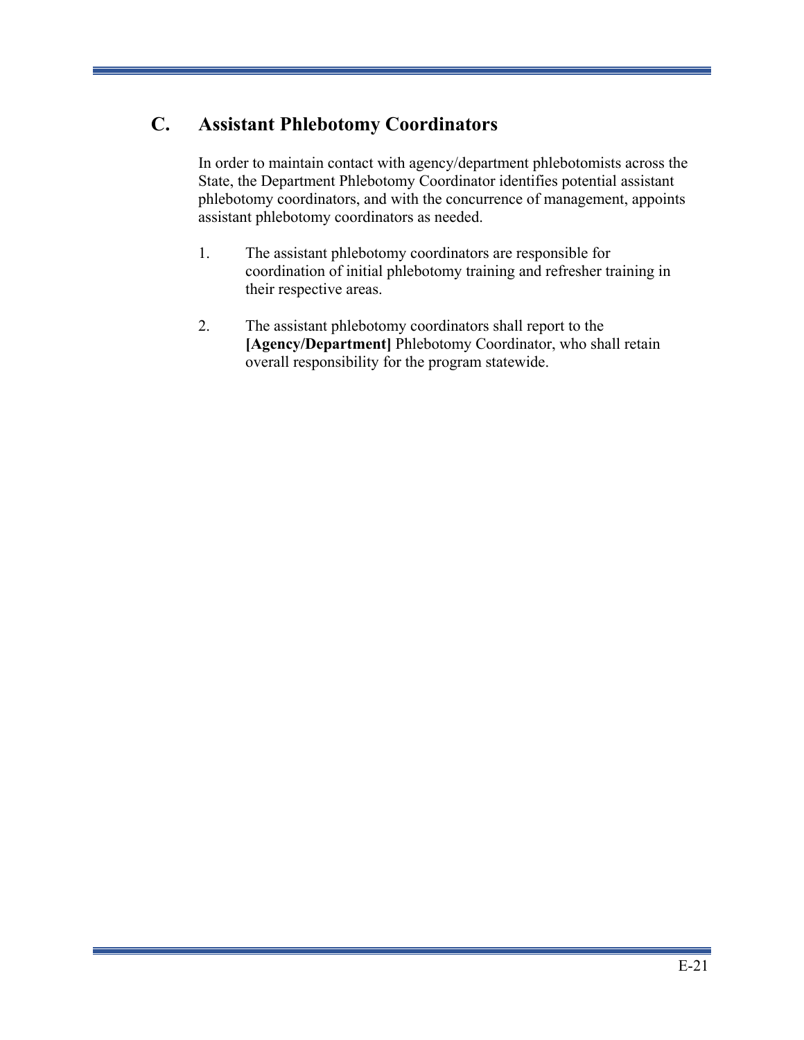## C. Assistant Phlebotomy Coordinators

In order to maintain contact with agency/department phlebotomists across the State, the Department Phlebotomy Coordinator identifies potential assistant phlebotomy coordinators, and with the concurrence of management, appoints assistant phlebotomy coordinators as needed.

1. The assistant phlebotomy coordinators are responsible for coordination of initial phlebotomy training and refresher training in their respective areas.

2. The assistant phlebotomy coordinators shall report to the **[Agency/Department]** Phlebotomy Coordinator, who shall retain overall responsibility for the program statewide.